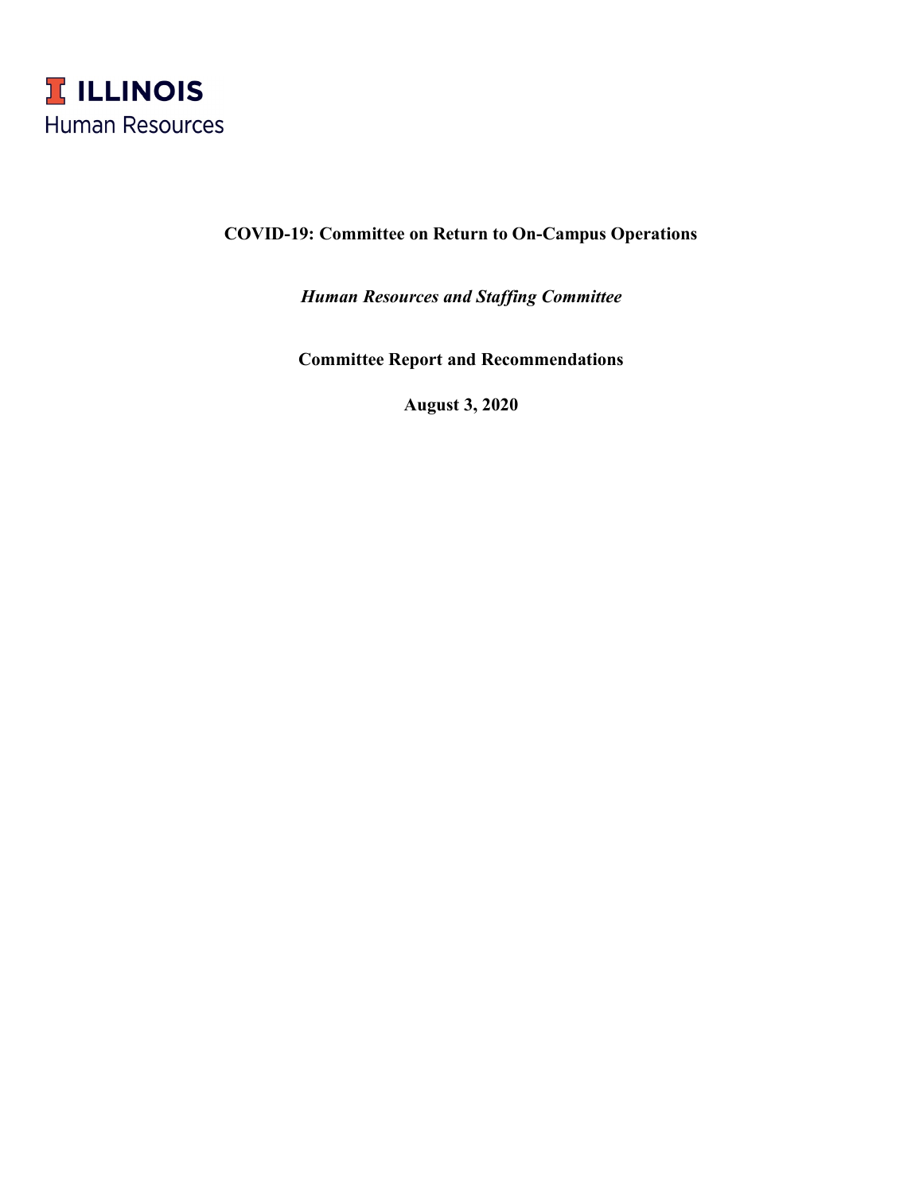**I ILLINOIS**
Human Resources

# COVID-19: Committee on Return to On-Campus Operations

***Human Resources and Staffing Committee***

**Committee Report and Recommendations**

**August 3, 2020**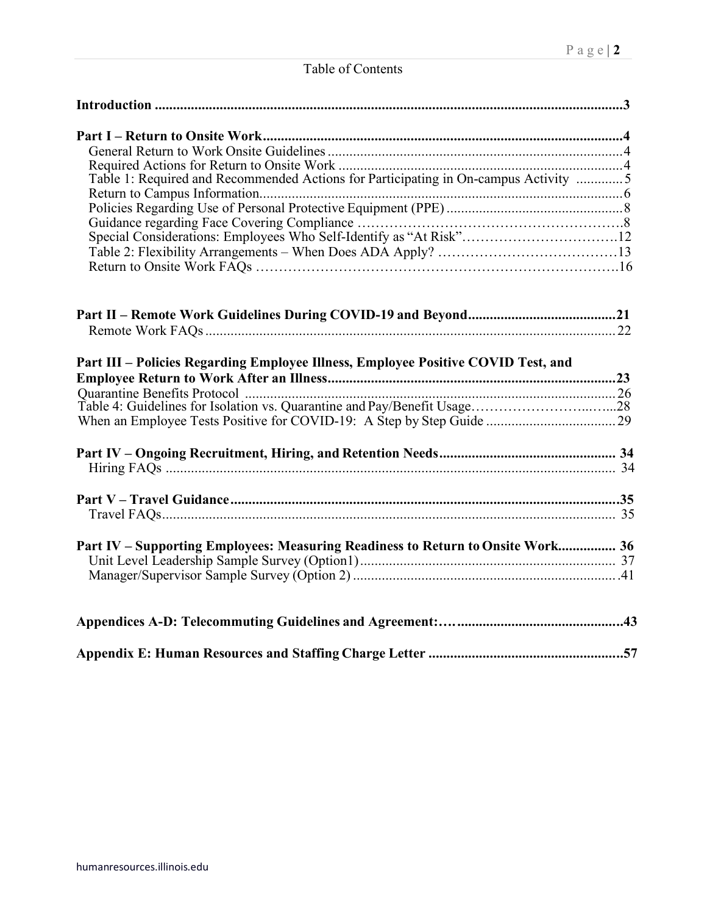# Table of Contents

**Introduction** .......... **3**

**Part I – Return to Onsite Work** .......... **4**
- General Return to Work Onsite Guidelines .......... 4
- Required Actions for Return to Onsite Work .......... 4
- Table 1: Required and Recommended Actions for Participating in On-campus Activity .......... 5
- Return to Campus Information .......... 6
- Policies Regarding Use of Personal Protective Equipment (PPE) .......... 8
- Guidance regarding Face Covering Compliance .......... 8
- Special Considerations: Employees Who Self-Identify as "At Risk" .......... 12
- Table 2: Flexibility Arrangements – When Does ADA Apply? .......... 13
- Return to Onsite Work FAQs .......... 16

**Part II – Remote Work Guidelines During COVID-19 and Beyond** .......... **21**
- Remote Work FAQs .......... 22

**Part III – Policies Regarding Employee Illness, Employee Positive COVID Test, and Employee Return to Work After an Illness** .......... **23**
- Quarantine Benefits Protocol .......... 26
- Table 4: Guidelines for Isolation vs. Quarantine and Pay/Benefit Usage .......... 28
- When an Employee Tests Positive for COVID-19: A Step by Step Guide .......... 29

**Part IV – Ongoing Recruitment, Hiring, and Retention Needs** .......... **34**
- Hiring FAQs .......... 34

**Part V – Travel Guidance** .......... **35**
- Travel FAQs .......... 35

**Part IV – Supporting Employees: Measuring Readiness to Return to Onsite Work** .......... **36**
- Unit Level Leadership Sample Survey (Option1) .......... 37
- Manager/Supervisor Sample Survey (Option 2) .......... 41

**Appendices A-D: Telecommuting Guidelines and Agreement:** .......... **43**

**Appendix E: Human Resources and Staffing Charge Letter** .......... **57**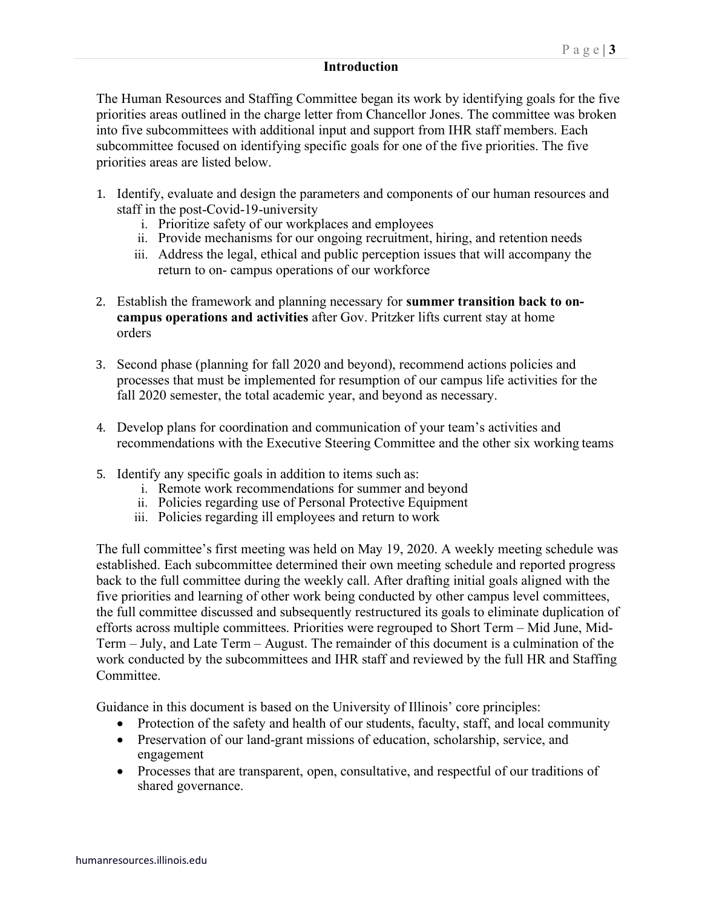## Introduction

The Human Resources and Staffing Committee began its work by identifying goals for the five priorities areas outlined in the charge letter from Chancellor Jones. The committee was broken into five subcommittees with additional input and support from IHR staff members. Each subcommittee focused on identifying specific goals for one of the five priorities. The five priorities areas are listed below.

1. Identify, evaluate and design the parameters and components of our human resources and staff in the post-Covid-19-university
   i. Prioritize safety of our workplaces and employees
   ii. Provide mechanisms for our ongoing recruitment, hiring, and retention needs
   iii. Address the legal, ethical and public perception issues that will accompany the return to on- campus operations of our workforce

2. Establish the framework and planning necessary for **summer transition back to on-campus operations and activities** after Gov. Pritzker lifts current stay at home orders

3. Second phase (planning for fall 2020 and beyond), recommend actions policies and processes that must be implemented for resumption of our campus life activities for the fall 2020 semester, the total academic year, and beyond as necessary.

4. Develop plans for coordination and communication of your team's activities and recommendations with the Executive Steering Committee and the other six working teams

5. Identify any specific goals in addition to items such as:
   i. Remote work recommendations for summer and beyond
   ii. Policies regarding use of Personal Protective Equipment
   iii. Policies regarding ill employees and return to work

The full committee's first meeting was held on May 19, 2020. A weekly meeting schedule was established. Each subcommittee determined their own meeting schedule and reported progress back to the full committee during the weekly call. After drafting initial goals aligned with the five priorities and learning of other work being conducted by other campus level committees, the full committee discussed and subsequently restructured its goals to eliminate duplication of efforts across multiple committees. Priorities were regrouped to Short Term – Mid June, Mid-Term – July, and Late Term – August. The remainder of this document is a culmination of the work conducted by the subcommittees and IHR staff and reviewed by the full HR and Staffing Committee.

Guidance in this document is based on the University of Illinois' core principles:

- Protection of the safety and health of our students, faculty, staff, and local community
- Preservation of our land-grant missions of education, scholarship, service, and engagement
- Processes that are transparent, open, consultative, and respectful of our traditions of shared governance.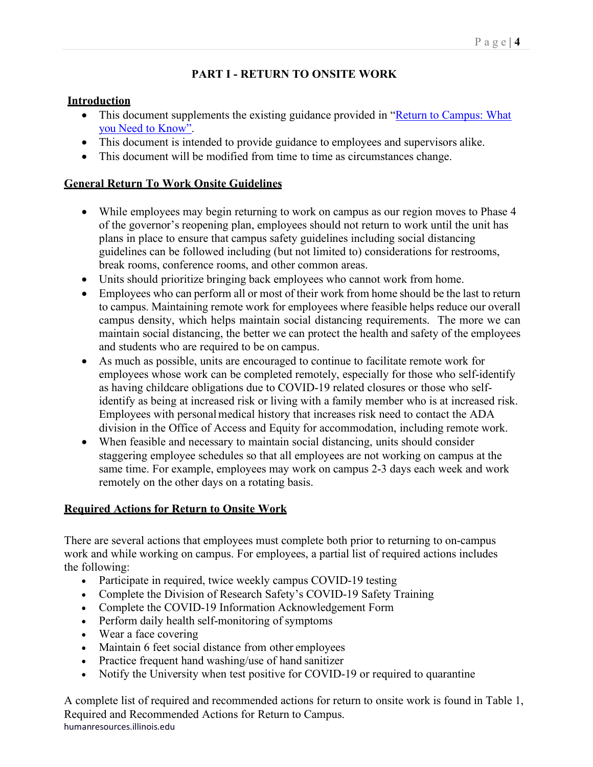# PART I - RETURN TO ONSITE WORK

## Introduction

- This document supplements the existing guidance provided in "[Return to Campus: What you Need to Know](#)".
- This document is intended to provide guidance to employees and supervisors alike.
- This document will be modified from time to time as circumstances change.

## General Return To Work Onsite Guidelines

- While employees may begin returning to work on campus as our region moves to Phase 4 of the governor's reopening plan, employees should not return to work until the unit has plans in place to ensure that campus safety guidelines including social distancing guidelines can be followed including (but not limited to) considerations for restrooms, break rooms, conference rooms, and other common areas.
- Units should prioritize bringing back employees who cannot work from home.
- Employees who can perform all or most of their work from home should be the last to return to campus. Maintaining remote work for employees where feasible helps reduce our overall campus density, which helps maintain social distancing requirements. The more we can maintain social distancing, the better we can protect the health and safety of the employees and students who are required to be on campus.
- As much as possible, units are encouraged to continue to facilitate remote work for employees whose work can be completed remotely, especially for those who self-identify as having childcare obligations due to COVID-19 related closures or those who self-identify as being at increased risk or living with a family member who is at increased risk. Employees with personal medical history that increases risk need to contact the ADA division in the Office of Access and Equity for accommodation, including remote work.
- When feasible and necessary to maintain social distancing, units should consider staggering employee schedules so that all employees are not working on campus at the same time. For example, employees may work on campus 2-3 days each week and work remotely on the other days on a rotating basis.

## Required Actions for Return to Onsite Work

There are several actions that employees must complete both prior to returning to on-campus work and while working on campus. For employees, a partial list of required actions includes the following:

- Participate in required, twice weekly campus COVID-19 testing
- Complete the Division of Research Safety's COVID-19 Safety Training
- Complete the COVID-19 Information Acknowledgement Form
- Perform daily health self-monitoring of symptoms
- Wear a face covering
- Maintain 6 feet social distance from other employees
- Practice frequent hand washing/use of hand sanitizer
- Notify the University when test positive for COVID-19 or required to quarantine

A complete list of required and recommended actions for return to onsite work is found in Table 1, Required and Recommended Actions for Return to Campus.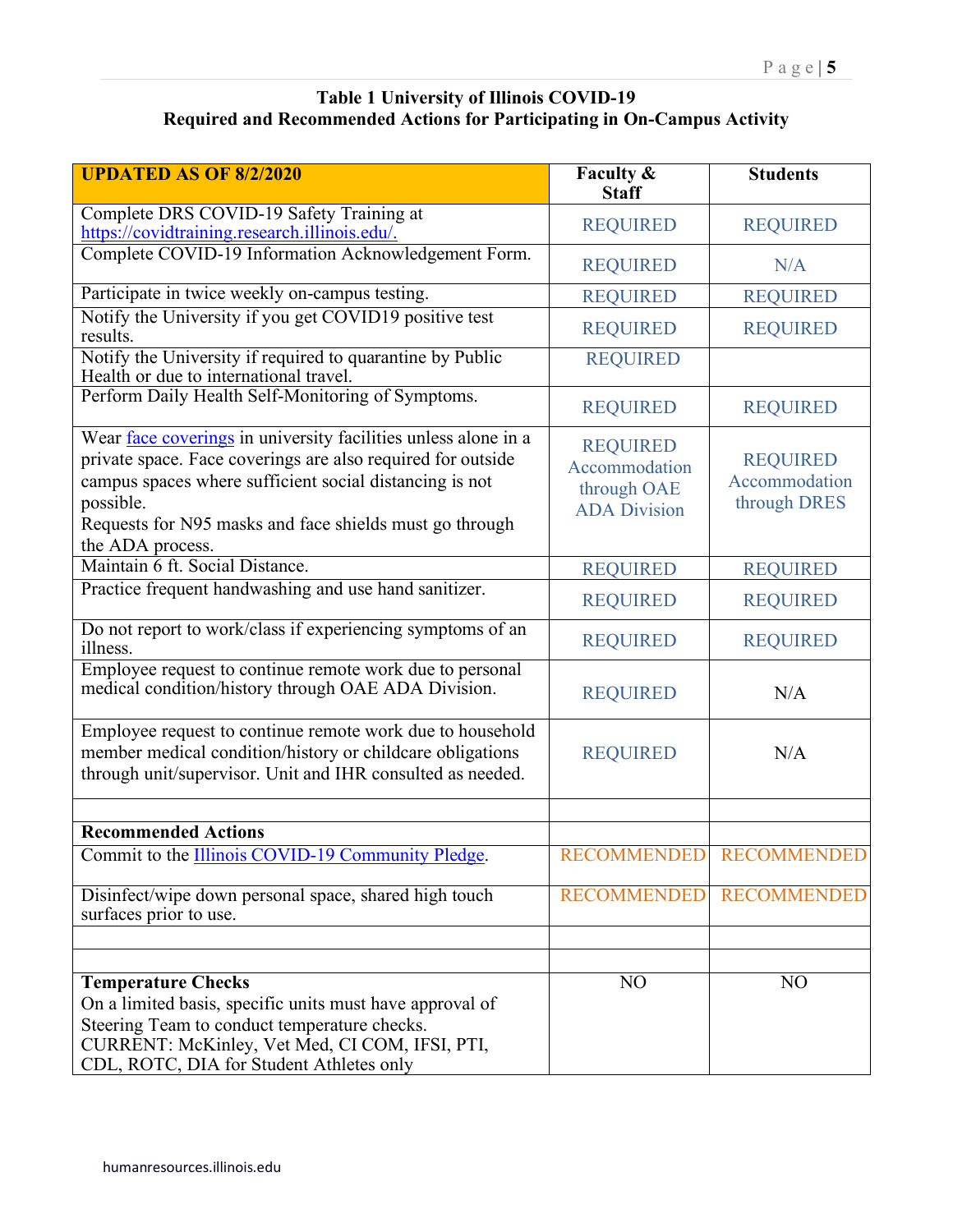**Table 1 University of Illinois COVID-19**
**Required and Recommended Actions for Participating in On-Campus Activity**

| **UPDATED AS OF 8/2/2020** | **Faculty & Staff** | **Students** |
|---|---|---|
| Complete DRS COVID-19 Safety Training at [https://covidtraining.research.illinois.edu/.](https://covidtraining.research.illinois.edu/) | REQUIRED | REQUIRED |
| Complete COVID-19 Information Acknowledgement Form. | REQUIRED | N/A |
| Participate in twice weekly on-campus testing. | REQUIRED | REQUIRED |
| Notify the University if you get COVID19 positive test results. | REQUIRED | REQUIRED |
| Notify the University if required to quarantine by Public Health or due to international travel. | REQUIRED | |
| Perform Daily Health Self-Monitoring of Symptoms. | REQUIRED | REQUIRED |
| Wear face coverings in university facilities unless alone in a private space. Face coverings are also required for outside campus spaces where sufficient social distancing is not possible.<br>Requests for N95 masks and face shields must go through the ADA process. | REQUIRED Accommodation through OAE ADA Division | REQUIRED Accommodation through DRES |
| Maintain 6 ft. Social Distance. | REQUIRED | REQUIRED |
| Practice frequent handwashing and use hand sanitizer. | REQUIRED | REQUIRED |
| Do not report to work/class if experiencing symptoms of an illness. | REQUIRED | REQUIRED |
| Employee request to continue remote work due to personal medical condition/history through OAE ADA Division. | REQUIRED | N/A |
| Employee request to continue remote work due to household member medical condition/history or childcare obligations through unit/supervisor. Unit and IHR consulted as needed. | REQUIRED | N/A |
| | | |
| **Recommended Actions** | | |
| Commit to the Illinois COVID-19 Community Pledge. | RECOMMENDED | RECOMMENDED |
| Disinfect/wipe down personal space, shared high touch surfaces prior to use. | RECOMMENDED | RECOMMENDED |
| | | |
| | | |
| **Temperature Checks**<br>On a limited basis, specific units must have approval of Steering Team to conduct temperature checks.<br>CURRENT: McKinley, Vet Med, CI COM, IFSI, PTI, CDL, ROTC, DIA for Student Athletes only | NO | NO |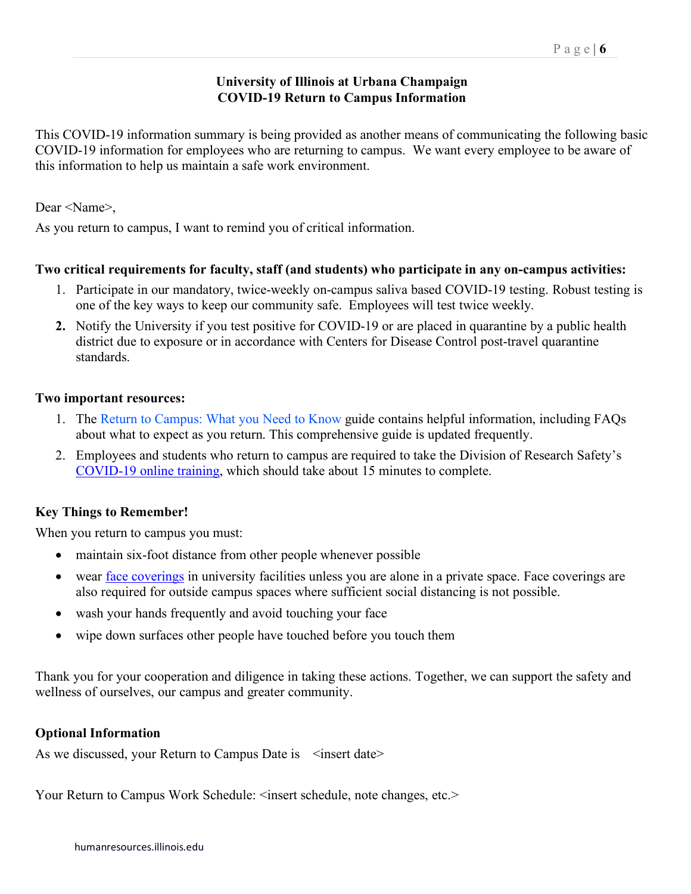**University of Illinois at Urbana Champaign**
**COVID-19 Return to Campus Information**

This COVID-19 information summary is being provided as another means of communicating the following basic COVID-19 information for employees who are returning to campus. We want every employee to be aware of this information to help us maintain a safe work environment.

Dear <Name>,

As you return to campus, I want to remind you of critical information.

**Two critical requirements for faculty, staff (and students) who participate in any on-campus activities:**

1. Participate in our mandatory, twice-weekly on-campus saliva based COVID-19 testing. Robust testing is one of the key ways to keep our community safe. Employees will test twice weekly.
2. Notify the University if you test positive for COVID-19 or are placed in quarantine by a public health district due to exposure or in accordance with Centers for Disease Control post-travel quarantine standards.

**Two important resources:**

1. The Return to Campus: What you Need to Know guide contains helpful information, including FAQs about what to expect as you return. This comprehensive guide is updated frequently.
2. Employees and students who return to campus are required to take the Division of Research Safety's COVID-19 online training, which should take about 15 minutes to complete.

**Key Things to Remember!**

When you return to campus you must:

- maintain six-foot distance from other people whenever possible
- wear face coverings in university facilities unless you are alone in a private space. Face coverings are also required for outside campus spaces where sufficient social distancing is not possible.
- wash your hands frequently and avoid touching your face
- wipe down surfaces other people have touched before you touch them

Thank you for your cooperation and diligence in taking these actions. Together, we can support the safety and wellness of ourselves, our campus and greater community.

**Optional Information**

As we discussed, your Return to Campus Date is <insert date>

Your Return to Campus Work Schedule: <insert schedule, note changes, etc.>

humanresources.illinois.edu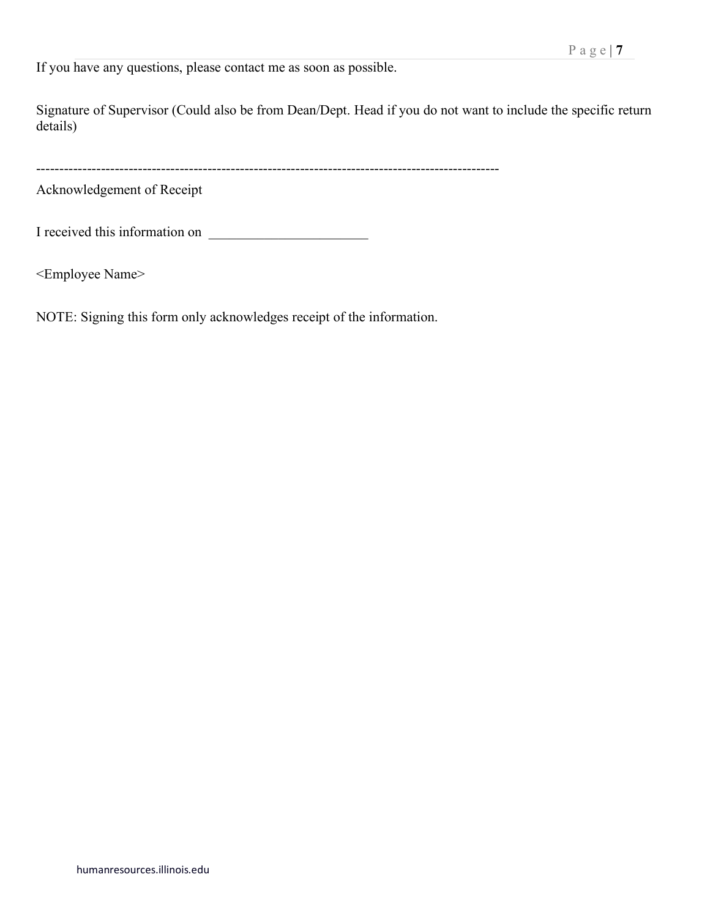If you have any questions, please contact me as soon as possible.

Signature of Supervisor (Could also be from Dean/Dept. Head if you do not want to include the specific return details)

---------------------------------------------------------------------------------------------------

Acknowledgement of Receipt

I received this information on ______________________

<Employee Name>

NOTE: Signing this form only acknowledges receipt of the information.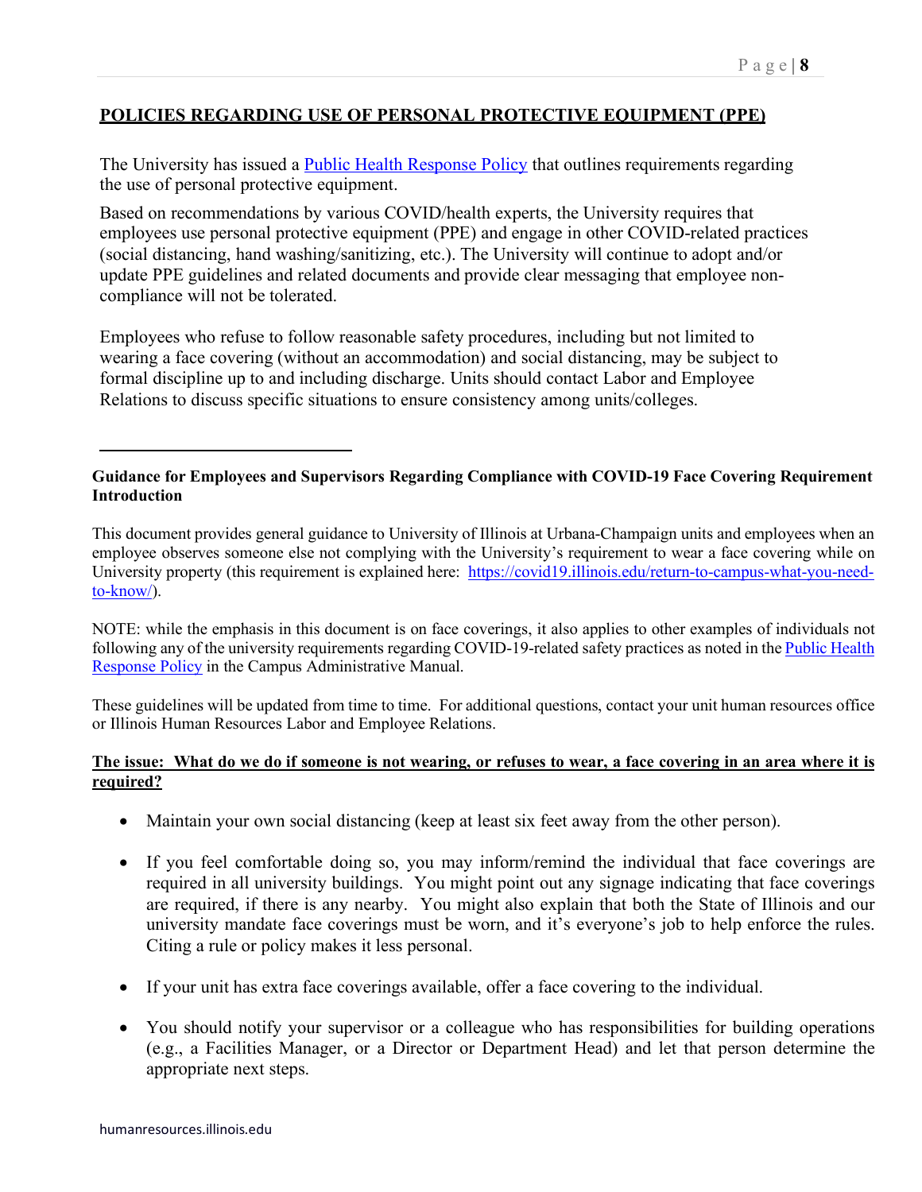## POLICIES REGARDING USE OF PERSONAL PROTECTIVE EQUIPMENT (PPE)

The University has issued a Public Health Response Policy that outlines requirements regarding the use of personal protective equipment.

Based on recommendations by various COVID/health experts, the University requires that employees use personal protective equipment (PPE) and engage in other COVID-related practices (social distancing, hand washing/sanitizing, etc.). The University will continue to adopt and/or update PPE guidelines and related documents and provide clear messaging that employee non-compliance will not be tolerated.

Employees who refuse to follow reasonable safety procedures, including but not limited to wearing a face covering (without an accommodation) and social distancing, may be subject to formal discipline up to and including discharge. Units should contact Labor and Employee Relations to discuss specific situations to ensure consistency among units/colleges.

---

**Guidance for Employees and Supervisors Regarding Compliance with COVID-19 Face Covering Requirement**
**Introduction**

This document provides general guidance to University of Illinois at Urbana-Champaign units and employees when an employee observes someone else not complying with the University's requirement to wear a face covering while on University property (this requirement is explained here: https://covid19.illinois.edu/return-to-campus-what-you-need-to-know/).

NOTE: while the emphasis in this document is on face coverings, it also applies to other examples of individuals not following any of the university requirements regarding COVID-19-related safety practices as noted in the Public Health Response Policy in the Campus Administrative Manual.

These guidelines will be updated from time to time. For additional questions, contact your unit human resources office or Illinois Human Resources Labor and Employee Relations.

**The issue: What do we do if someone is not wearing, or refuses to wear, a face covering in an area where it is required?**

- Maintain your own social distancing (keep at least six feet away from the other person).
- If you feel comfortable doing so, you may inform/remind the individual that face coverings are required in all university buildings. You might point out any signage indicating that face coverings are required, if there is any nearby. You might also explain that both the State of Illinois and our university mandate face coverings must be worn, and it's everyone's job to help enforce the rules. Citing a rule or policy makes it less personal.
- If your unit has extra face coverings available, offer a face covering to the individual.
- You should notify your supervisor or a colleague who has responsibilities for building operations (e.g., a Facilities Manager, or a Director or Department Head) and let that person determine the appropriate next steps.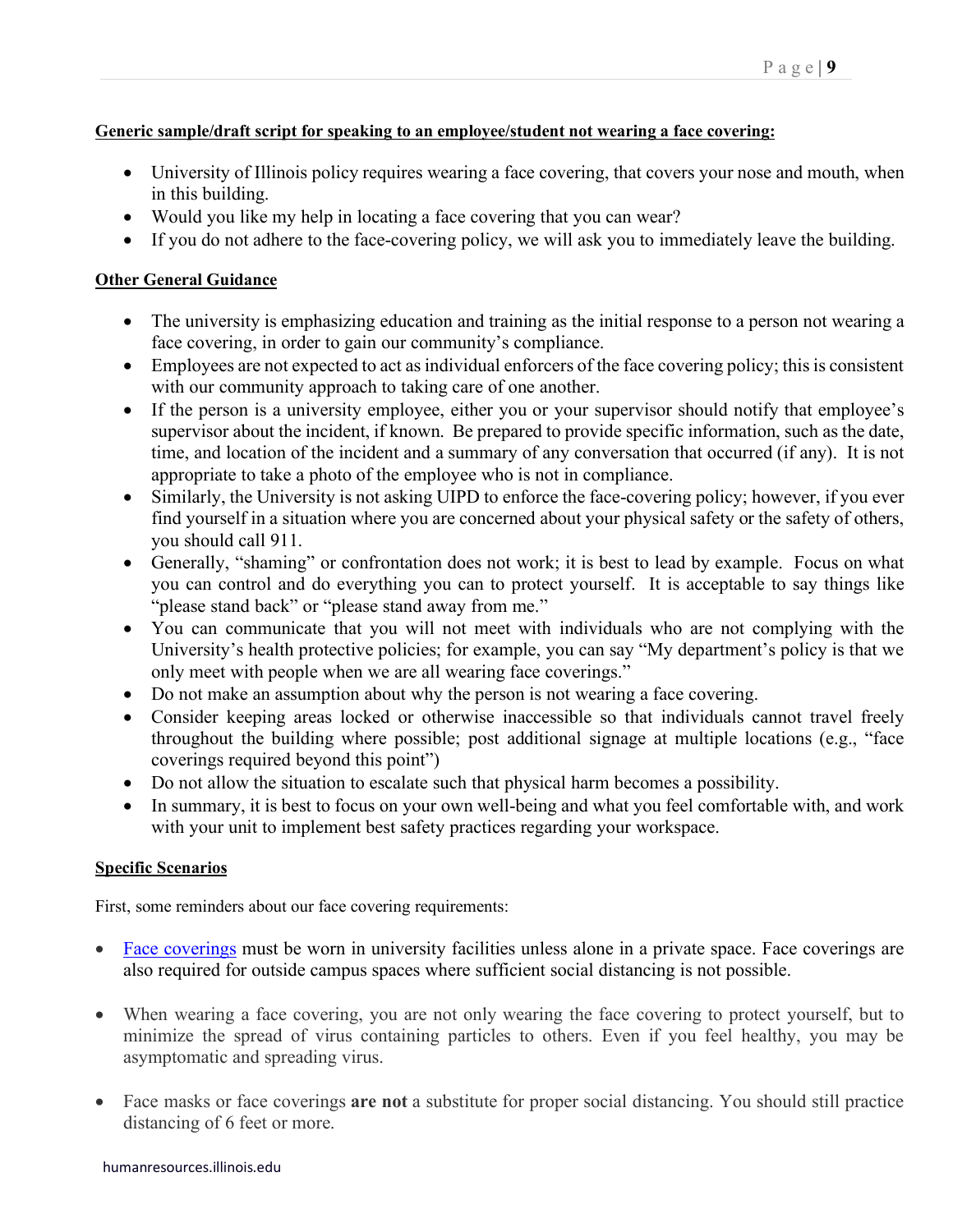**Generic sample/draft script for speaking to an employee/student not wearing a face covering:**

- University of Illinois policy requires wearing a face covering, that covers your nose and mouth, when in this building.
- Would you like my help in locating a face covering that you can wear?
- If you do not adhere to the face-covering policy, we will ask you to immediately leave the building.

**Other General Guidance**

- The university is emphasizing education and training as the initial response to a person not wearing a face covering, in order to gain our community's compliance.
- Employees are not expected to act as individual enforcers of the face covering policy; this is consistent with our community approach to taking care of one another.
- If the person is a university employee, either you or your supervisor should notify that employee's supervisor about the incident, if known. Be prepared to provide specific information, such as the date, time, and location of the incident and a summary of any conversation that occurred (if any). It is not appropriate to take a photo of the employee who is not in compliance.
- Similarly, the University is not asking UIPD to enforce the face-covering policy; however, if you ever find yourself in a situation where you are concerned about your physical safety or the safety of others, you should call 911.
- Generally, "shaming" or confrontation does not work; it is best to lead by example. Focus on what you can control and do everything you can to protect yourself. It is acceptable to say things like "please stand back" or "please stand away from me."
- You can communicate that you will not meet with individuals who are not complying with the University's health protective policies; for example, you can say "My department's policy is that we only meet with people when we are all wearing face coverings."
- Do not make an assumption about why the person is not wearing a face covering.
- Consider keeping areas locked or otherwise inaccessible so that individuals cannot travel freely throughout the building where possible; post additional signage at multiple locations (e.g., "face coverings required beyond this point")
- Do not allow the situation to escalate such that physical harm becomes a possibility.
- In summary, it is best to focus on your own well-being and what you feel comfortable with, and work with your unit to implement best safety practices regarding your workspace.

**Specific Scenarios**

First, some reminders about our face covering requirements:

- Face coverings must be worn in university facilities unless alone in a private space. Face coverings are also required for outside campus spaces where sufficient social distancing is not possible.

- When wearing a face covering, you are not only wearing the face covering to protect yourself, but to minimize the spread of virus containing particles to others. Even if you feel healthy, you may be asymptomatic and spreading virus.

- Face masks or face coverings **are not** a substitute for proper social distancing. You should still practice distancing of 6 feet or more.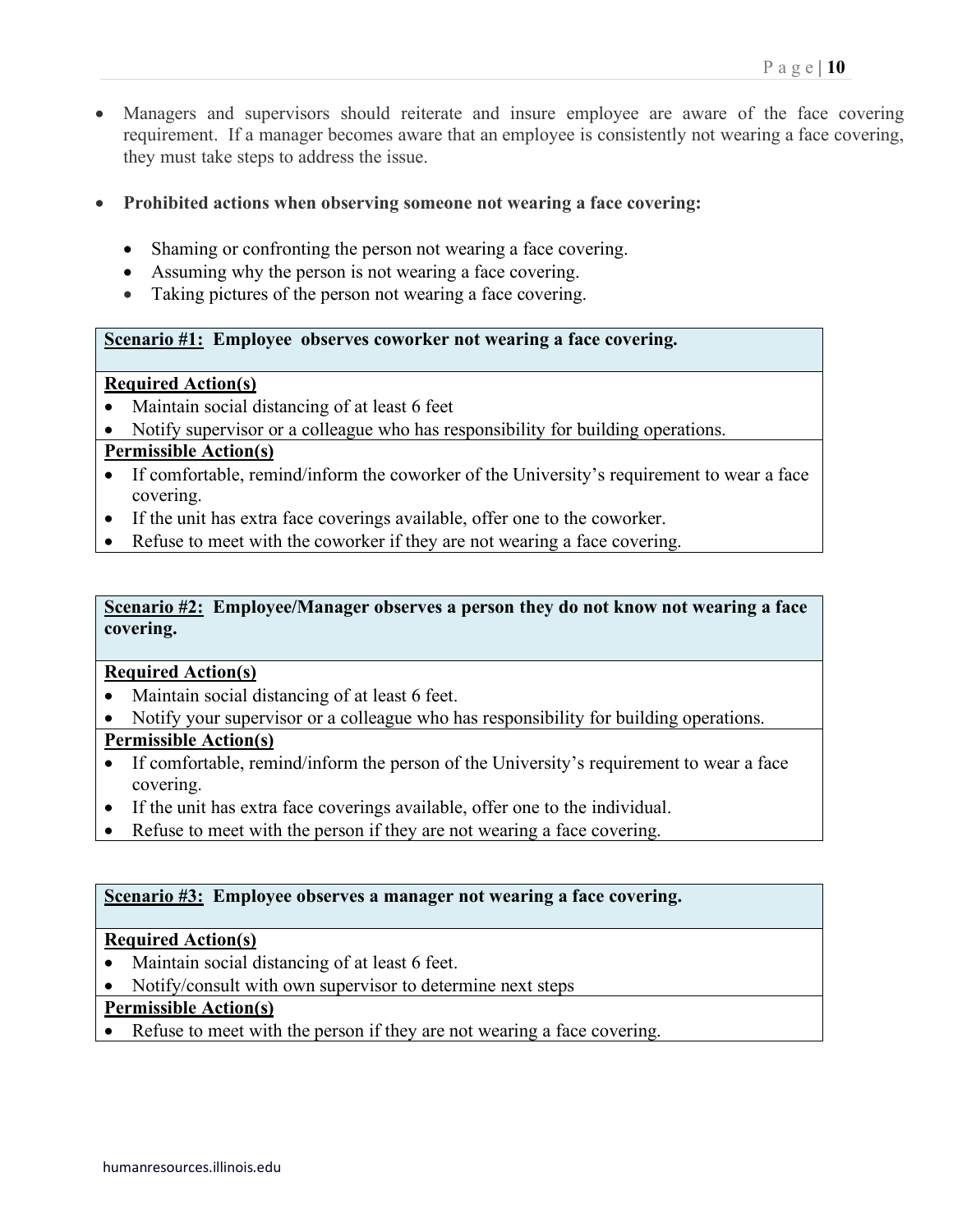- Managers and supervisors should reiterate and insure employee are aware of the face covering requirement. If a manager becomes aware that an employee is consistently not wearing a face covering, they must take steps to address the issue.

- **Prohibited actions when observing someone not wearing a face covering:**
  - Shaming or confronting the person not wearing a face covering.
  - Assuming why the person is not wearing a face covering.
  - Taking pictures of the person not wearing a face covering.

| **<u>Scenario #1:</u> Employee observes coworker not wearing a face covering.** |
|---|
| **<u>Required Action(s)</u>**<br>• Maintain social distancing of at least 6 feet<br>• Notify supervisor or a colleague who has responsibility for building operations. |
| **<u>Permissible Action(s)</u>**<br>• If comfortable, remind/inform the coworker of the University's requirement to wear a face covering.<br>• If the unit has extra face coverings available, offer one to the coworker.<br>• Refuse to meet with the coworker if they are not wearing a face covering. |

| **<u>Scenario #2:</u> Employee/Manager observes a person they do not know not wearing a face covering.** |
|---|
| **<u>Required Action(s)</u>**<br>• Maintain social distancing of at least 6 feet.<br>• Notify your supervisor or a colleague who has responsibility for building operations. |
| **<u>Permissible Action(s)</u>**<br>• If comfortable, remind/inform the person of the University's requirement to wear a face covering.<br>• If the unit has extra face coverings available, offer one to the individual.<br>• Refuse to meet with the person if they are not wearing a face covering. |

| **<u>Scenario #3:</u> Employee observes a manager not wearing a face covering.** |
|---|
| **<u>Required Action(s)</u>**<br>• Maintain social distancing of at least 6 feet.<br>• Notify/consult with own supervisor to determine next steps |
| **<u>Permissible Action(s)</u>**<br>• Refuse to meet with the person if they are not wearing a face covering. |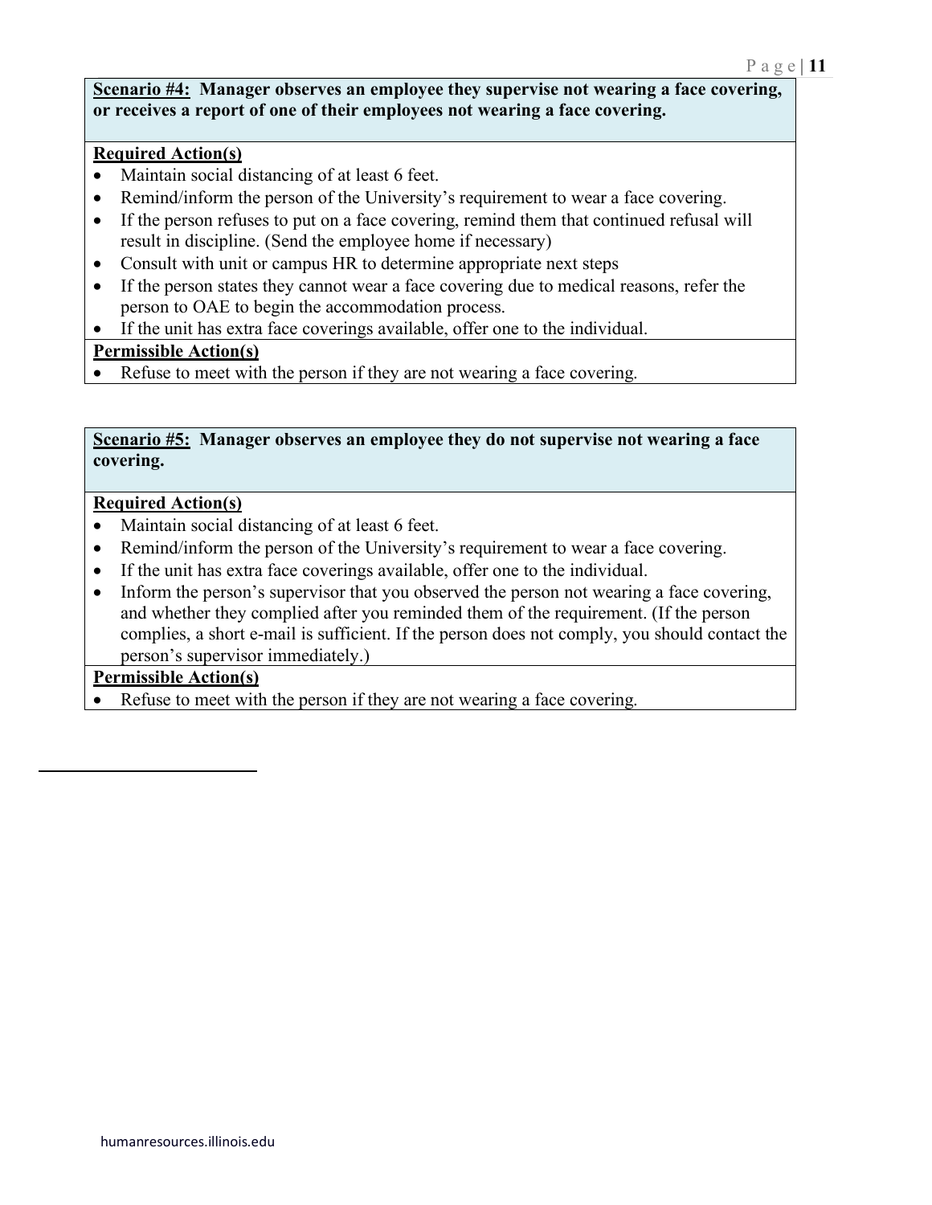**<u>Scenario #4:</u> Manager observes an employee they supervise not wearing a face covering, or receives a report of one of their employees not wearing a face covering.**

**<u>Required Action(s)</u>**

- Maintain social distancing of at least 6 feet.
- Remind/inform the person of the University's requirement to wear a face covering.
- If the person refuses to put on a face covering, remind them that continued refusal will result in discipline. (Send the employee home if necessary)
- Consult with unit or campus HR to determine appropriate next steps
- If the person states they cannot wear a face covering due to medical reasons, refer the person to OAE to begin the accommodation process.
- If the unit has extra face coverings available, offer one to the individual.

**<u>Permissible Action(s)</u>**

- Refuse to meet with the person if they are not wearing a face covering.

**<u>Scenario #5:</u> Manager observes an employee they do not supervise not wearing a face covering.**

**<u>Required Action(s)</u>**

- Maintain social distancing of at least 6 feet.
- Remind/inform the person of the University's requirement to wear a face covering.
- If the unit has extra face coverings available, offer one to the individual.
- Inform the person's supervisor that you observed the person not wearing a face covering, and whether they complied after you reminded them of the requirement. (If the person complies, a short e-mail is sufficient. If the person does not comply, you should contact the person's supervisor immediately.)

**<u>Permissible Action(s)</u>**

- Refuse to meet with the person if they are not wearing a face covering.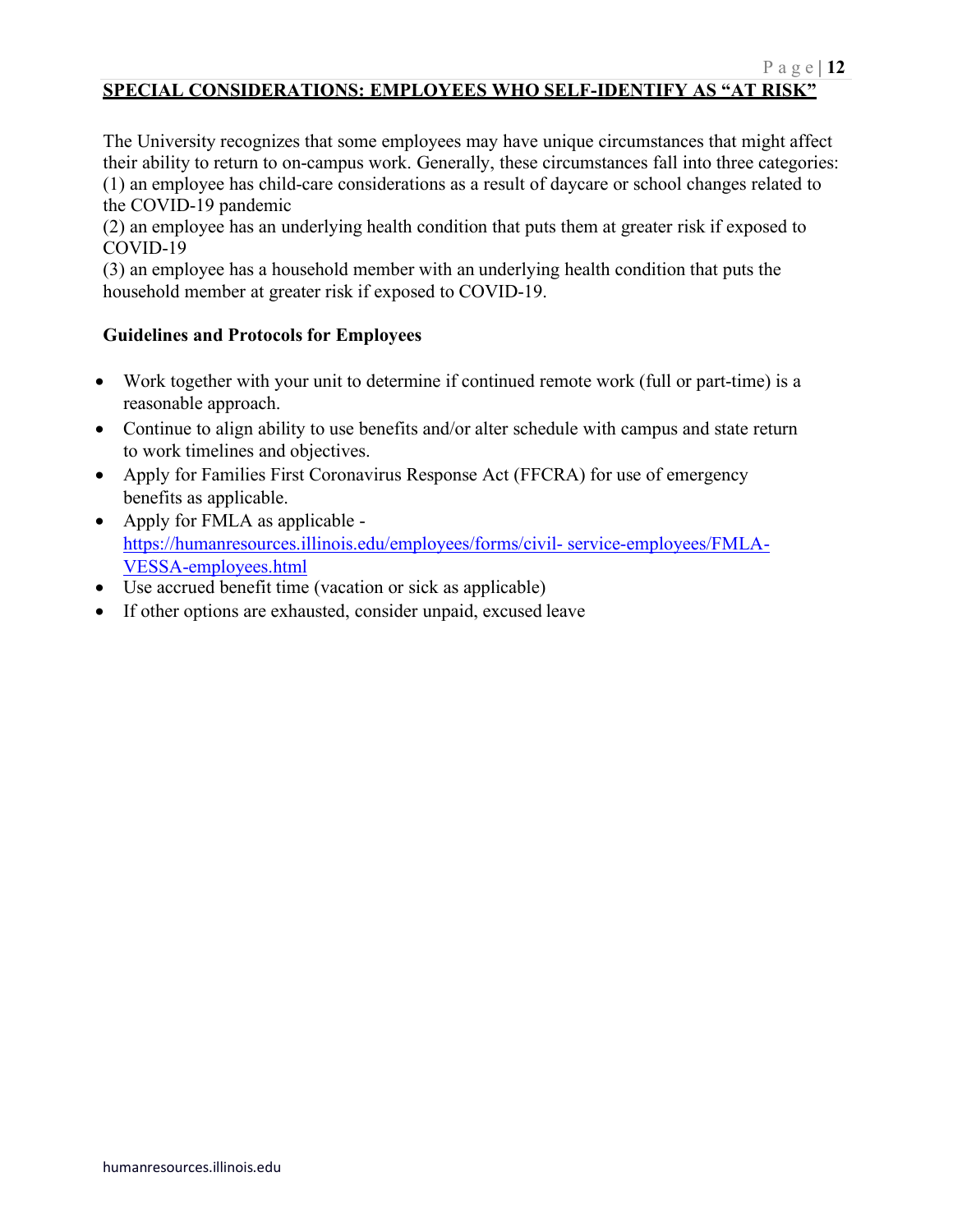## SPECIAL CONSIDERATIONS: EMPLOYEES WHO SELF-IDENTIFY AS "AT RISK"

The University recognizes that some employees may have unique circumstances that might affect their ability to return to on-campus work. Generally, these circumstances fall into three categories:
(1) an employee has child-care considerations as a result of daycare or school changes related to the COVID-19 pandemic
(2) an employee has an underlying health condition that puts them at greater risk if exposed to COVID-19
(3) an employee has a household member with an underlying health condition that puts the household member at greater risk if exposed to COVID-19.

### Guidelines and Protocols for Employees

- Work together with your unit to determine if continued remote work (full or part-time) is a reasonable approach.
- Continue to align ability to use benefits and/or alter schedule with campus and state return to work timelines and objectives.
- Apply for Families First Coronavirus Response Act (FFCRA) for use of emergency benefits as applicable.
- Apply for FMLA as applicable - https://humanresources.illinois.edu/employees/forms/civil- service-employees/FMLA-VESSA-employees.html
- Use accrued benefit time (vacation or sick as applicable)
- If other options are exhausted, consider unpaid, excused leave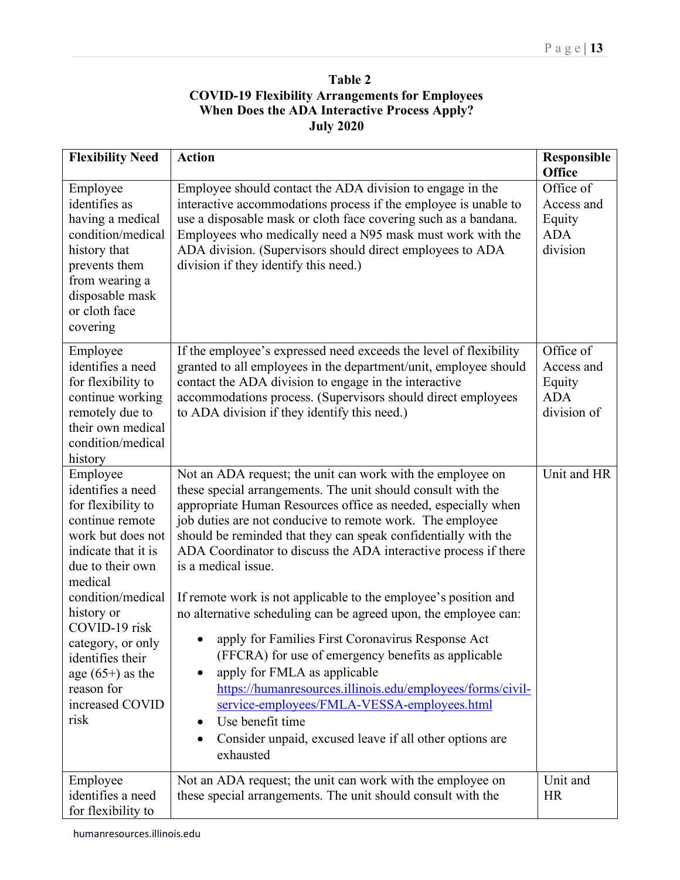**Table 2**
**COVID-19 Flexibility Arrangements for Employees**
**When Does the ADA Interactive Process Apply?**
**July 2020**

| Flexibility Need | Action | Responsible Office |
|---|---|---|
| Employee identifies as having a medical condition/medical history that prevents them from wearing a disposable mask or cloth face covering | Employee should contact the ADA division to engage in the interactive accommodations process if the employee is unable to use a disposable mask or cloth face covering such as a bandana. Employees who medically need a N95 mask must work with the ADA division. (Supervisors should direct employees to ADA division if they identify this need.) | Office of Access and Equity ADA division |
| Employee identifies a need for flexibility to continue working remotely due to their own medical condition/medical history | If the employee's expressed need exceeds the level of flexibility granted to all employees in the department/unit, employee should contact the ADA division to engage in the interactive accommodations process. (Supervisors should direct employees to ADA division if they identify this need.) | Office of Access and Equity ADA division of |
| Employee identifies a need for flexibility to continue remote work but does not indicate that it is due to their own medical condition/medical history or COVID-19 risk category, or only identifies their age (65+) as the reason for increased COVID risk | Not an ADA request; the unit can work with the employee on these special arrangements. The unit should consult with the appropriate Human Resources office as needed, especially when job duties are not conducive to remote work. The employee should be reminded that they can speak confidentially with the ADA Coordinator to discuss the ADA interactive process if there is a medical issue.<br><br>If remote work is not applicable to the employee's position and no alternative scheduling can be agreed upon, the employee can:<br>• apply for Families First Coronavirus Response Act (FFCRA) for use of emergency benefits as applicable<br>• apply for FMLA as applicable https://humanresources.illinois.edu/employees/forms/civil-service-employees/FMLA-VESSA-employees.html<br>• Use benefit time<br>• Consider unpaid, excused leave if all other options are exhausted | Unit and HR |
| Employee identifies a need for flexibility to | Not an ADA request; the unit can work with the employee on these special arrangements. The unit should consult with the | Unit and HR |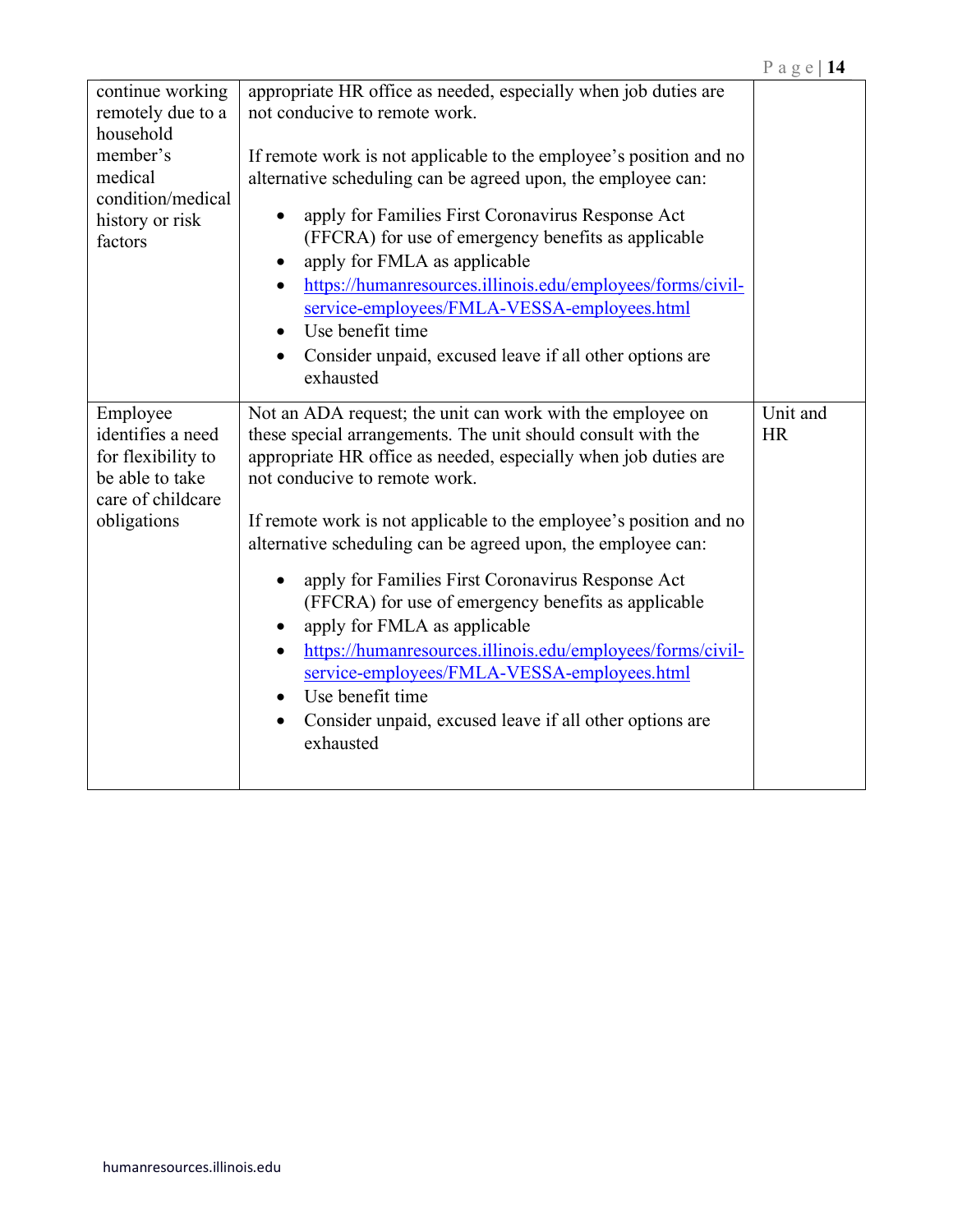| | | |
|---|---|---|
| continue working remotely due to a household member's medical condition/medical history or risk factors | appropriate HR office as needed, especially when job duties are not conducive to remote work.<br><br>If remote work is not applicable to the employee's position and no alternative scheduling can be agreed upon, the employee can:<br><br>• apply for Families First Coronavirus Response Act (FFCRA) for use of emergency benefits as applicable<br>• apply for FMLA as applicable<br>• https://humanresources.illinois.edu/employees/forms/civil-service-employees/FMLA-VESSA-employees.html<br>• Use benefit time<br>• Consider unpaid, excused leave if all other options are exhausted | |
| Employee identifies a need for flexibility to be able to take care of childcare obligations | Not an ADA request; the unit can work with the employee on these special arrangements. The unit should consult with the appropriate HR office as needed, especially when job duties are not conducive to remote work.<br><br>If remote work is not applicable to the employee's position and no alternative scheduling can be agreed upon, the employee can:<br><br>• apply for Families First Coronavirus Response Act (FFCRA) for use of emergency benefits as applicable<br>• apply for FMLA as applicable<br>• https://humanresources.illinois.edu/employees/forms/civil-service-employees/FMLA-VESSA-employees.html<br>• Use benefit time<br>• Consider unpaid, excused leave if all other options are exhausted | Unit and HR |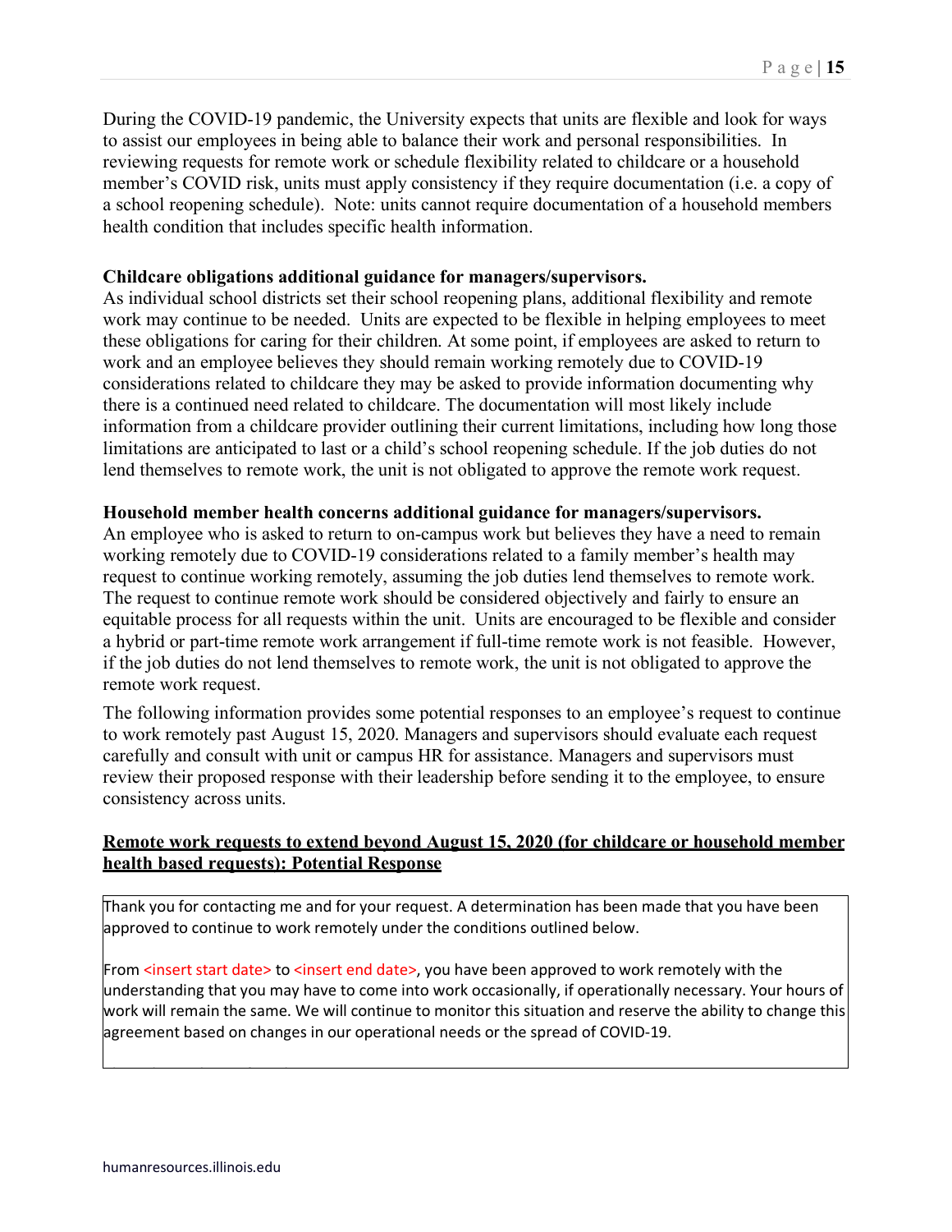During the COVID-19 pandemic, the University expects that units are flexible and look for ways to assist our employees in being able to balance their work and personal responsibilities. In reviewing requests for remote work or schedule flexibility related to childcare or a household member's COVID risk, units must apply consistency if they require documentation (i.e. a copy of a school reopening schedule). Note: units cannot require documentation of a household members health condition that includes specific health information.

**Childcare obligations additional guidance for managers/supervisors.**
As individual school districts set their school reopening plans, additional flexibility and remote work may continue to be needed. Units are expected to be flexible in helping employees to meet these obligations for caring for their children. At some point, if employees are asked to return to work and an employee believes they should remain working remotely due to COVID-19 considerations related to childcare they may be asked to provide information documenting why there is a continued need related to childcare. The documentation will most likely include information from a childcare provider outlining their current limitations, including how long those limitations are anticipated to last or a child's school reopening schedule. If the job duties do not lend themselves to remote work, the unit is not obligated to approve the remote work request.

**Household member health concerns additional guidance for managers/supervisors.**
An employee who is asked to return to on-campus work but believes they have a need to remain working remotely due to COVID-19 considerations related to a family member's health may request to continue working remotely, assuming the job duties lend themselves to remote work. The request to continue remote work should be considered objectively and fairly to ensure an equitable process for all requests within the unit. Units are encouraged to be flexible and consider a hybrid or part-time remote work arrangement if full-time remote work is not feasible. However, if the job duties do not lend themselves to remote work, the unit is not obligated to approve the remote work request.

The following information provides some potential responses to an employee's request to continue to work remotely past August 15, 2020. Managers and supervisors should evaluate each request carefully and consult with unit or campus HR for assistance. Managers and supervisors must review their proposed response with their leadership before sending it to the employee, to ensure consistency across units.

**Remote work requests to extend beyond August 15, 2020 (for childcare or household member health based requests): Potential Response**

> Thank you for contacting me and for your request. A determination has been made that you have been approved to continue to work remotely under the conditions outlined below.
>
> From <insert start date> to <insert end date>, you have been approved to work remotely with the understanding that you may have to come into work occasionally, if operationally necessary. Your hours of work will remain the same. We will continue to monitor this situation and reserve the ability to change this agreement based on changes in our operational needs or the spread of COVID-19.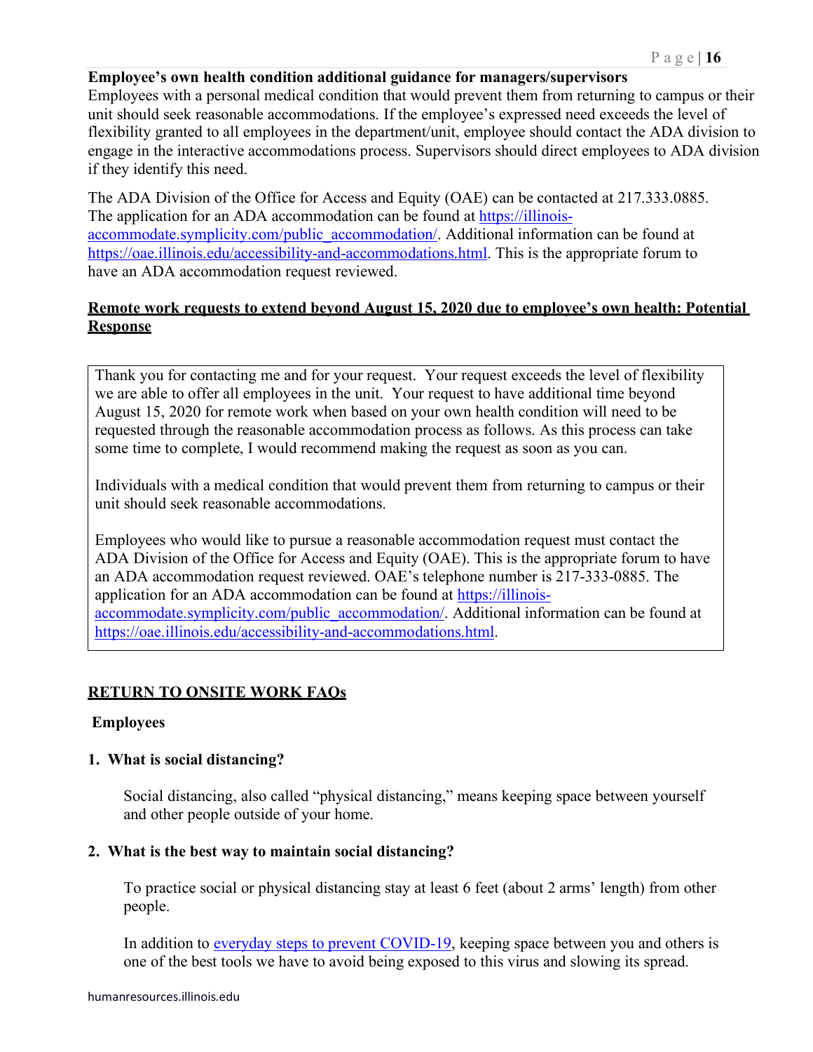**Employee's own health condition additional guidance for managers/supervisors**

Employees with a personal medical condition that would prevent them from returning to campus or their unit should seek reasonable accommodations. If the employee's expressed need exceeds the level of flexibility granted to all employees in the department/unit, employee should contact the ADA division to engage in the interactive accommodations process. Supervisors should direct employees to ADA division if they identify this need.

The ADA Division of the Office for Access and Equity (OAE) can be contacted at 217.333.0885. The application for an ADA accommodation can be found at [https://illinois-accommodate.symplicity.com/public_accommodation/](https://illinois-accommodate.symplicity.com/public_accommodation/). Additional information can be found at [https://oae.illinois.edu/accessibility-and-accommodations.html](https://oae.illinois.edu/accessibility-and-accommodations.html). This is the appropriate forum to have an ADA accommodation request reviewed.

**Remote work requests to extend beyond August 15, 2020 due to employee's own health: Potential Response**

> Thank you for contacting me and for your request. Your request exceeds the level of flexibility we are able to offer all employees in the unit. Your request to have additional time beyond August 15, 2020 for remote work when based on your own health condition will need to be requested through the reasonable accommodation process as follows. As this process can take some time to complete, I would recommend making the request as soon as you can.
>
> Individuals with a medical condition that would prevent them from returning to campus or their unit should seek reasonable accommodations.
>
> Employees who would like to pursue a reasonable accommodation request must contact the ADA Division of the Office for Access and Equity (OAE). This is the appropriate forum to have an ADA accommodation request reviewed. OAE's telephone number is 217-333-0885. The application for an ADA accommodation can be found at [https://illinois-accommodate.symplicity.com/public_accommodation/](https://illinois-accommodate.symplicity.com/public_accommodation/). Additional information can be found at [https://oae.illinois.edu/accessibility-and-accommodations.html](https://oae.illinois.edu/accessibility-and-accommodations.html).

## RETURN TO ONSITE WORK FAQs

### Employees

**1. What is social distancing?**

Social distancing, also called "physical distancing," means keeping space between yourself and other people outside of your home.

**2. What is the best way to maintain social distancing?**

To practice social or physical distancing stay at least 6 feet (about 2 arms' length) from other people.

In addition to everyday steps to prevent COVID-19, keeping space between you and others is one of the best tools we have to avoid being exposed to this virus and slowing its spread.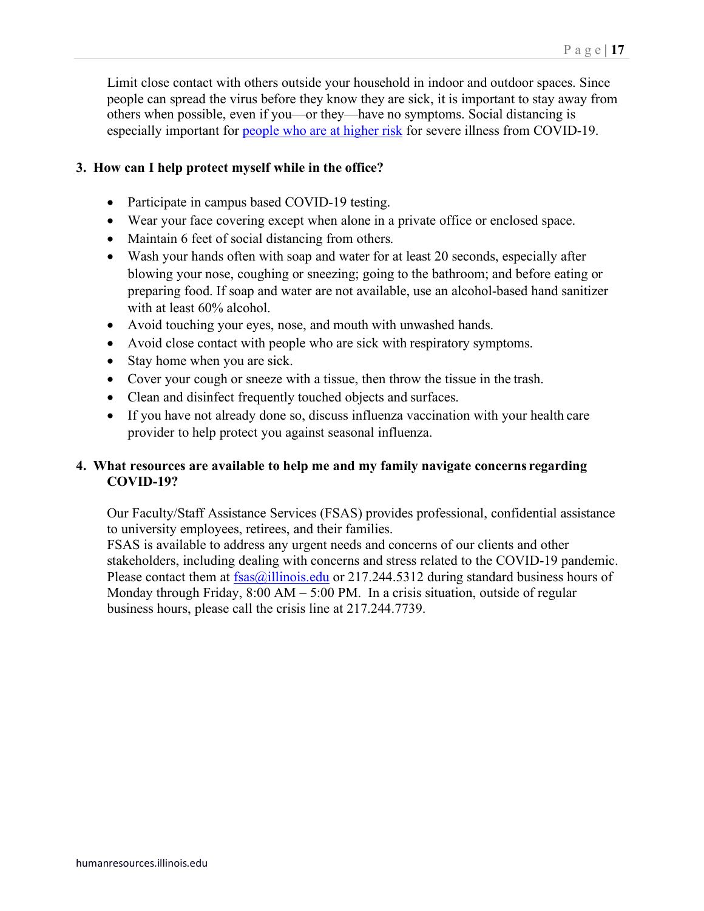Limit close contact with others outside your household in indoor and outdoor spaces. Since people can spread the virus before they know they are sick, it is important to stay away from others when possible, even if you—or they—have no symptoms. Social distancing is especially important for [people who are at higher risk](#) for severe illness from COVID-19.

### 3. How can I help protect myself while in the office?

- Participate in campus based COVID-19 testing.
- Wear your face covering except when alone in a private office or enclosed space.
- Maintain 6 feet of social distancing from others.
- Wash your hands often with soap and water for at least 20 seconds, especially after blowing your nose, coughing or sneezing; going to the bathroom; and before eating or preparing food. If soap and water are not available, use an alcohol-based hand sanitizer with at least 60% alcohol.
- Avoid touching your eyes, nose, and mouth with unwashed hands.
- Avoid close contact with people who are sick with respiratory symptoms.
- Stay home when you are sick.
- Cover your cough or sneeze with a tissue, then throw the tissue in the trash.
- Clean and disinfect frequently touched objects and surfaces.
- If you have not already done so, discuss influenza vaccination with your health care provider to help protect you against seasonal influenza.

### 4. What resources are available to help me and my family navigate concerns regarding COVID-19?

Our Faculty/Staff Assistance Services (FSAS) provides professional, confidential assistance to university employees, retirees, and their families.
FSAS is available to address any urgent needs and concerns of our clients and other stakeholders, including dealing with concerns and stress related to the COVID-19 pandemic. Please contact them at fsas@illinois.edu or 217.244.5312 during standard business hours of Monday through Friday, 8:00 AM – 5:00 PM. In a crisis situation, outside of regular business hours, please call the crisis line at 217.244.7739.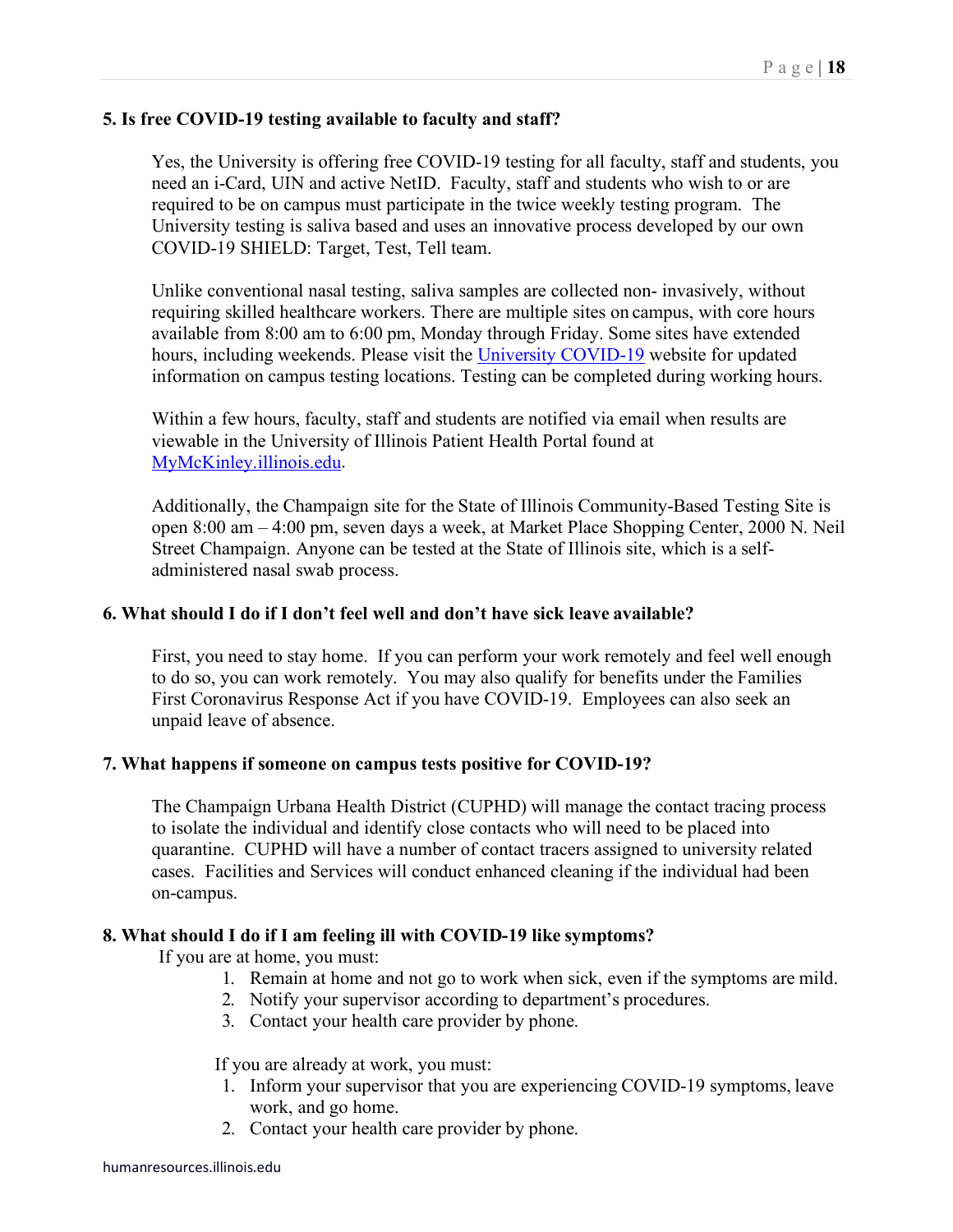**5. Is free COVID-19 testing available to faculty and staff?**

Yes, the University is offering free COVID-19 testing for all faculty, staff and students, you need an i-Card, UIN and active NetID. Faculty, staff and students who wish to or are required to be on campus must participate in the twice weekly testing program. The University testing is saliva based and uses an innovative process developed by our own COVID-19 SHIELD: Target, Test, Tell team.

Unlike conventional nasal testing, saliva samples are collected non- invasively, without requiring skilled healthcare workers. There are multiple sites on campus, with core hours available from 8:00 am to 6:00 pm, Monday through Friday. Some sites have extended hours, including weekends. Please visit the [University COVID-19]() website for updated information on campus testing locations. Testing can be completed during working hours.

Within a few hours, faculty, staff and students are notified via email when results are viewable in the University of Illinois Patient Health Portal found at [MyMcKinley.illinois.edu]().

Additionally, the Champaign site for the State of Illinois Community-Based Testing Site is open 8:00 am – 4:00 pm, seven days a week, at Market Place Shopping Center, 2000 N. Neil Street Champaign. Anyone can be tested at the State of Illinois site, which is a self-administered nasal swab process.

**6. What should I do if I don't feel well and don't have sick leave available?**

First, you need to stay home. If you can perform your work remotely and feel well enough to do so, you can work remotely. You may also qualify for benefits under the Families First Coronavirus Response Act if you have COVID-19. Employees can also seek an unpaid leave of absence.

**7. What happens if someone on campus tests positive for COVID-19?**

The Champaign Urbana Health District (CUPHD) will manage the contact tracing process to isolate the individual and identify close contacts who will need to be placed into quarantine. CUPHD will have a number of contact tracers assigned to university related cases. Facilities and Services will conduct enhanced cleaning if the individual had been on-campus.

**8. What should I do if I am feeling ill with COVID-19 like symptoms?**

If you are at home, you must:

1. Remain at home and not go to work when sick, even if the symptoms are mild.
2. Notify your supervisor according to department's procedures.
3. Contact your health care provider by phone.

If you are already at work, you must:

1. Inform your supervisor that you are experiencing COVID-19 symptoms, leave work, and go home.
2. Contact your health care provider by phone.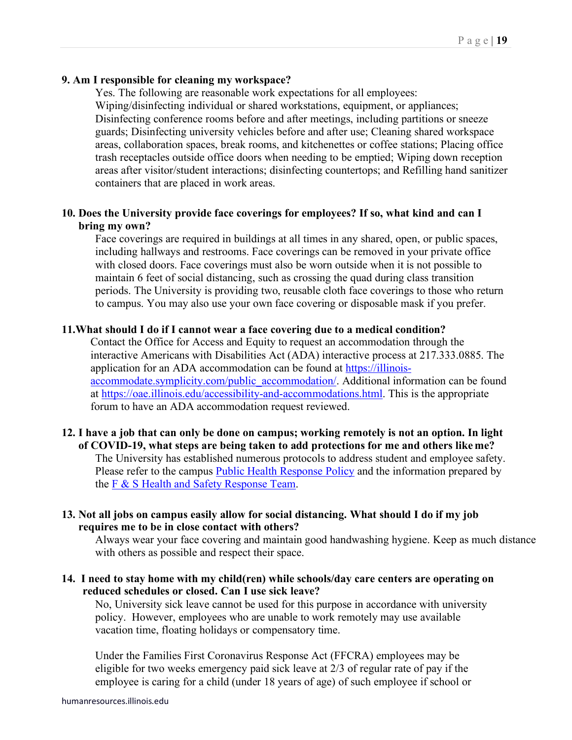**9. Am I responsible for cleaning my workspace?**

Yes. The following are reasonable work expectations for all employees: Wiping/disinfecting individual or shared workstations, equipment, or appliances; Disinfecting conference rooms before and after meetings, including partitions or sneeze guards; Disinfecting university vehicles before and after use; Cleaning shared workspace areas, collaboration spaces, break rooms, and kitchenettes or coffee stations; Placing office trash receptacles outside office doors when needing to be emptied; Wiping down reception areas after visitor/student interactions; disinfecting countertops; and Refilling hand sanitizer containers that are placed in work areas.

**10. Does the University provide face coverings for employees? If so, what kind and can I bring my own?**

Face coverings are required in buildings at all times in any shared, open, or public spaces, including hallways and restrooms. Face coverings can be removed in your private office with closed doors. Face coverings must also be worn outside when it is not possible to maintain 6 feet of social distancing, such as crossing the quad during class transition periods. The University is providing two, reusable cloth face coverings to those who return to campus. You may also use your own face covering or disposable mask if you prefer.

**11. What should I do if I cannot wear a face covering due to a medical condition?**

Contact the Office for Access and Equity to request an accommodation through the interactive Americans with Disabilities Act (ADA) interactive process at 217.333.0885. The application for an ADA accommodation can be found at [https://illinois-accommodate.symplicity.com/public_accommodation/](https://illinois-accommodate.symplicity.com/public_accommodation/). Additional information can be found at [https://oae.illinois.edu/accessibility-and-accommodations.html](https://oae.illinois.edu/accessibility-and-accommodations.html). This is the appropriate forum to have an ADA accommodation request reviewed.

**12. I have a job that can only be done on campus; working remotely is not an option. In light of COVID-19, what steps are being taken to add protections for me and others like me?**

The University has established numerous protocols to address student and employee safety. Please refer to the campus [Public Health Response Policy]() and the information prepared by the [F & S Health and Safety Response Team]().

**13. Not all jobs on campus easily allow for social distancing. What should I do if my job requires me to be in close contact with others?**

Always wear your face covering and maintain good handwashing hygiene. Keep as much distance with others as possible and respect their space.

**14. I need to stay home with my child(ren) while schools/day care centers are operating on reduced schedules or closed. Can I use sick leave?**

No, University sick leave cannot be used for this purpose in accordance with university policy. However, employees who are unable to work remotely may use available vacation time, floating holidays or compensatory time.

Under the Families First Coronavirus Response Act (FFCRA) employees may be eligible for two weeks emergency paid sick leave at 2/3 of regular rate of pay if the employee is caring for a child (under 18 years of age) of such employee if school or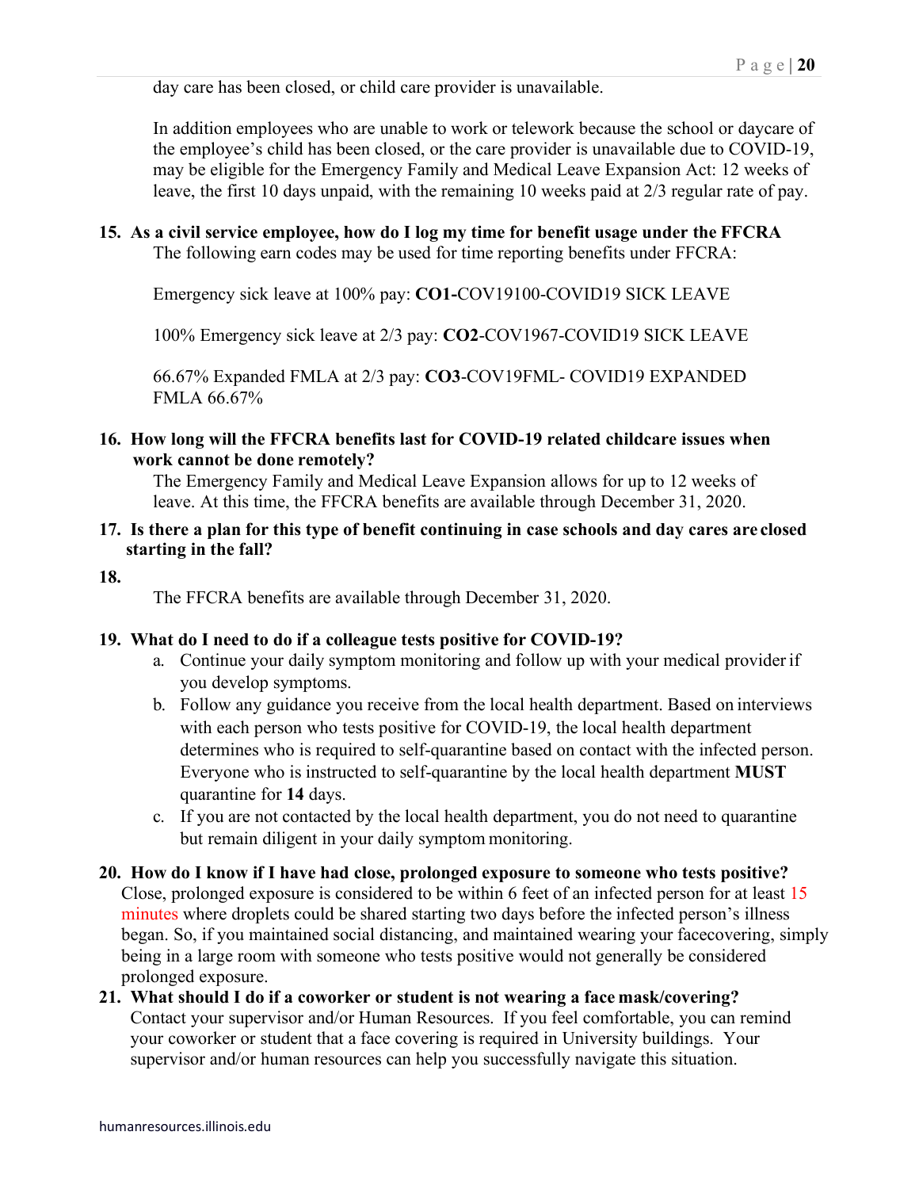day care has been closed, or child care provider is unavailable.

In addition employees who are unable to work or telework because the school or daycare of the employee's child has been closed, or the care provider is unavailable due to COVID-19, may be eligible for the Emergency Family and Medical Leave Expansion Act: 12 weeks of leave, the first 10 days unpaid, with the remaining 10 weeks paid at 2/3 regular rate of pay.

**15. As a civil service employee, how do I log my time for benefit usage under the FFCRA**

The following earn codes may be used for time reporting benefits under FFCRA:

Emergency sick leave at 100% pay: **CO1-**COV19100-COVID19 SICK LEAVE

100% Emergency sick leave at 2/3 pay: **CO2**-COV1967-COVID19 SICK LEAVE

66.67% Expanded FMLA at 2/3 pay: **CO3**-COV19FML- COVID19 EXPANDED FMLA 66.67%

**16. How long will the FFCRA benefits last for COVID-19 related childcare issues when work cannot be done remotely?**

The Emergency Family and Medical Leave Expansion allows for up to 12 weeks of leave. At this time, the FFCRA benefits are available through December 31, 2020.

**17. Is there a plan for this type of benefit continuing in case schools and day cares are closed starting in the fall?**

**18.**

The FFCRA benefits are available through December 31, 2020.

**19. What do I need to do if a colleague tests positive for COVID-19?**

a. Continue your daily symptom monitoring and follow up with your medical provider if you develop symptoms.
b. Follow any guidance you receive from the local health department. Based on interviews with each person who tests positive for COVID-19, the local health department determines who is required to self-quarantine based on contact with the infected person. Everyone who is instructed to self-quarantine by the local health department **MUST** quarantine for **14** days.
c. If you are not contacted by the local health department, you do not need to quarantine but remain diligent in your daily symptom monitoring.

**20. How do I know if I have had close, prolonged exposure to someone who tests positive?**

Close, prolonged exposure is considered to be within 6 feet of an infected person for at least 15 minutes where droplets could be shared starting two days before the infected person's illness began. So, if you maintained social distancing, and maintained wearing your facecovering, simply being in a large room with someone who tests positive would not generally be considered prolonged exposure.

**21. What should I do if a coworker or student is not wearing a face mask/covering?**

Contact your supervisor and/or Human Resources. If you feel comfortable, you can remind your coworker or student that a face covering is required in University buildings. Your supervisor and/or human resources can help you successfully navigate this situation.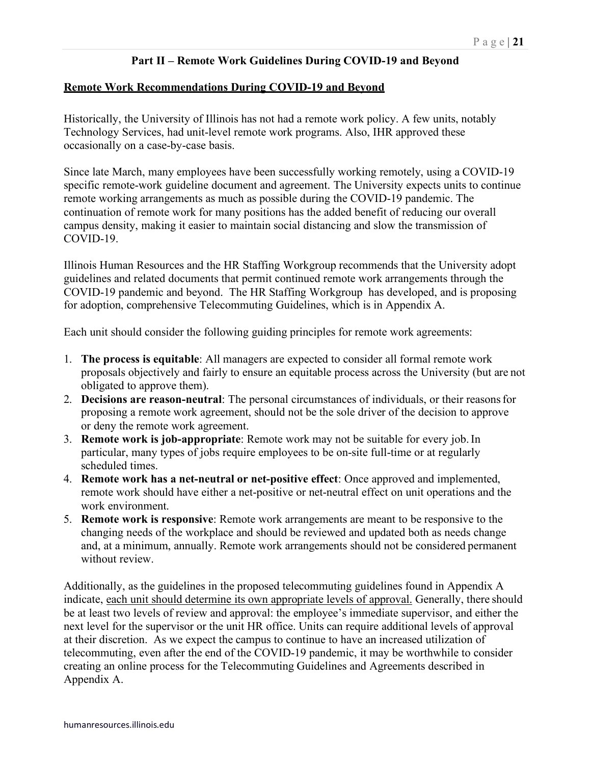# Part II – Remote Work Guidelines During COVID-19 and Beyond

## Remote Work Recommendations During COVID-19 and Beyond

Historically, the University of Illinois has not had a remote work policy. A few units, notably Technology Services, had unit-level remote work programs. Also, IHR approved these occasionally on a case-by-case basis.

Since late March, many employees have been successfully working remotely, using a COVID-19 specific remote-work guideline document and agreement. The University expects units to continue remote working arrangements as much as possible during the COVID-19 pandemic. The continuation of remote work for many positions has the added benefit of reducing our overall campus density, making it easier to maintain social distancing and slow the transmission of COVID-19.

Illinois Human Resources and the HR Staffing Workgroup recommends that the University adopt guidelines and related documents that permit continued remote work arrangements through the COVID-19 pandemic and beyond. The HR Staffing Workgroup has developed, and is proposing for adoption, comprehensive Telecommuting Guidelines, which is in Appendix A.

Each unit should consider the following guiding principles for remote work agreements:

1. **The process is equitable**: All managers are expected to consider all formal remote work proposals objectively and fairly to ensure an equitable process across the University (but are not obligated to approve them).
2. **Decisions are reason-neutral**: The personal circumstances of individuals, or their reasons for proposing a remote work agreement, should not be the sole driver of the decision to approve or deny the remote work agreement.
3. **Remote work is job-appropriate**: Remote work may not be suitable for every job. In particular, many types of jobs require employees to be on-site full-time or at regularly scheduled times.
4. **Remote work has a net-neutral or net-positive effect**: Once approved and implemented, remote work should have either a net-positive or net-neutral effect on unit operations and the work environment.
5. **Remote work is responsive**: Remote work arrangements are meant to be responsive to the changing needs of the workplace and should be reviewed and updated both as needs change and, at a minimum, annually. Remote work arrangements should not be considered permanent without review.

Additionally, as the guidelines in the proposed telecommuting guidelines found in Appendix A indicate, <u>each unit should determine its own appropriate levels of approval.</u> Generally, there should be at least two levels of review and approval: the employee's immediate supervisor, and either the next level for the supervisor or the unit HR office. Units can require additional levels of approval at their discretion. As we expect the campus to continue to have an increased utilization of telecommuting, even after the end of the COVID-19 pandemic, it may be worthwhile to consider creating an online process for the Telecommuting Guidelines and Agreements described in Appendix A.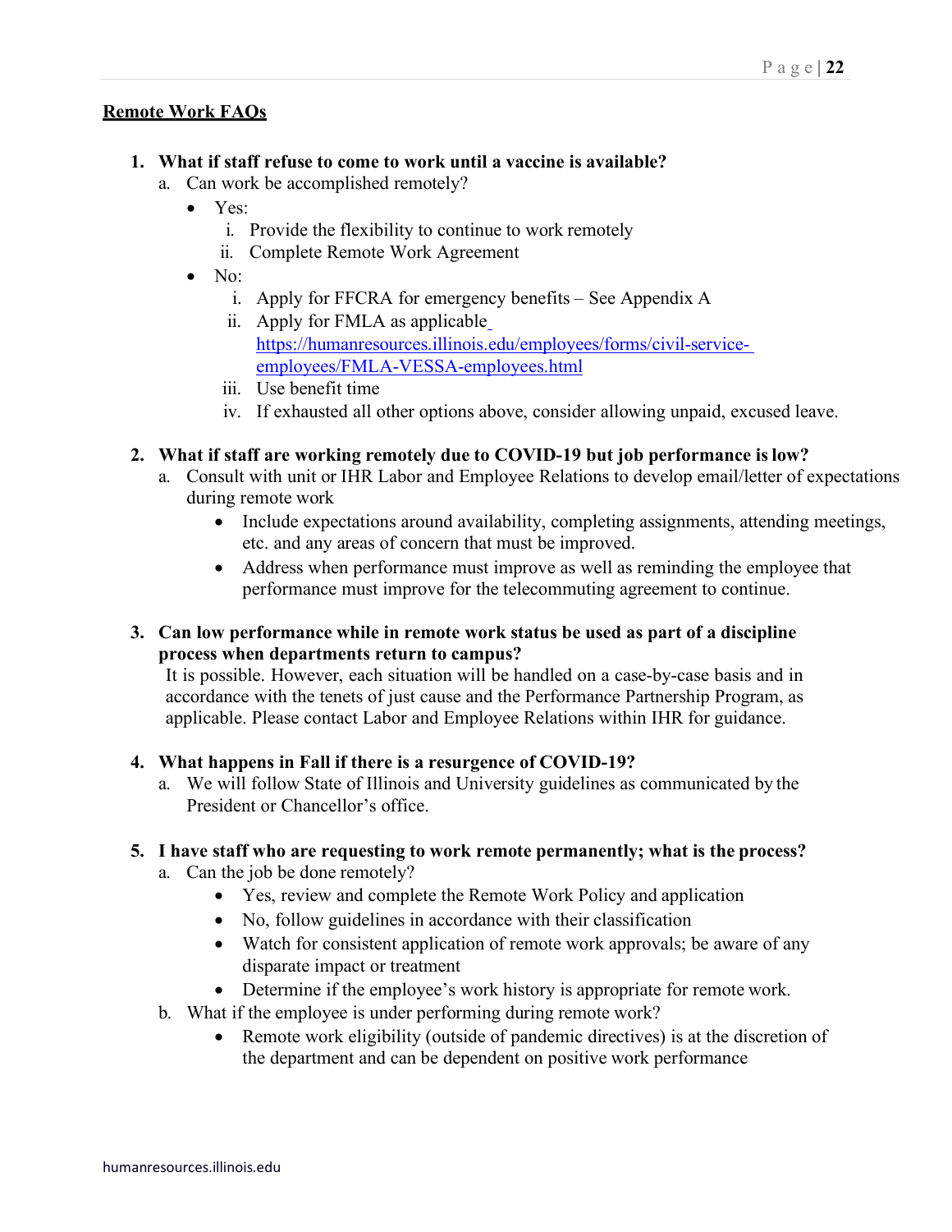## Remote Work FAQs

1. **What if staff refuse to come to work until a vaccine is available?**
   a. Can work be accomplished remotely?
      - Yes:
        i. Provide the flexibility to continue to work remotely
        ii. Complete Remote Work Agreement
      - No:
        i. Apply for FFCRA for emergency benefits – See Appendix A
        ii. Apply for FMLA as applicable https://humanresources.illinois.edu/employees/forms/civil-service-employees/FMLA-VESSA-employees.html
        iii. Use benefit time
        iv. If exhausted all other options above, consider allowing unpaid, excused leave.

2. **What if staff are working remotely due to COVID-19 but job performance is low?**
   a. Consult with unit or IHR Labor and Employee Relations to develop email/letter of expectations during remote work
      - Include expectations around availability, completing assignments, attending meetings, etc. and any areas of concern that must be improved.
      - Address when performance must improve as well as reminding the employee that performance must improve for the telecommuting agreement to continue.

3. **Can low performance while in remote work status be used as part of a discipline process when departments return to campus?**
   It is possible. However, each situation will be handled on a case-by-case basis and in accordance with the tenets of just cause and the Performance Partnership Program, as applicable. Please contact Labor and Employee Relations within IHR for guidance.

4. **What happens in Fall if there is a resurgence of COVID-19?**
   a. We will follow State of Illinois and University guidelines as communicated by the President or Chancellor's office.

5. **I have staff who are requesting to work remote permanently; what is the process?**
   a. Can the job be done remotely?
      - Yes, review and complete the Remote Work Policy and application
      - No, follow guidelines in accordance with their classification
      - Watch for consistent application of remote work approvals; be aware of any disparate impact or treatment
      - Determine if the employee's work history is appropriate for remote work.

   b. What if the employee is under performing during remote work?
      - Remote work eligibility (outside of pandemic directives) is at the discretion of the department and can be dependent on positive work performance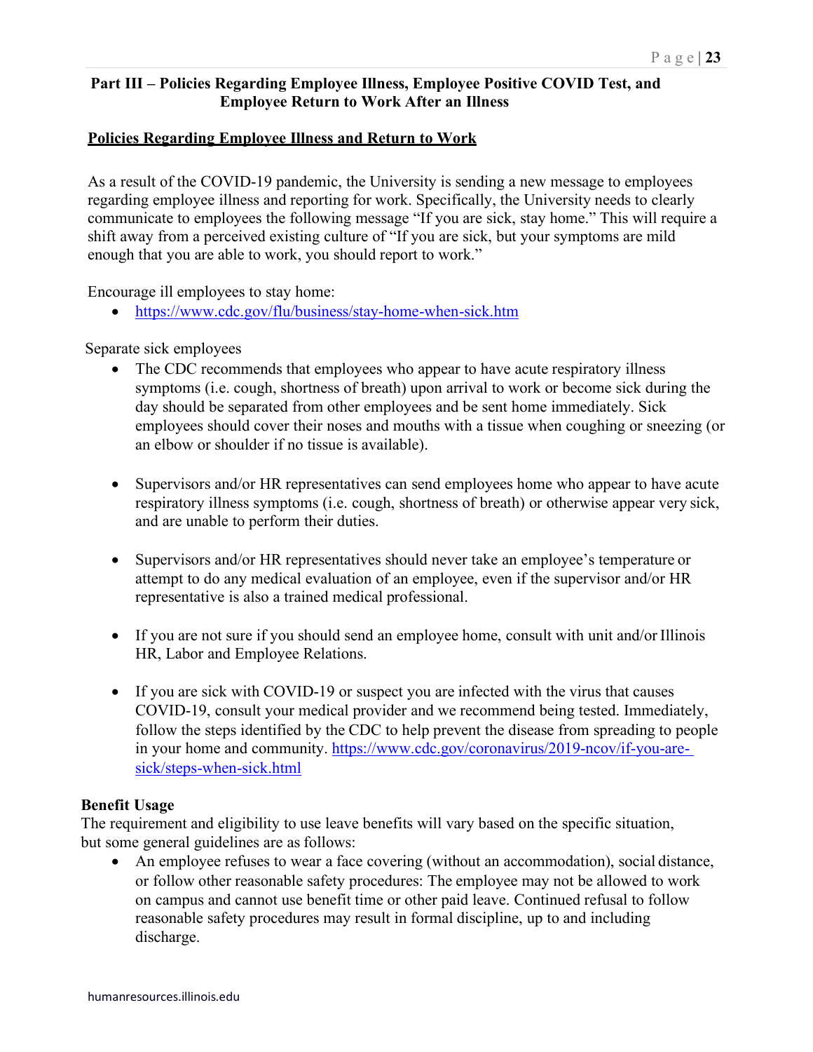## Part III – Policies Regarding Employee Illness, Employee Positive COVID Test, and Employee Return to Work After an Illness

### Policies Regarding Employee Illness and Return to Work

As a result of the COVID-19 pandemic, the University is sending a new message to employees regarding employee illness and reporting for work. Specifically, the University needs to clearly communicate to employees the following message "If you are sick, stay home." This will require a shift away from a perceived existing culture of "If you are sick, but your symptoms are mild enough that you are able to work, you should report to work."

Encourage ill employees to stay home:

- https://www.cdc.gov/flu/business/stay-home-when-sick.htm

Separate sick employees

- The CDC recommends that employees who appear to have acute respiratory illness symptoms (i.e. cough, shortness of breath) upon arrival to work or become sick during the day should be separated from other employees and be sent home immediately. Sick employees should cover their noses and mouths with a tissue when coughing or sneezing (or an elbow or shoulder if no tissue is available).

- Supervisors and/or HR representatives can send employees home who appear to have acute respiratory illness symptoms (i.e. cough, shortness of breath) or otherwise appear very sick, and are unable to perform their duties.

- Supervisors and/or HR representatives should never take an employee's temperature or attempt to do any medical evaluation of an employee, even if the supervisor and/or HR representative is also a trained medical professional.

- If you are not sure if you should send an employee home, consult with unit and/or Illinois HR, Labor and Employee Relations.

- If you are sick with COVID-19 or suspect you are infected with the virus that causes COVID-19, consult your medical provider and we recommend being tested. Immediately, follow the steps identified by the CDC to help prevent the disease from spreading to people in your home and community. https://www.cdc.gov/coronavirus/2019-ncov/if-you-are-sick/steps-when-sick.html

### Benefit Usage

The requirement and eligibility to use leave benefits will vary based on the specific situation, but some general guidelines are as follows:

- An employee refuses to wear a face covering (without an accommodation), social distance, or follow other reasonable safety procedures: The employee may not be allowed to work on campus and cannot use benefit time or other paid leave. Continued refusal to follow reasonable safety procedures may result in formal discipline, up to and including discharge.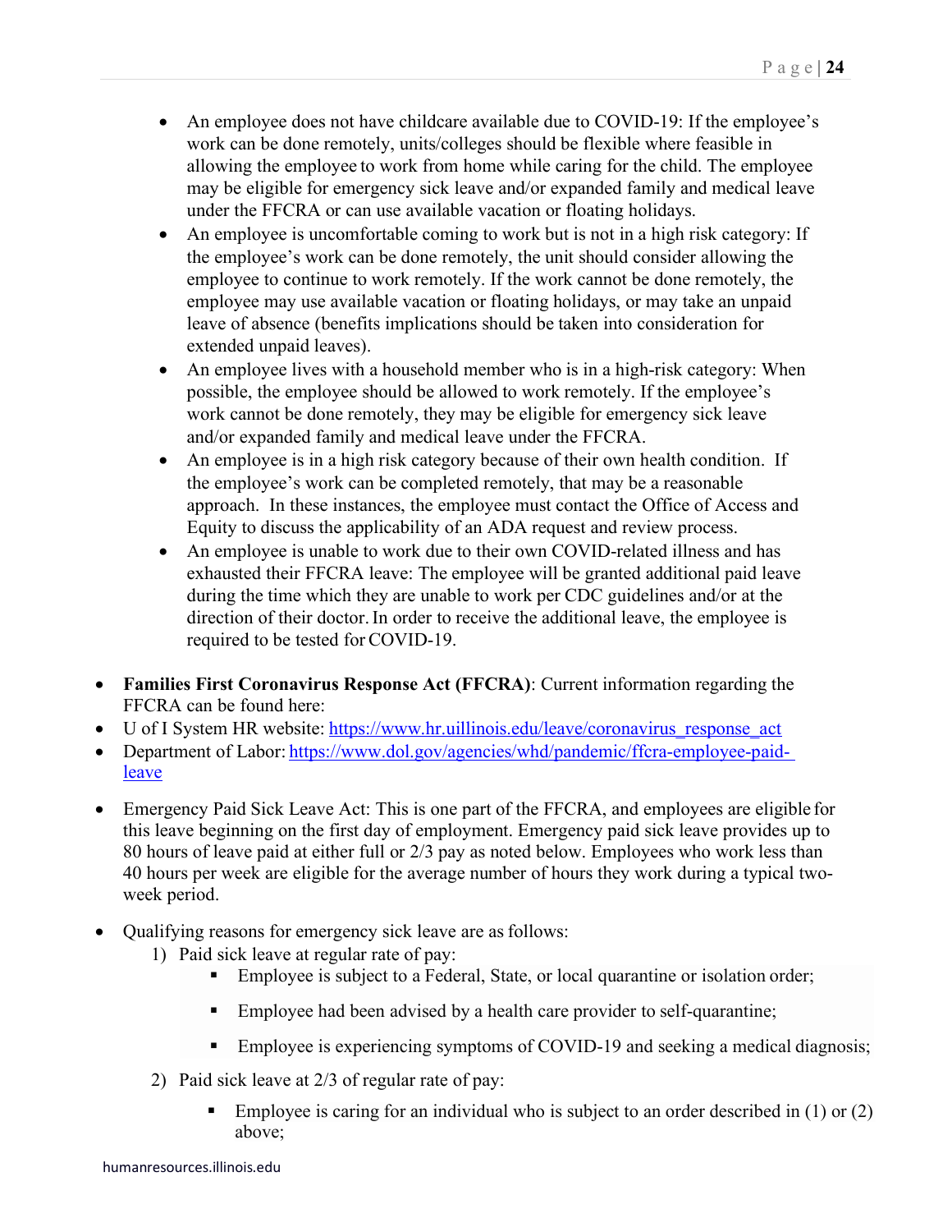- An employee does not have childcare available due to COVID-19: If the employee's work can be done remotely, units/colleges should be flexible where feasible in allowing the employee to work from home while caring for the child. The employee may be eligible for emergency sick leave and/or expanded family and medical leave under the FFCRA or can use available vacation or floating holidays.
- An employee is uncomfortable coming to work but is not in a high risk category: If the employee's work can be done remotely, the unit should consider allowing the employee to continue to work remotely. If the work cannot be done remotely, the employee may use available vacation or floating holidays, or may take an unpaid leave of absence (benefits implications should be taken into consideration for extended unpaid leaves).
- An employee lives with a household member who is in a high-risk category: When possible, the employee should be allowed to work remotely. If the employee's work cannot be done remotely, they may be eligible for emergency sick leave and/or expanded family and medical leave under the FFCRA.
- An employee is in a high risk category because of their own health condition. If the employee's work can be completed remotely, that may be a reasonable approach. In these instances, the employee must contact the Office of Access and Equity to discuss the applicability of an ADA request and review process.
- An employee is unable to work due to their own COVID-related illness and has exhausted their FFCRA leave: The employee will be granted additional paid leave during the time which they are unable to work per CDC guidelines and/or at the direction of their doctor. In order to receive the additional leave, the employee is required to be tested for COVID-19.

- **Families First Coronavirus Response Act (FFCRA)**: Current information regarding the FFCRA can be found here:
- U of I System HR website: [https://www.hr.uillinois.edu/leave/coronavirus_response_act](https://www.hr.uillinois.edu/leave/coronavirus_response_act)
- Department of Labor: [https://www.dol.gov/agencies/whd/pandemic/ffcra-employee-paid-leave](https://www.dol.gov/agencies/whd/pandemic/ffcra-employee-paid-leave)

- Emergency Paid Sick Leave Act: This is one part of the FFCRA, and employees are eligible for this leave beginning on the first day of employment. Emergency paid sick leave provides up to 80 hours of leave paid at either full or 2/3 pay as noted below. Employees who work less than 40 hours per week are eligible for the average number of hours they work during a typical two-week period.

- Qualifying reasons for emergency sick leave are as follows:
  1) Paid sick leave at regular rate of pay:
     - Employee is subject to a Federal, State, or local quarantine or isolation order;
     - Employee had been advised by a health care provider to self-quarantine;
     - Employee is experiencing symptoms of COVID-19 and seeking a medical diagnosis;
  2) Paid sick leave at 2/3 of regular rate of pay:
     - Employee is caring for an individual who is subject to an order described in (1) or (2) above;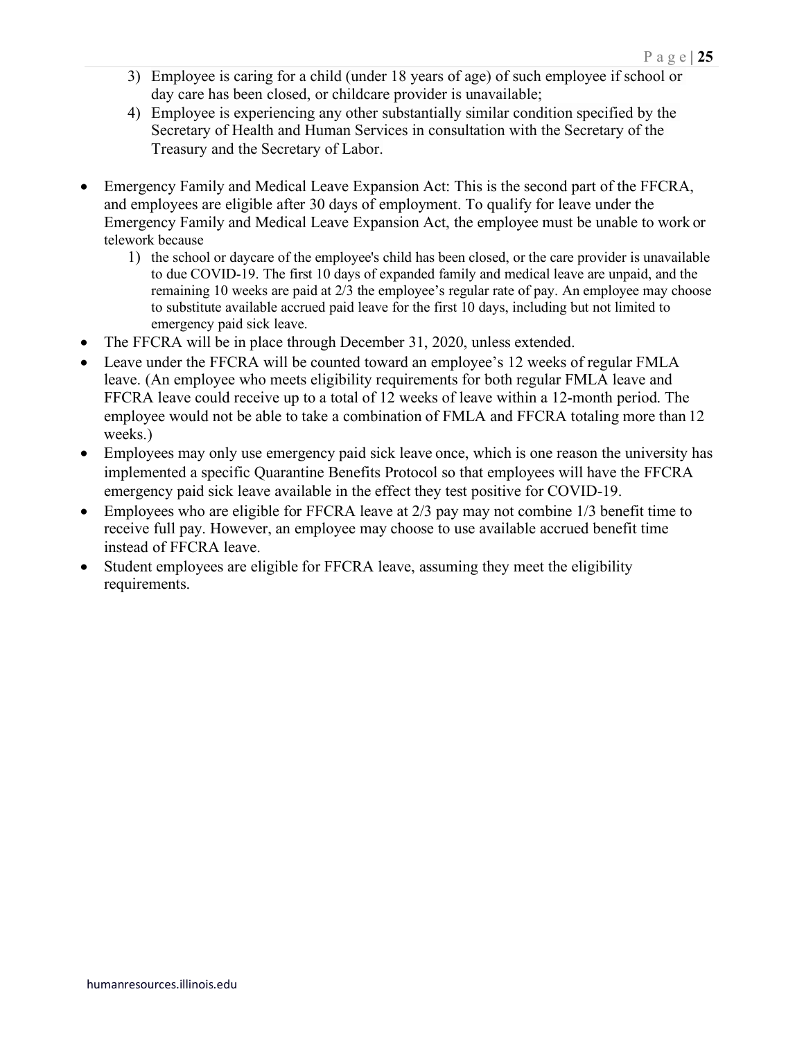3) Employee is caring for a child (under 18 years of age) of such employee if school or day care has been closed, or childcare provider is unavailable;
4) Employee is experiencing any other substantially similar condition specified by the Secretary of Health and Human Services in consultation with the Secretary of the Treasury and the Secretary of Labor.

- Emergency Family and Medical Leave Expansion Act: This is the second part of the FFCRA, and employees are eligible after 30 days of employment. To qualify for leave under the Emergency Family and Medical Leave Expansion Act, the employee must be unable to work or telework because
    1) the school or daycare of the employee's child has been closed, or the care provider is unavailable to due COVID-19. The first 10 days of expanded family and medical leave are unpaid, and the remaining 10 weeks are paid at 2/3 the employee's regular rate of pay. An employee may choose to substitute available accrued paid leave for the first 10 days, including but not limited to emergency paid sick leave.
- The FFCRA will be in place through December 31, 2020, unless extended.
- Leave under the FFCRA will be counted toward an employee's 12 weeks of regular FMLA leave. (An employee who meets eligibility requirements for both regular FMLA leave and FFCRA leave could receive up to a total of 12 weeks of leave within a 12-month period. The employee would not be able to take a combination of FMLA and FFCRA totaling more than 12 weeks.)
- Employees may only use emergency paid sick leave once, which is one reason the university has implemented a specific Quarantine Benefits Protocol so that employees will have the FFCRA emergency paid sick leave available in the effect they test positive for COVID-19.
- Employees who are eligible for FFCRA leave at 2/3 pay may not combine 1/3 benefit time to receive full pay. However, an employee may choose to use available accrued benefit time instead of FFCRA leave.
- Student employees are eligible for FFCRA leave, assuming they meet the eligibility requirements.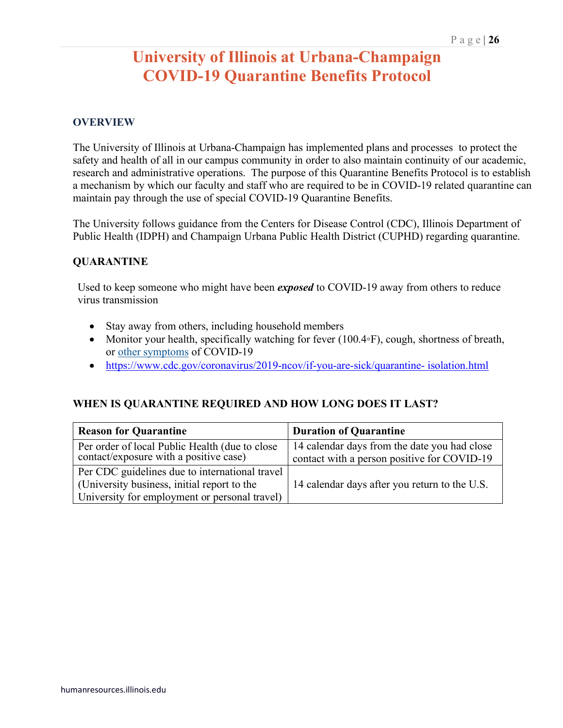# University of Illinois at Urbana-Champaign COVID-19 Quarantine Benefits Protocol

## OVERVIEW

The University of Illinois at Urbana-Champaign has implemented plans and processes to protect the safety and health of all in our campus community in order to also maintain continuity of our academic, research and administrative operations. The purpose of this Quarantine Benefits Protocol is to establish a mechanism by which our faculty and staff who are required to be in COVID-19 related quarantine can maintain pay through the use of special COVID-19 Quarantine Benefits.

The University follows guidance from the Centers for Disease Control (CDC), Illinois Department of Public Health (IDPH) and Champaign Urbana Public Health District (CUPHD) regarding quarantine.

## QUARANTINE

Used to keep someone who might have been ***exposed*** to COVID-19 away from others to reduce virus transmission

- Stay away from others, including household members
- Monitor your health, specifically watching for fever (100.4◦F), cough, shortness of breath, or other symptoms of COVID-19
- https://www.cdc.gov/coronavirus/2019-ncov/if-you-are-sick/quarantine- isolation.html

## WHEN IS QUARANTINE REQUIRED AND HOW LONG DOES IT LAST?

| Reason for Quarantine | Duration of Quarantine |
|---|---|
| Per order of local Public Health (due to close contact/exposure with a positive case) | 14 calendar days from the date you had close contact with a person positive for COVID-19 |
| Per CDC guidelines due to international travel (University business, initial report to the University for employment or personal travel) | 14 calendar days after you return to the U.S. |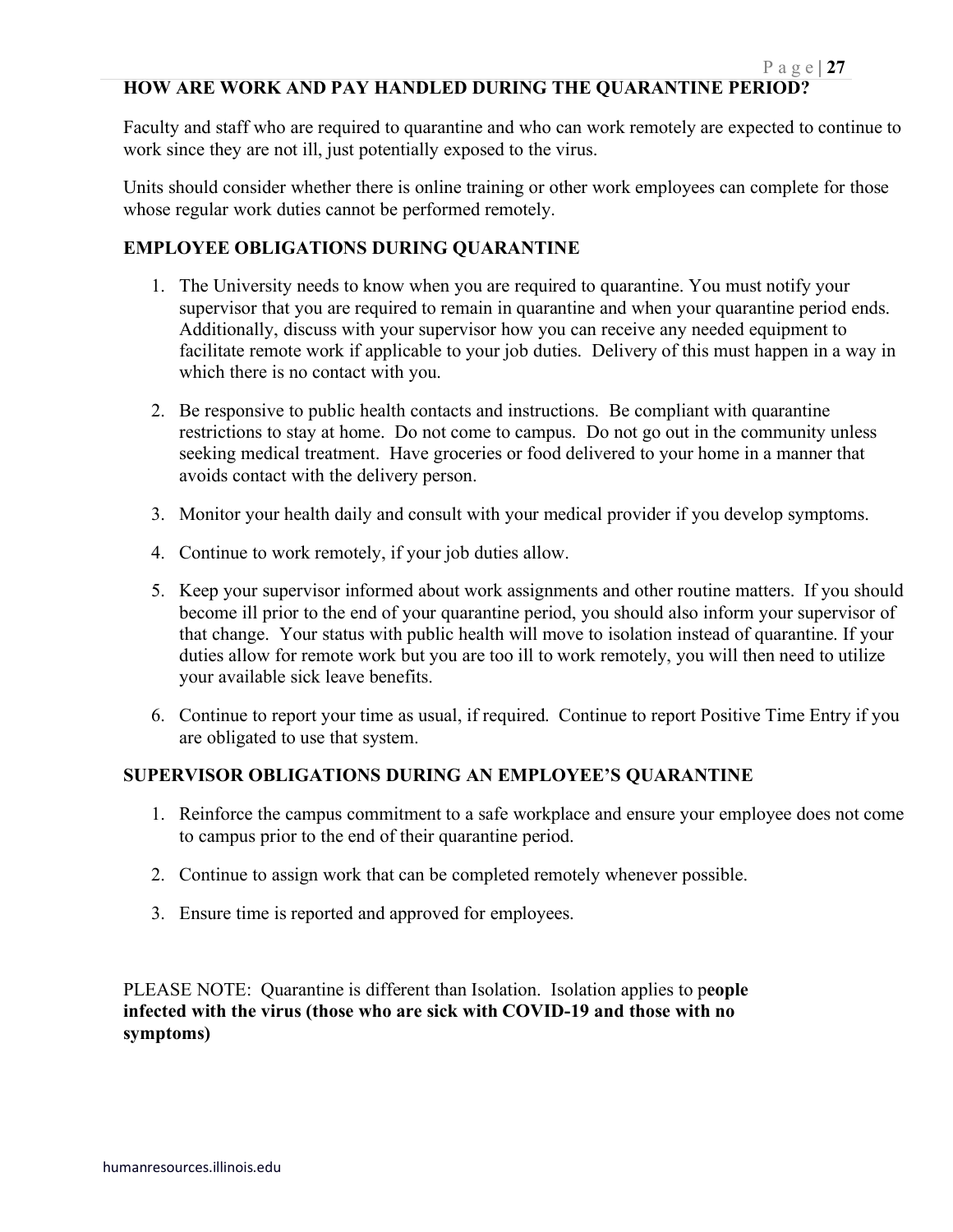## HOW ARE WORK AND PAY HANDLED DURING THE QUARANTINE PERIOD?

Faculty and staff who are required to quarantine and who can work remotely are expected to continue to work since they are not ill, just potentially exposed to the virus.

Units should consider whether there is online training or other work employees can complete for those whose regular work duties cannot be performed remotely.

### EMPLOYEE OBLIGATIONS DURING QUARANTINE

1. The University needs to know when you are required to quarantine. You must notify your supervisor that you are required to remain in quarantine and when your quarantine period ends. Additionally, discuss with your supervisor how you can receive any needed equipment to facilitate remote work if applicable to your job duties. Delivery of this must happen in a way in which there is no contact with you.
2. Be responsive to public health contacts and instructions. Be compliant with quarantine restrictions to stay at home. Do not come to campus. Do not go out in the community unless seeking medical treatment. Have groceries or food delivered to your home in a manner that avoids contact with the delivery person.
3. Monitor your health daily and consult with your medical provider if you develop symptoms.
4. Continue to work remotely, if your job duties allow.
5. Keep your supervisor informed about work assignments and other routine matters. If you should become ill prior to the end of your quarantine period, you should also inform your supervisor of that change. Your status with public health will move to isolation instead of quarantine. If your duties allow for remote work but you are too ill to work remotely, you will then need to utilize your available sick leave benefits.
6. Continue to report your time as usual, if required. Continue to report Positive Time Entry if you are obligated to use that system.

### SUPERVISOR OBLIGATIONS DURING AN EMPLOYEE'S QUARANTINE

1. Reinforce the campus commitment to a safe workplace and ensure your employee does not come to campus prior to the end of their quarantine period.
2. Continue to assign work that can be completed remotely whenever possible.
3. Ensure time is reported and approved for employees.

PLEASE NOTE: Quarantine is different than Isolation. Isolation applies to p**eople infected with the virus (those who are sick with COVID-19 and those with no symptoms)**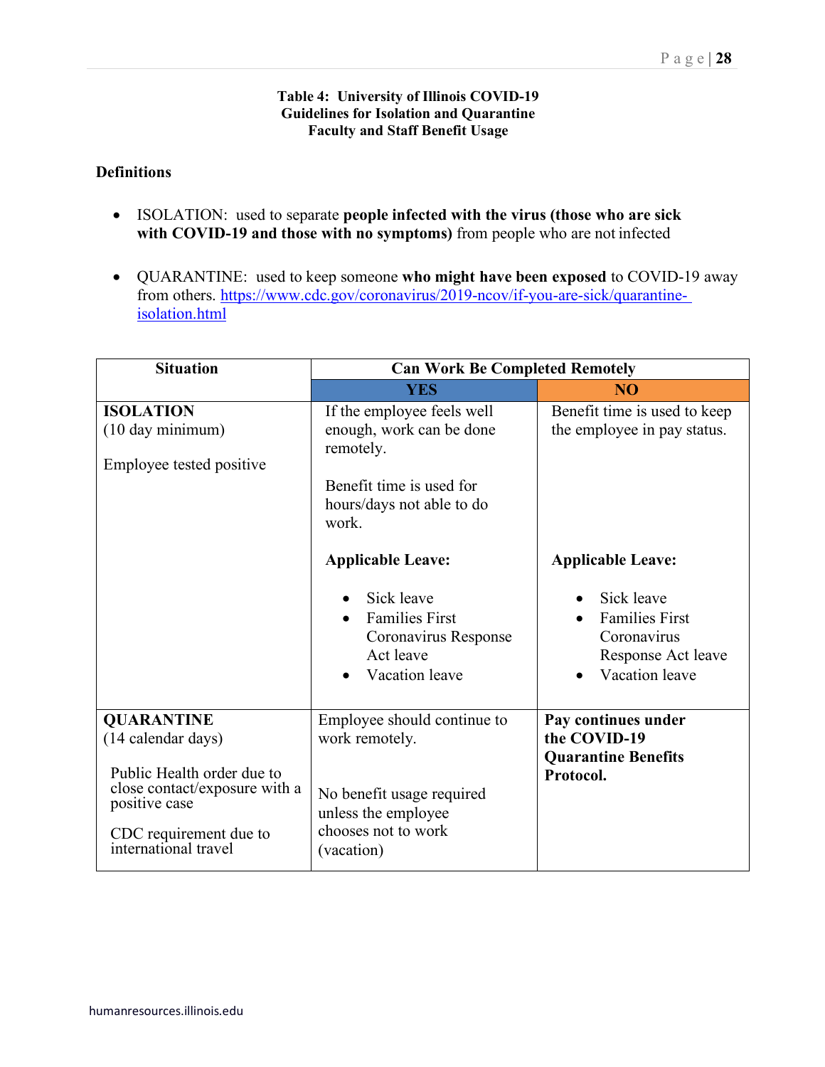**Table 4: University of Illinois COVID-19 Guidelines for Isolation and Quarantine Faculty and Staff Benefit Usage**

**Definitions**

- ISOLATION: used to separate **people infected with the virus (those who are sick with COVID-19 and those with no symptoms)** from people who are not infected
- QUARANTINE: used to keep someone **who might have been exposed** to COVID-19 away from others. https://www.cdc.gov/coronavirus/2019-ncov/if-you-are-sick/quarantine-isolation.html

| Situation | Can Work Be Completed Remotely | |
|---|---|---|
| | **YES** | **NO** |
| **ISOLATION** (10 day minimum)<br><br>Employee tested positive | If the employee feels well enough, work can be done remotely.<br><br>Benefit time is used for hours/days not able to do work.<br><br>**Applicable Leave:**<br>• Sick leave<br>• Families First Coronavirus Response Act leave<br>• Vacation leave | Benefit time is used to keep the employee in pay status.<br><br>**Applicable Leave:**<br>• Sick leave<br>• Families First Coronavirus Response Act leave<br>• Vacation leave |
| **QUARANTINE** (14 calendar days)<br><br>Public Health order due to close contact/exposure with a positive case<br><br>CDC requirement due to international travel | Employee should continue to work remotely.<br><br>No benefit usage required unless the employee chooses not to work (vacation) | **Pay continues under the COVID-19 Quarantine Benefits Protocol.** |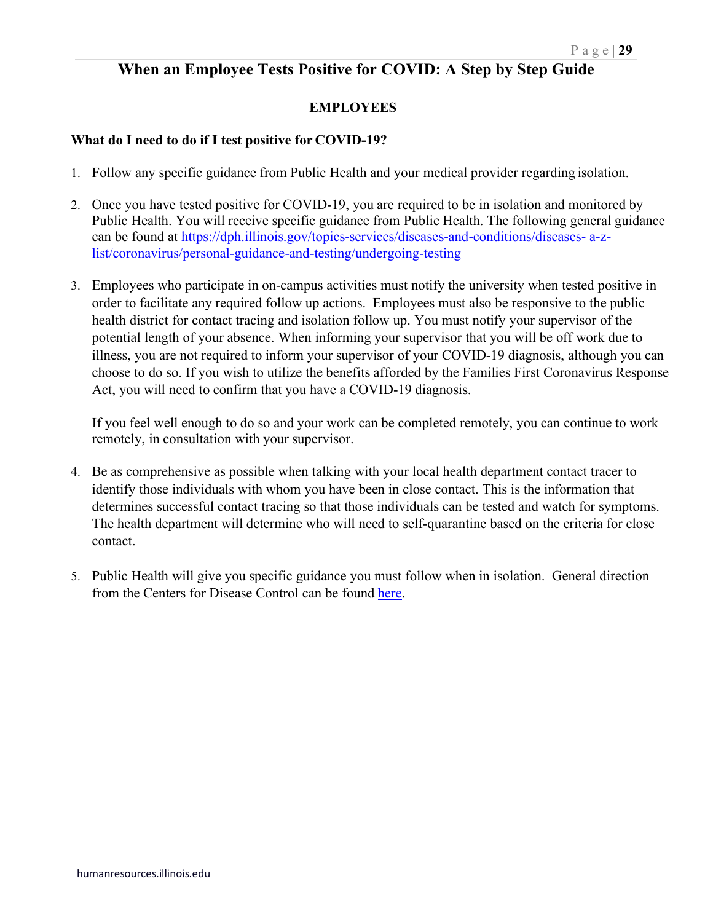## When an Employee Tests Positive for COVID: A Step by Step Guide

### EMPLOYEES

**What do I need to do if I test positive for COVID-19?**

1. Follow any specific guidance from Public Health and your medical provider regarding isolation.

2. Once you have tested positive for COVID-19, you are required to be in isolation and monitored by Public Health. You will receive specific guidance from Public Health. The following general guidance can be found at [https://dph.illinois.gov/topics-services/diseases-and-conditions/diseases- a-z-list/coronavirus/personal-guidance-and-testing/undergoing-testing](https://dph.illinois.gov/topics-services/diseases-and-conditions/diseases-a-z-list/coronavirus/personal-guidance-and-testing/undergoing-testing)

3. Employees who participate in on-campus activities must notify the university when tested positive in order to facilitate any required follow up actions. Employees must also be responsive to the public health district for contact tracing and isolation follow up. You must notify your supervisor of the potential length of your absence. When informing your supervisor that you will be off work due to illness, you are not required to inform your supervisor of your COVID-19 diagnosis, although you can choose to do so. If you wish to utilize the benefits afforded by the Families First Coronavirus Response Act, you will need to confirm that you have a COVID-19 diagnosis.

   If you feel well enough to do so and your work can be completed remotely, you can continue to work remotely, in consultation with your supervisor.

4. Be as comprehensive as possible when talking with your local health department contact tracer to identify those individuals with whom you have been in close contact. This is the information that determines successful contact tracing so that those individuals can be tested and watch for symptoms. The health department will determine who will need to self-quarantine based on the criteria for close contact.

5. Public Health will give you specific guidance you must follow when in isolation. General direction from the Centers for Disease Control can be found here.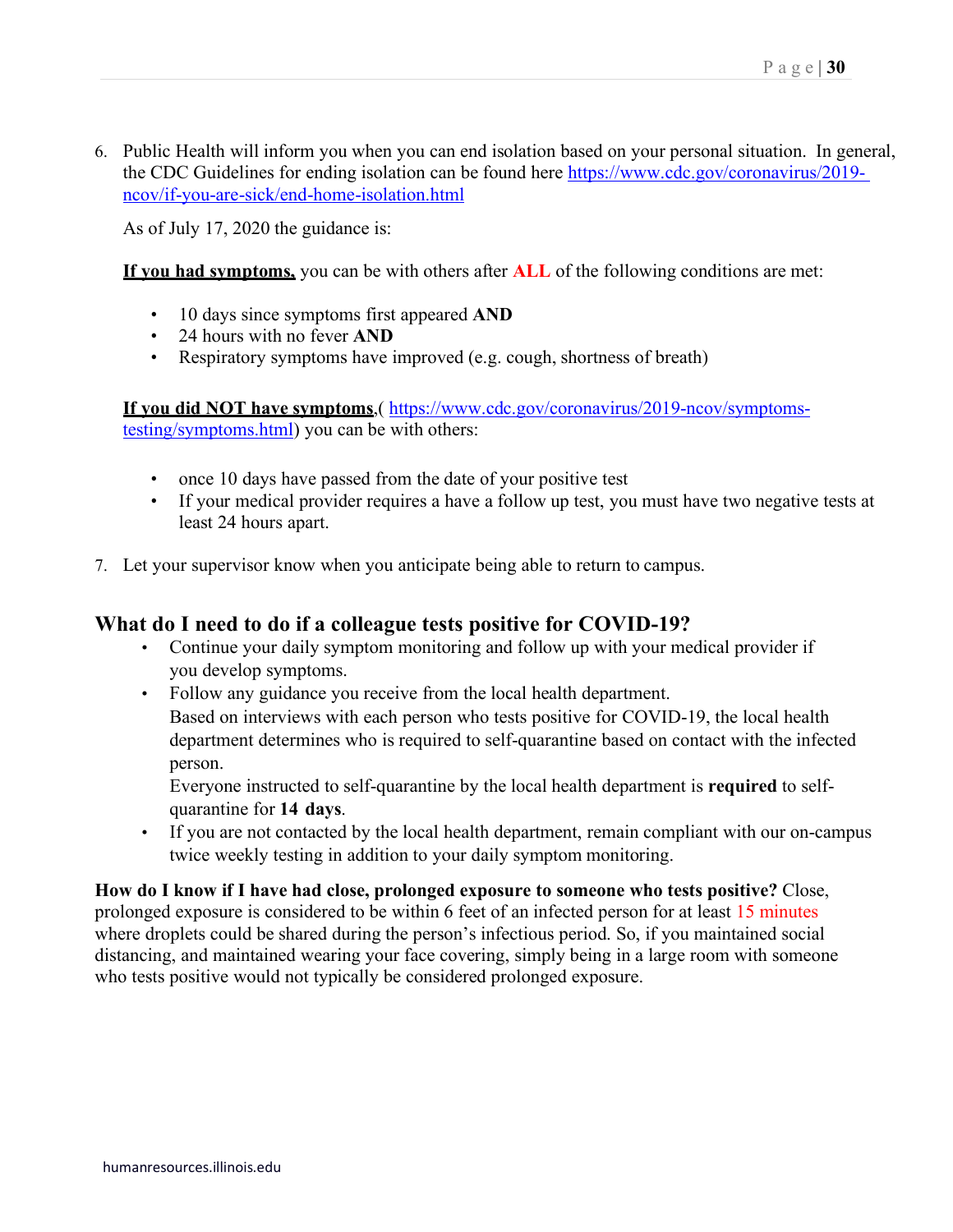6. Public Health will inform you when you can end isolation based on your personal situation. In general, the CDC Guidelines for ending isolation can be found here [https://www.cdc.gov/coronavirus/2019-ncov/if-you-are-sick/end-home-isolation.html](https://www.cdc.gov/coronavirus/2019-ncov/if-you-are-sick/end-home-isolation.html)

   As of July 17, 2020 the guidance is:

   **If you had symptoms,** you can be with others after **ALL** of the following conditions are met:

   - 10 days since symptoms first appeared **AND**
   - 24 hours with no fever **AND**
   - Respiratory symptoms have improved (e.g. cough, shortness of breath)

   **If you did NOT have symptoms**,( [https://www.cdc.gov/coronavirus/2019-ncov/symptoms-testing/symptoms.html](https://www.cdc.gov/coronavirus/2019-ncov/symptoms-testing/symptoms.html)) you can be with others:

   - once 10 days have passed from the date of your positive test
   - If your medical provider requires a have a follow up test, you must have two negative tests at least 24 hours apart.

7. Let your supervisor know when you anticipate being able to return to campus.

## What do I need to do if a colleague tests positive for COVID-19?

- Continue your daily symptom monitoring and follow up with your medical provider if you develop symptoms.
- Follow any guidance you receive from the local health department.
  Based on interviews with each person who tests positive for COVID-19, the local health department determines who is required to self-quarantine based on contact with the infected person.
  Everyone instructed to self-quarantine by the local health department is **required** to self-quarantine for **14 days**.
- If you are not contacted by the local health department, remain compliant with our on-campus twice weekly testing in addition to your daily symptom monitoring.

**How do I know if I have had close, prolonged exposure to someone who tests positive?** Close, prolonged exposure is considered to be within 6 feet of an infected person for at least 15 minutes where droplets could be shared during the person's infectious period. So, if you maintained social distancing, and maintained wearing your face covering, simply being in a large room with someone who tests positive would not typically be considered prolonged exposure.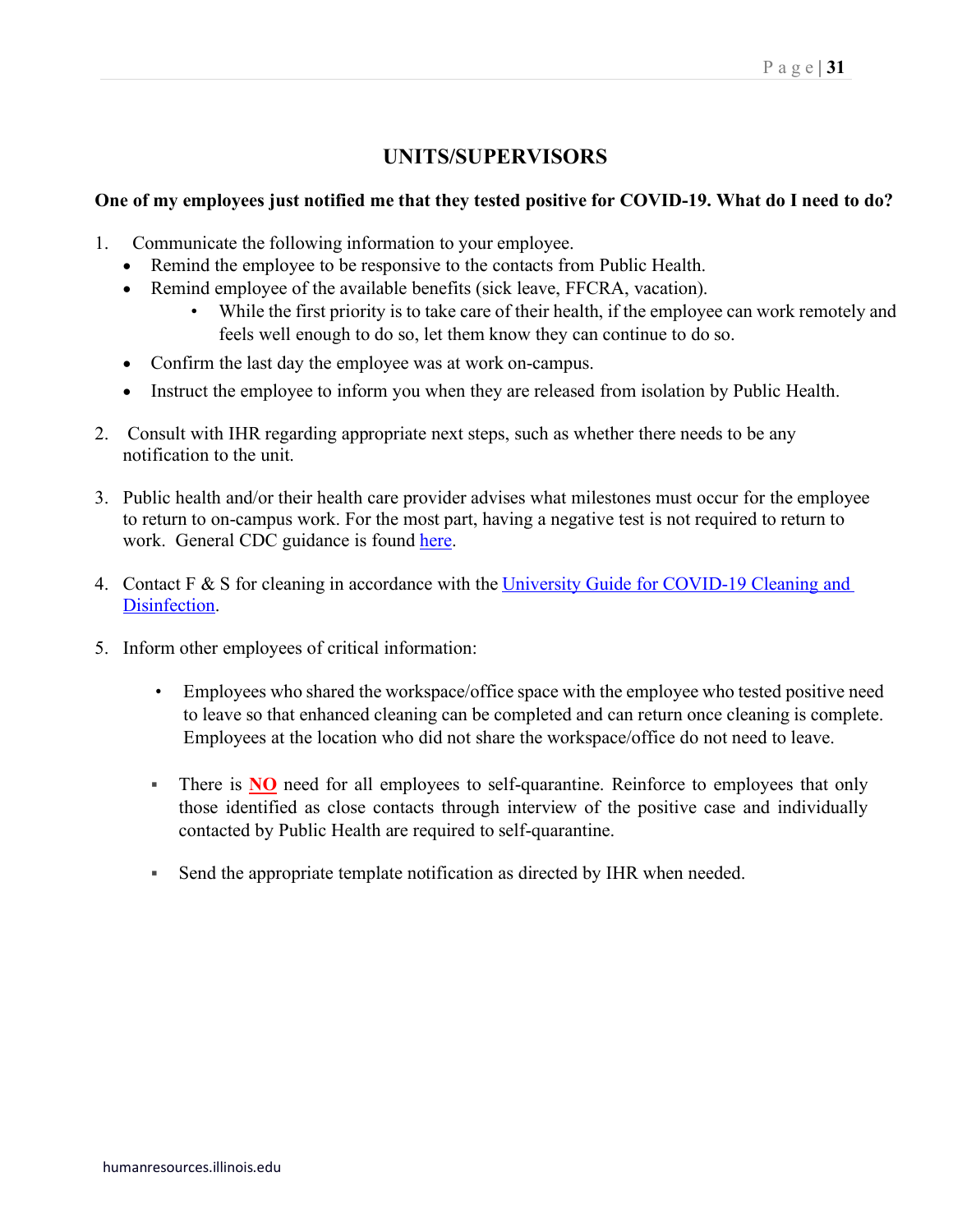## UNITS/SUPERVISORS

**One of my employees just notified me that they tested positive for COVID-19. What do I need to do?**

1. Communicate the following information to your employee.
   - Remind the employee to be responsive to the contacts from Public Health.
   - Remind employee of the available benefits (sick leave, FFCRA, vacation).
     - While the first priority is to take care of their health, if the employee can work remotely and feels well enough to do so, let them know they can continue to do so.
   - Confirm the last day the employee was at work on-campus.
   - Instruct the employee to inform you when they are released from isolation by Public Health.

2. Consult with IHR regarding appropriate next steps, such as whether there needs to be any notification to the unit.

3. Public health and/or their health care provider advises what milestones must occur for the employee to return to on-campus work. For the most part, having a negative test is not required to return to work. General CDC guidance is found here.

4. Contact F & S for cleaning in accordance with the University Guide for COVID-19 Cleaning and Disinfection.

5. Inform other employees of critical information:
   - Employees who shared the workspace/office space with the employee who tested positive need to leave so that enhanced cleaning can be completed and can return once cleaning is complete. Employees at the location who did not share the workspace/office do not need to leave.
   - There is **NO** need for all employees to self-quarantine. Reinforce to employees that only those identified as close contacts through interview of the positive case and individually contacted by Public Health are required to self-quarantine.
   - Send the appropriate template notification as directed by IHR when needed.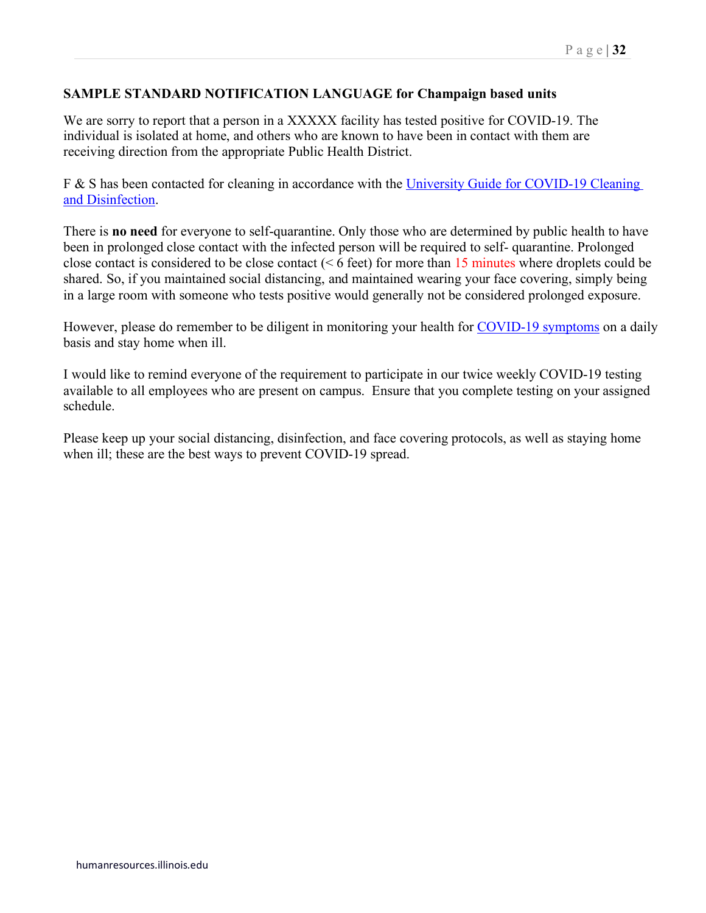**SAMPLE STANDARD NOTIFICATION LANGUAGE for Champaign based units**

We are sorry to report that a person in a XXXXX facility has tested positive for COVID-19. The individual is isolated at home, and others who are known to have been in contact with them are receiving direction from the appropriate Public Health District.

F & S has been contacted for cleaning in accordance with the University Guide for COVID-19 Cleaning and Disinfection.

There is **no need** for everyone to self-quarantine. Only those who are determined by public health to have been in prolonged close contact with the infected person will be required to self- quarantine. Prolonged close contact is considered to be close contact (< 6 feet) for more than 15 minutes where droplets could be shared. So, if you maintained social distancing, and maintained wearing your face covering, simply being in a large room with someone who tests positive would generally not be considered prolonged exposure.

However, please do remember to be diligent in monitoring your health for COVID-19 symptoms on a daily basis and stay home when ill.

I would like to remind everyone of the requirement to participate in our twice weekly COVID-19 testing available to all employees who are present on campus. Ensure that you complete testing on your assigned schedule.

Please keep up your social distancing, disinfection, and face covering protocols, as well as staying home when ill; these are the best ways to prevent COVID-19 spread.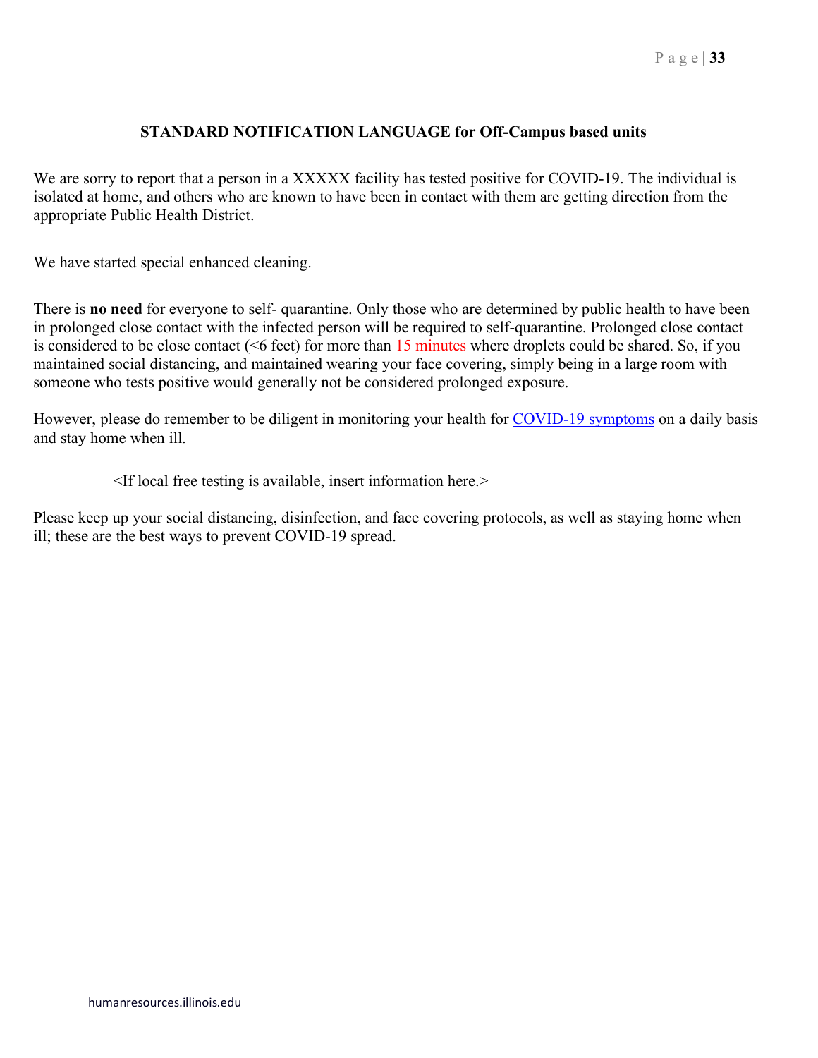## STANDARD NOTIFICATION LANGUAGE for Off-Campus based units

We are sorry to report that a person in a XXXXX facility has tested positive for COVID-19. The individual is isolated at home, and others who are known to have been in contact with them are getting direction from the appropriate Public Health District.

We have started special enhanced cleaning.

There is **no need** for everyone to self- quarantine. Only those who are determined by public health to have been in prolonged close contact with the infected person will be required to self-quarantine. Prolonged close contact is considered to be close contact (<6 feet) for more than 15 minutes where droplets could be shared. So, if you maintained social distancing, and maintained wearing your face covering, simply being in a large room with someone who tests positive would generally not be considered prolonged exposure.

However, please do remember to be diligent in monitoring your health for COVID-19 symptoms on a daily basis and stay home when ill.

<If local free testing is available, insert information here.>

Please keep up your social distancing, disinfection, and face covering protocols, as well as staying home when ill; these are the best ways to prevent COVID-19 spread.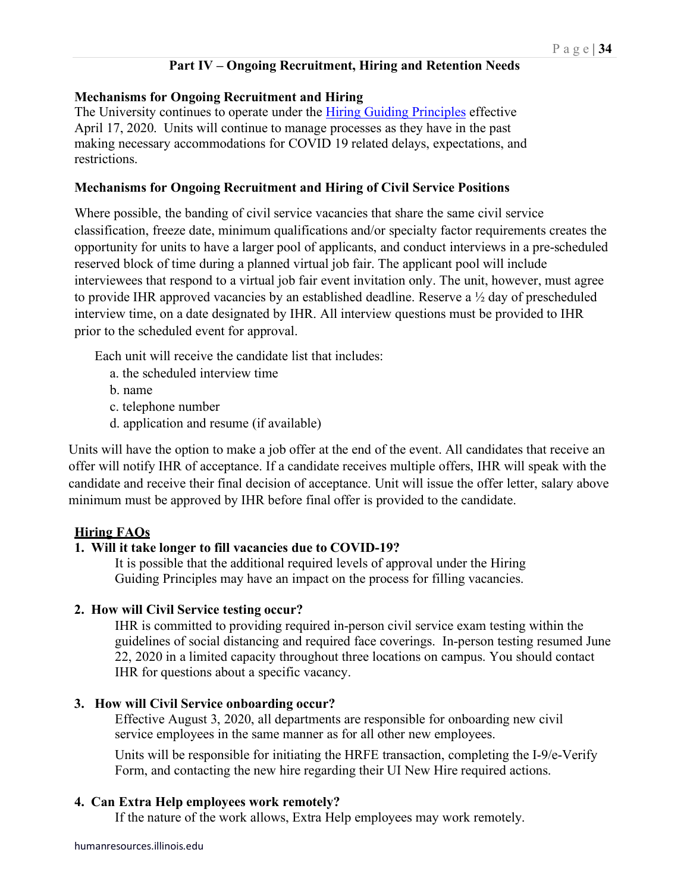## Part IV – Ongoing Recruitment, Hiring and Retention Needs

**Mechanisms for Ongoing Recruitment and Hiring**

The University continues to operate under the Hiring Guiding Principles effective April 17, 2020. Units will continue to manage processes as they have in the past making necessary accommodations for COVID 19 related delays, expectations, and restrictions.

**Mechanisms for Ongoing Recruitment and Hiring of Civil Service Positions**

Where possible, the banding of civil service vacancies that share the same civil service classification, freeze date, minimum qualifications and/or specialty factor requirements creates the opportunity for units to have a larger pool of applicants, and conduct interviews in a pre-scheduled reserved block of time during a planned virtual job fair. The applicant pool will include interviewees that respond to a virtual job fair event invitation only. The unit, however, must agree to provide IHR approved vacancies by an established deadline. Reserve a ½ day of prescheduled interview time, on a date designated by IHR. All interview questions must be provided to IHR prior to the scheduled event for approval.

Each unit will receive the candidate list that includes:

a. the scheduled interview time
b. name
c. telephone number
d. application and resume (if available)

Units will have the option to make a job offer at the end of the event. All candidates that receive an offer will notify IHR of acceptance. If a candidate receives multiple offers, IHR will speak with the candidate and receive their final decision of acceptance. Unit will issue the offer letter, salary above minimum must be approved by IHR before final offer is provided to the candidate.

**Hiring FAQs**

1. **Will it take longer to fill vacancies due to COVID-19?**

   It is possible that the additional required levels of approval under the Hiring Guiding Principles may have an impact on the process for filling vacancies.

2. **How will Civil Service testing occur?**

   IHR is committed to providing required in-person civil service exam testing within the guidelines of social distancing and required face coverings. In-person testing resumed June 22, 2020 in a limited capacity throughout three locations on campus. You should contact IHR for questions about a specific vacancy.

3. **How will Civil Service onboarding occur?**

   Effective August 3, 2020, all departments are responsible for onboarding new civil service employees in the same manner as for all other new employees.

   Units will be responsible for initiating the HRFE transaction, completing the I-9/e-Verify Form, and contacting the new hire regarding their UI New Hire required actions.

4. **Can Extra Help employees work remotely?**

   If the nature of the work allows, Extra Help employees may work remotely.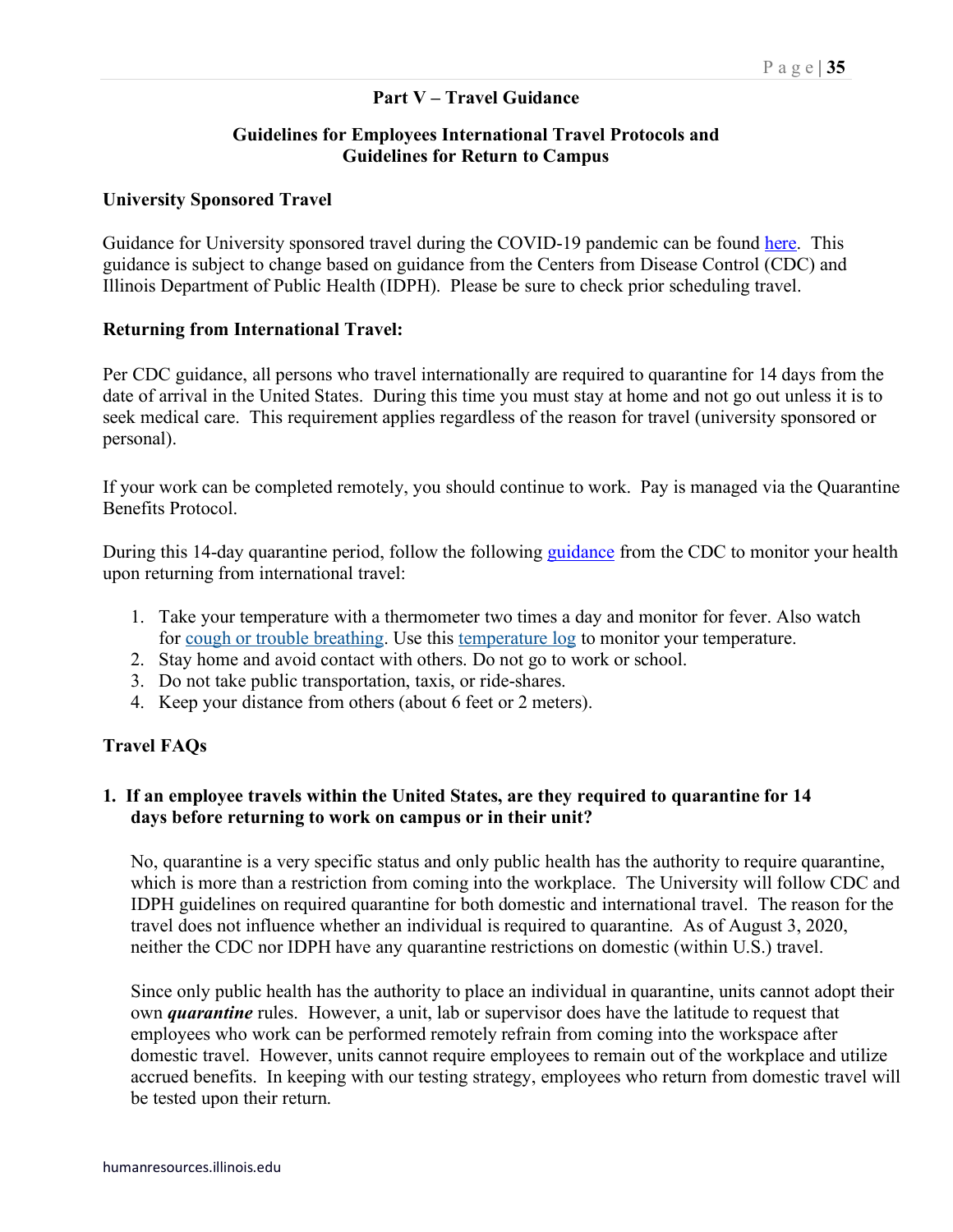## Part V – Travel Guidance

### Guidelines for Employees International Travel Protocols and Guidelines for Return to Campus

**University Sponsored Travel**

Guidance for University sponsored travel during the COVID-19 pandemic can be found here. This guidance is subject to change based on guidance from the Centers from Disease Control (CDC) and Illinois Department of Public Health (IDPH). Please be sure to check prior scheduling travel.

**Returning from International Travel:**

Per CDC guidance, all persons who travel internationally are required to quarantine for 14 days from the date of arrival in the United States. During this time you must stay at home and not go out unless it is to seek medical care. This requirement applies regardless of the reason for travel (university sponsored or personal).

If your work can be completed remotely, you should continue to work. Pay is managed via the Quarantine Benefits Protocol.

During this 14-day quarantine period, follow the following guidance from the CDC to monitor your health upon returning from international travel:

1. Take your temperature with a thermometer two times a day and monitor for fever. Also watch for cough or trouble breathing. Use this temperature log to monitor your temperature.
2. Stay home and avoid contact with others. Do not go to work or school.
3. Do not take public transportation, taxis, or ride-shares.
4. Keep your distance from others (about 6 feet or 2 meters).

**Travel FAQs**

**1. If an employee travels within the United States, are they required to quarantine for 14 days before returning to work on campus or in their unit?**

No, quarantine is a very specific status and only public health has the authority to require quarantine, which is more than a restriction from coming into the workplace. The University will follow CDC and IDPH guidelines on required quarantine for both domestic and international travel. The reason for the travel does not influence whether an individual is required to quarantine. As of August 3, 2020, neither the CDC nor IDPH have any quarantine restrictions on domestic (within U.S.) travel.

Since only public health has the authority to place an individual in quarantine, units cannot adopt their own ***quarantine*** rules. However, a unit, lab or supervisor does have the latitude to request that employees who work can be performed remotely refrain from coming into the workspace after domestic travel. However, units cannot require employees to remain out of the workplace and utilize accrued benefits. In keeping with our testing strategy, employees who return from domestic travel will be tested upon their return.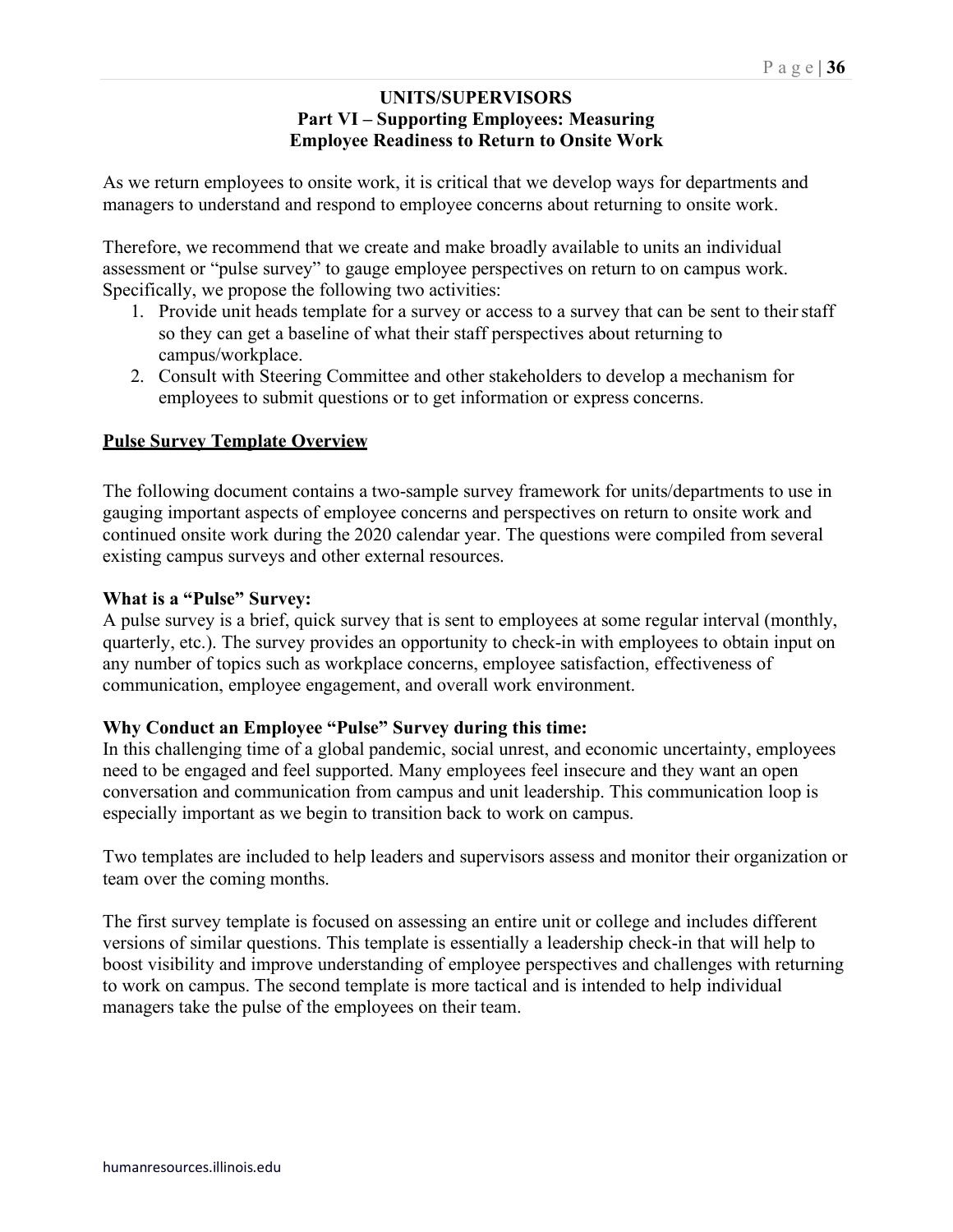## UNITS/SUPERVISORS
## Part VI – Supporting Employees: Measuring Employee Readiness to Return to Onsite Work

As we return employees to onsite work, it is critical that we develop ways for departments and managers to understand and respond to employee concerns about returning to onsite work.

Therefore, we recommend that we create and make broadly available to units an individual assessment or "pulse survey" to gauge employee perspectives on return to on campus work. Specifically, we propose the following two activities:

1. Provide unit heads template for a survey or access to a survey that can be sent to their staff so they can get a baseline of what their staff perspectives about returning to campus/workplace.
2. Consult with Steering Committee and other stakeholders to develop a mechanism for employees to submit questions or to get information or express concerns.

### Pulse Survey Template Overview

The following document contains a two-sample survey framework for units/departments to use in gauging important aspects of employee concerns and perspectives on return to onsite work and continued onsite work during the 2020 calendar year. The questions were compiled from several existing campus surveys and other external resources.

**What is a "Pulse" Survey:**
A pulse survey is a brief, quick survey that is sent to employees at some regular interval (monthly, quarterly, etc.). The survey provides an opportunity to check-in with employees to obtain input on any number of topics such as workplace concerns, employee satisfaction, effectiveness of communication, employee engagement, and overall work environment.

**Why Conduct an Employee "Pulse" Survey during this time:**
In this challenging time of a global pandemic, social unrest, and economic uncertainty, employees need to be engaged and feel supported. Many employees feel insecure and they want an open conversation and communication from campus and unit leadership. This communication loop is especially important as we begin to transition back to work on campus.

Two templates are included to help leaders and supervisors assess and monitor their organization or team over the coming months.

The first survey template is focused on assessing an entire unit or college and includes different versions of similar questions. This template is essentially a leadership check-in that will help to boost visibility and improve understanding of employee perspectives and challenges with returning to work on campus. The second template is more tactical and is intended to help individual managers take the pulse of the employees on their team.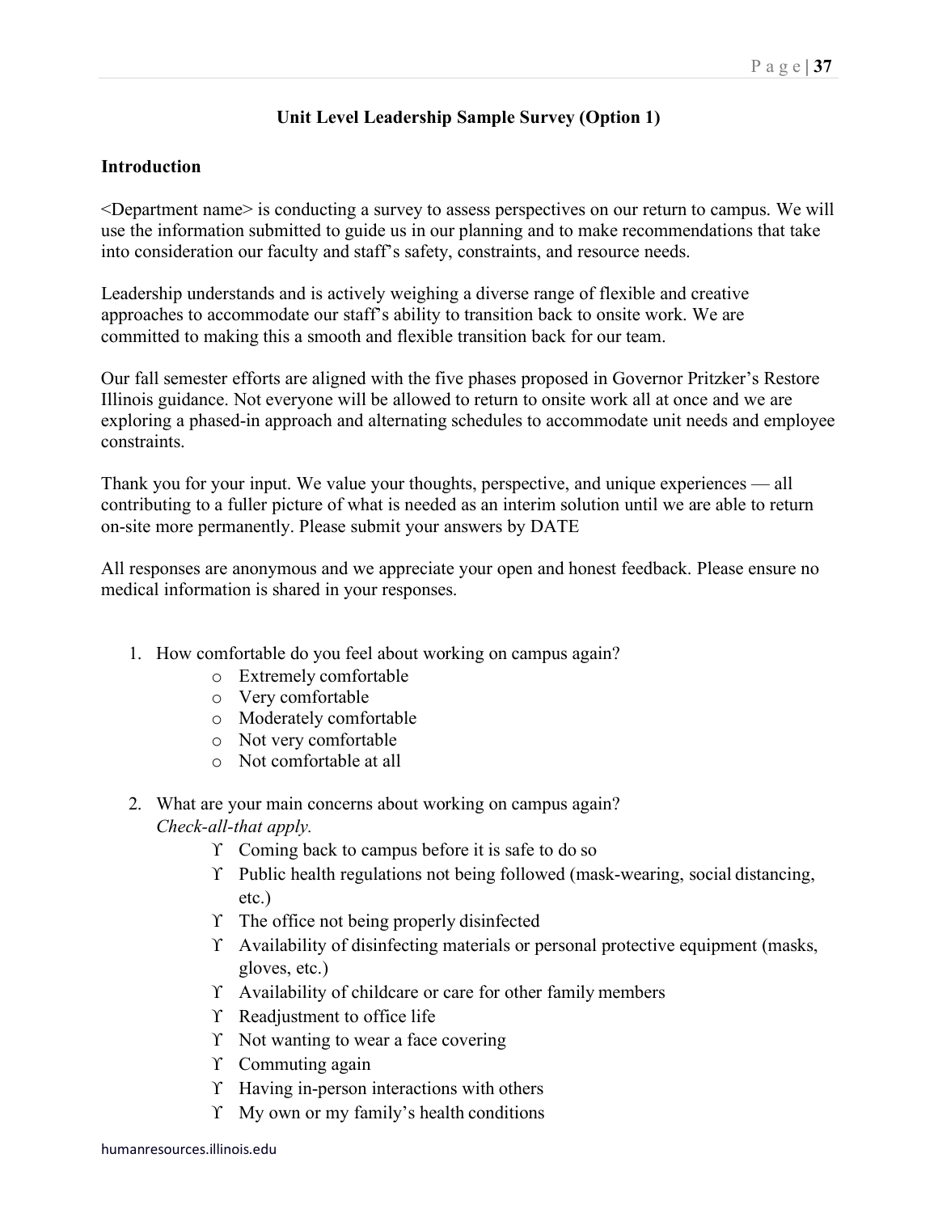## Unit Level Leadership Sample Survey (Option 1)

### Introduction

<Department name> is conducting a survey to assess perspectives on our return to campus. We will use the information submitted to guide us in our planning and to make recommendations that take into consideration our faculty and staff's safety, constraints, and resource needs.

Leadership understands and is actively weighing a diverse range of flexible and creative approaches to accommodate our staff's ability to transition back to onsite work. We are committed to making this a smooth and flexible transition back for our team.

Our fall semester efforts are aligned with the five phases proposed in Governor Pritzker's Restore Illinois guidance. Not everyone will be allowed to return to onsite work all at once and we are exploring a phased-in approach and alternating schedules to accommodate unit needs and employee constraints.

Thank you for your input. We value your thoughts, perspective, and unique experiences — all contributing to a fuller picture of what is needed as an interim solution until we are able to return on-site more permanently. Please submit your answers by DATE

All responses are anonymous and we appreciate your open and honest feedback. Please ensure no medical information is shared in your responses.

1. How comfortable do you feel about working on campus again?
   - Extremely comfortable
   - Very comfortable
   - Moderately comfortable
   - Not very comfortable
   - Not comfortable at all

2. What are your main concerns about working on campus again?
   *Check-all-that apply.*
   - Coming back to campus before it is safe to do so
   - Public health regulations not being followed (mask-wearing, social distancing, etc.)
   - The office not being properly disinfected
   - Availability of disinfecting materials or personal protective equipment (masks, gloves, etc.)
   - Availability of childcare or care for other family members
   - Readjustment to office life
   - Not wanting to wear a face covering
   - Commuting again
   - Having in-person interactions with others
   - My own or my family's health conditions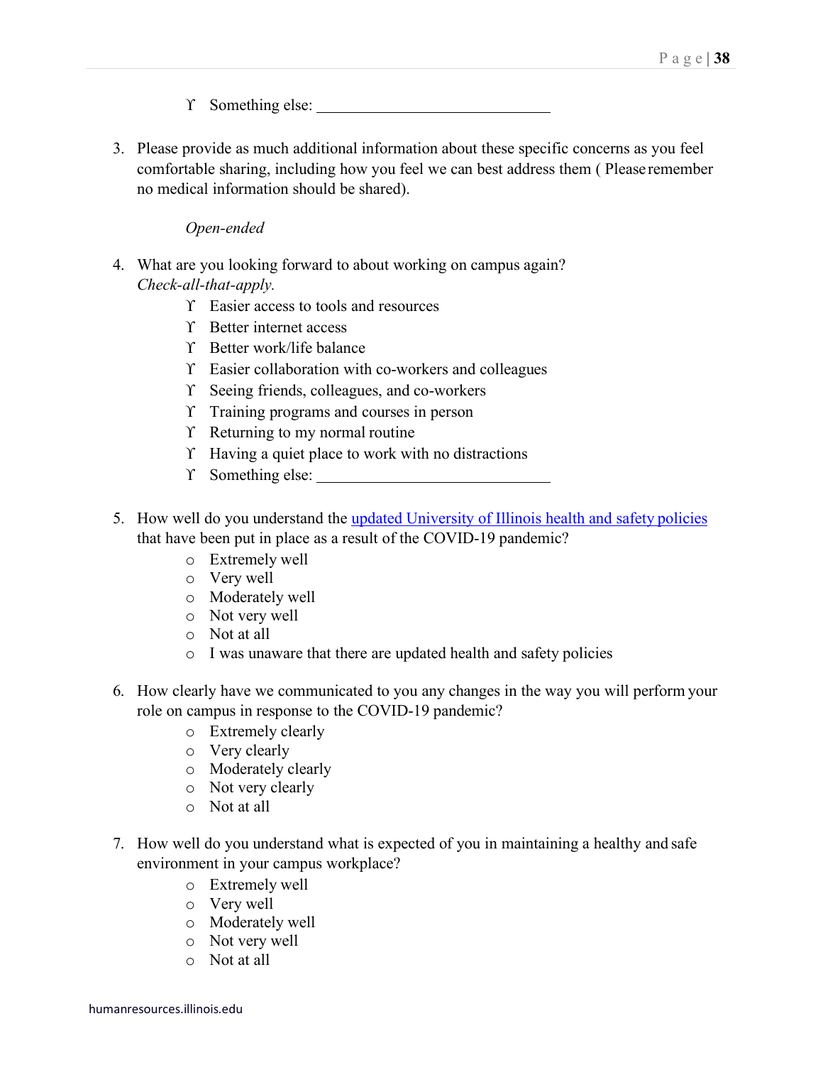- Something else: ______________________________

3. Please provide as much additional information about these specific concerns as you feel comfortable sharing, including how you feel we can best address them ( Please remember no medical information should be shared).

    *Open-ended*

4. What are you looking forward to about working on campus again? *Check-all-that-apply.*
    - Easier access to tools and resources
    - Better internet access
    - Better work/life balance
    - Easier collaboration with co-workers and colleagues
    - Seeing friends, colleagues, and co-workers
    - Training programs and courses in person
    - Returning to my normal routine
    - Having a quiet place to work with no distractions
    - Something else: ______________________________

5. How well do you understand the [updated University of Illinois health and safety policies](#) that have been put in place as a result of the COVID-19 pandemic?
    - Extremely well
    - Very well
    - Moderately well
    - Not very well
    - Not at all
    - I was unaware that there are updated health and safety policies

6. How clearly have we communicated to you any changes in the way you will perform your role on campus in response to the COVID-19 pandemic?
    - Extremely clearly
    - Very clearly
    - Moderately clearly
    - Not very clearly
    - Not at all

7. How well do you understand what is expected of you in maintaining a healthy and safe environment in your campus workplace?
    - Extremely well
    - Very well
    - Moderately well
    - Not very well
    - Not at all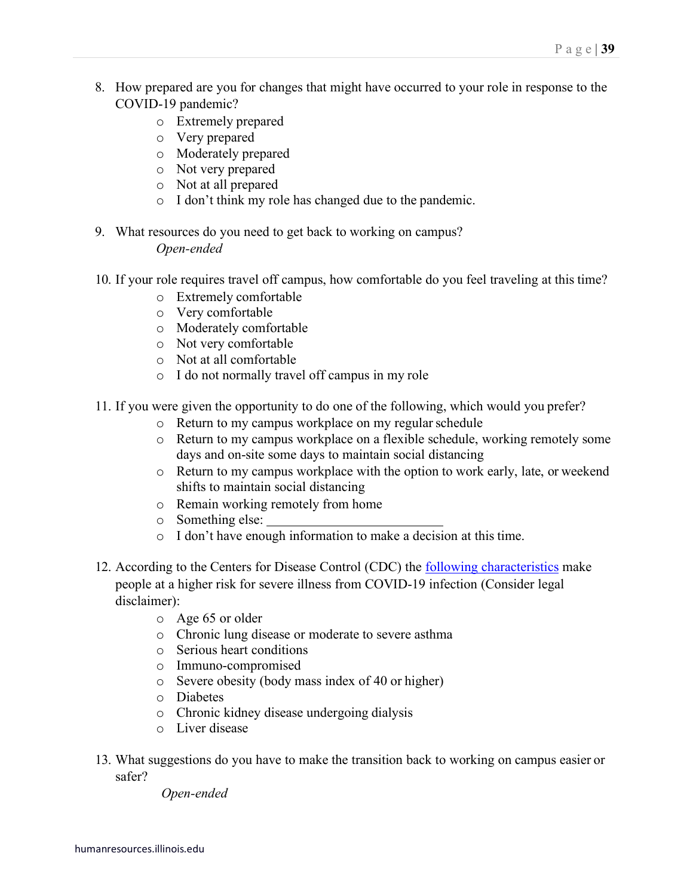8. How prepared are you for changes that might have occurred to your role in response to the COVID-19 pandemic?
    - Extremely prepared
    - Very prepared
    - Moderately prepared
    - Not very prepared
    - Not at all prepared
    - I don't think my role has changed due to the pandemic.

9. What resources do you need to get back to working on campus?
    *Open-ended*

10. If your role requires travel off campus, how comfortable do you feel traveling at this time?
    - Extremely comfortable
    - Very comfortable
    - Moderately comfortable
    - Not very comfortable
    - Not at all comfortable
    - I do not normally travel off campus in my role

11. If you were given the opportunity to do one of the following, which would you prefer?
    - Return to my campus workplace on my regular schedule
    - Return to my campus workplace on a flexible schedule, working remotely some days and on-site some days to maintain social distancing
    - Return to my campus workplace with the option to work early, late, or weekend shifts to maintain social distancing
    - Remain working remotely from home
    - Something else: ___________________________
    - I don't have enough information to make a decision at this time.

12. According to the Centers for Disease Control (CDC) the following characteristics make people at a higher risk for severe illness from COVID-19 infection (Consider legal disclaimer):
    - Age 65 or older
    - Chronic lung disease or moderate to severe asthma
    - Serious heart conditions
    - Immuno-compromised
    - Severe obesity (body mass index of 40 or higher)
    - Diabetes
    - Chronic kidney disease undergoing dialysis
    - Liver disease

13. What suggestions do you have to make the transition back to working on campus easier or safer?
    *Open-ended*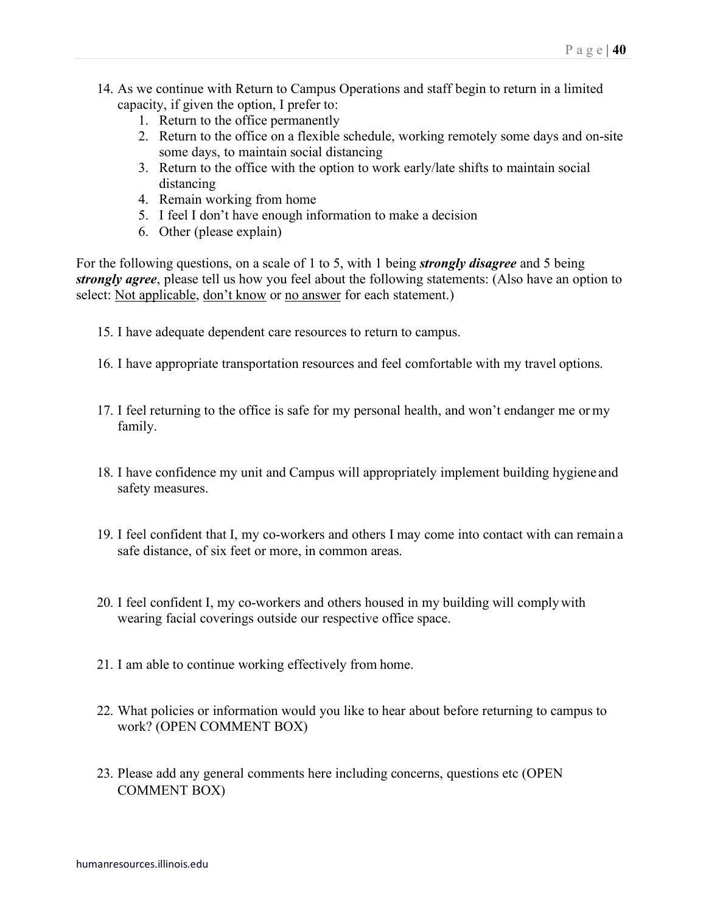14. As we continue with Return to Campus Operations and staff begin to return in a limited capacity, if given the option, I prefer to:
    1. Return to the office permanently
    2. Return to the office on a flexible schedule, working remotely some days and on-site some days, to maintain social distancing
    3. Return to the office with the option to work early/late shifts to maintain social distancing
    4. Remain working from home
    5. I feel I don't have enough information to make a decision
    6. Other (please explain)

For the following questions, on a scale of 1 to 5, with 1 being ***strongly disagree*** and 5 being ***strongly agree***, please tell us how you feel about the following statements: (Also have an option to select: <u>Not applicable</u>, <u>don't know</u> or <u>no answer</u> for each statement.)

15. I have adequate dependent care resources to return to campus.
16. I have appropriate transportation resources and feel comfortable with my travel options.
17. I feel returning to the office is safe for my personal health, and won't endanger me or my family.
18. I have confidence my unit and Campus will appropriately implement building hygiene and safety measures.
19. I feel confident that I, my co-workers and others I may come into contact with can remain a safe distance, of six feet or more, in common areas.
20. I feel confident I, my co-workers and others housed in my building will comply with wearing facial coverings outside our respective office space.
21. I am able to continue working effectively from home.
22. What policies or information would you like to hear about before returning to campus to work? (OPEN COMMENT BOX)
23. Please add any general comments here including concerns, questions etc (OPEN COMMENT BOX)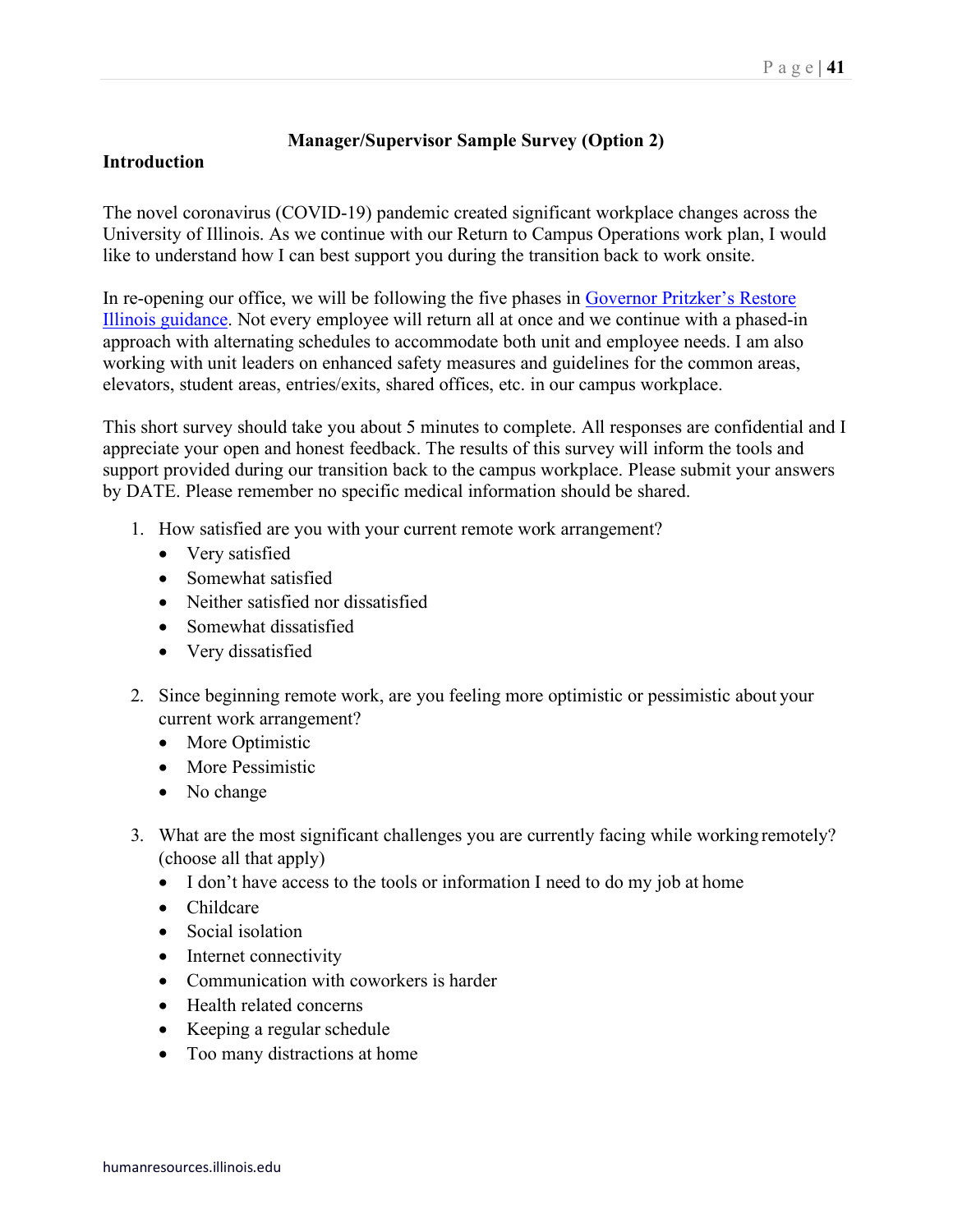## Manager/Supervisor Sample Survey (Option 2)

**Introduction**

The novel coronavirus (COVID-19) pandemic created significant workplace changes across the University of Illinois. As we continue with our Return to Campus Operations work plan, I would like to understand how I can best support you during the transition back to work onsite.

In re-opening our office, we will be following the five phases in [Governor Pritzker's Restore Illinois guidance](). Not every employee will return all at once and we continue with a phased-in approach with alternating schedules to accommodate both unit and employee needs. I am also working with unit leaders on enhanced safety measures and guidelines for the common areas, elevators, student areas, entries/exits, shared offices, etc. in our campus workplace.

This short survey should take you about 5 minutes to complete. All responses are confidential and I appreciate your open and honest feedback. The results of this survey will inform the tools and support provided during our transition back to the campus workplace. Please submit your answers by DATE. Please remember no specific medical information should be shared.

1. How satisfied are you with your current remote work arrangement?
   - Very satisfied
   - Somewhat satisfied
   - Neither satisfied nor dissatisfied
   - Somewhat dissatisfied
   - Very dissatisfied

2. Since beginning remote work, are you feeling more optimistic or pessimistic about your current work arrangement?
   - More Optimistic
   - More Pessimistic
   - No change

3. What are the most significant challenges you are currently facing while working remotely? (choose all that apply)
   - I don't have access to the tools or information I need to do my job at home
   - Childcare
   - Social isolation
   - Internet connectivity
   - Communication with coworkers is harder
   - Health related concerns
   - Keeping a regular schedule
   - Too many distractions at home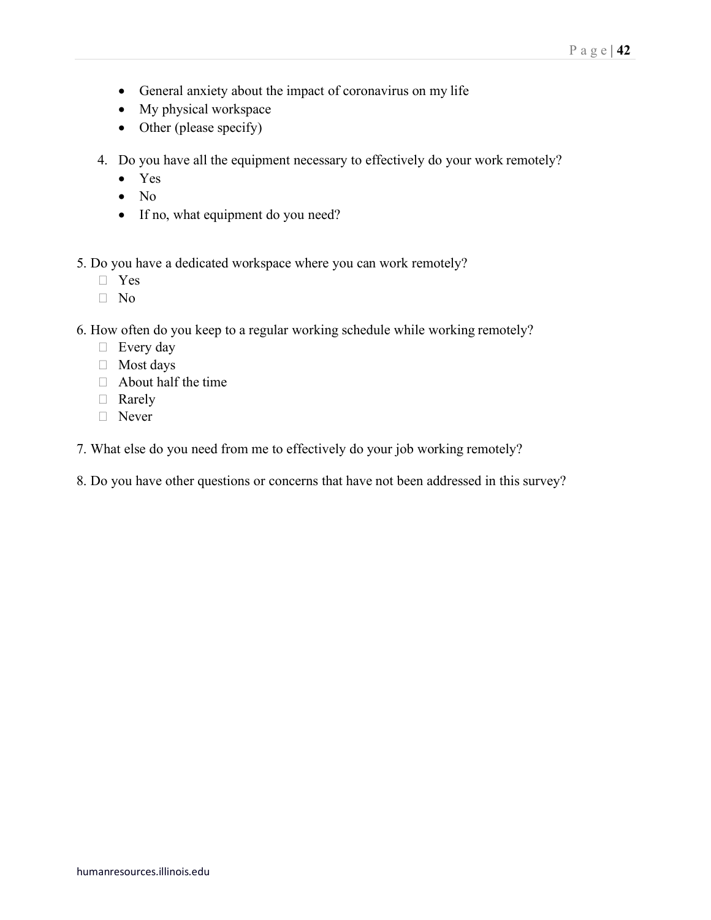- General anxiety about the impact of coronavirus on my life
- My physical workspace
- Other (please specify)

4. Do you have all the equipment necessary to effectively do your work remotely?
    - Yes
    - No
    - If no, what equipment do you need?

5. Do you have a dedicated workspace where you can work remotely?
    - Yes
    - No

6. How often do you keep to a regular working schedule while working remotely?
    - Every day
    - Most days
    - About half the time
    - Rarely
    - Never

7. What else do you need from me to effectively do your job working remotely?

8. Do you have other questions or concerns that have not been addressed in this survey?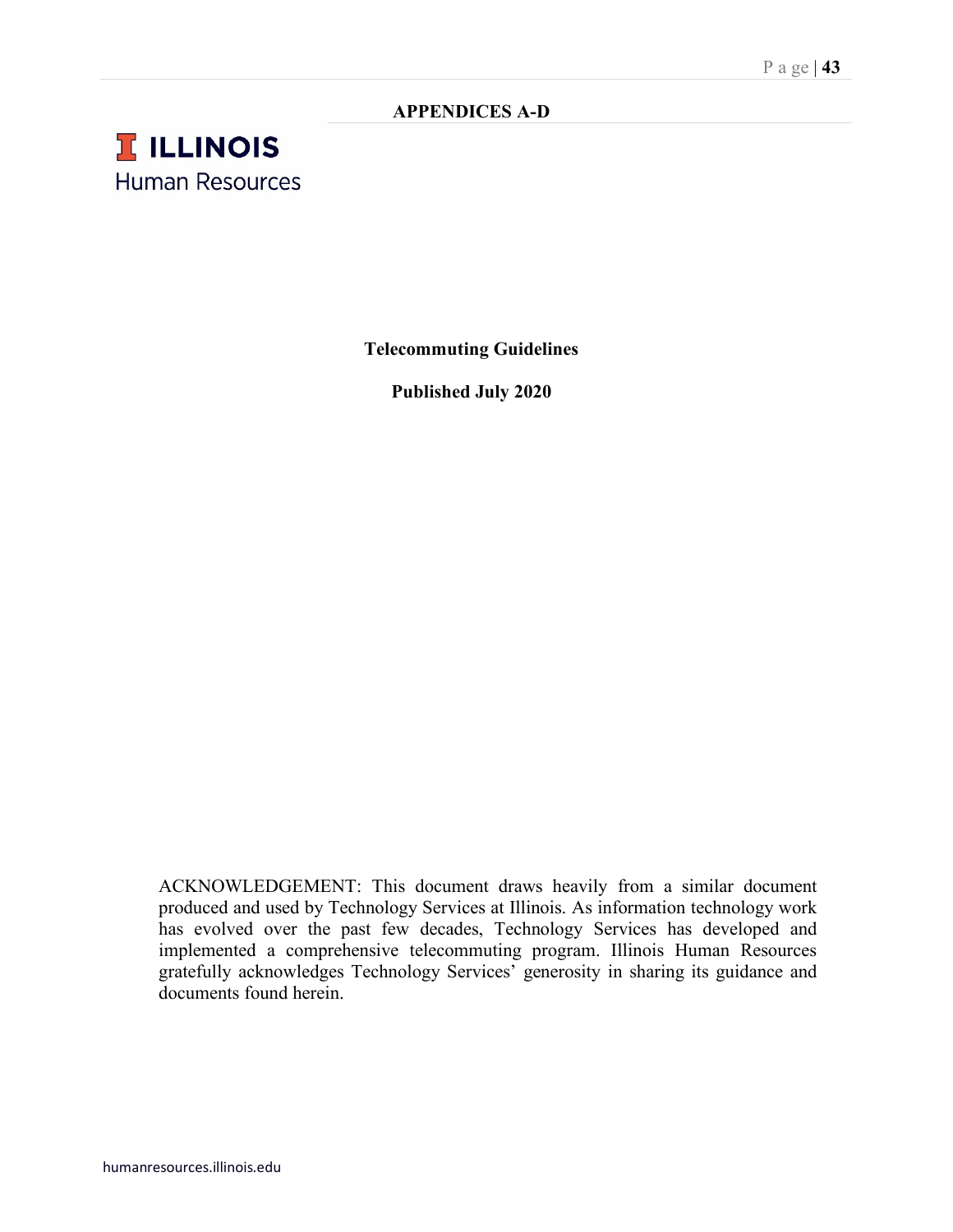**APPENDICES A-D**

ILLINOIS
Human Resources

**Telecommuting Guidelines**

**Published July 2020**

ACKNOWLEDGEMENT: This document draws heavily from a similar document produced and used by Technology Services at Illinois. As information technology work has evolved over the past few decades, Technology Services has developed and implemented a comprehensive telecommuting program. Illinois Human Resources gratefully acknowledges Technology Services' generosity in sharing its guidance and documents found herein.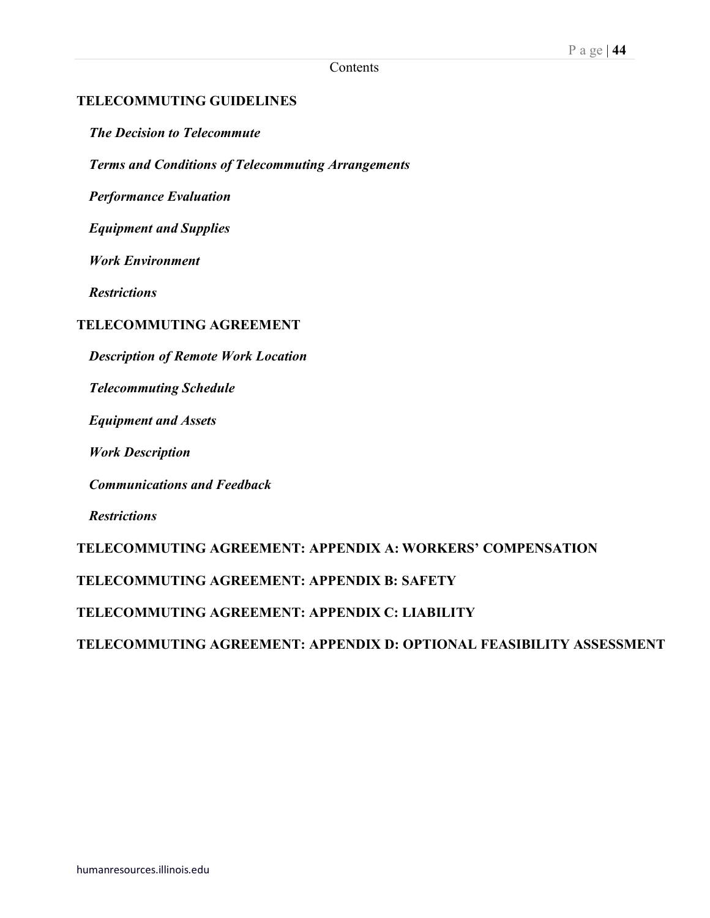Contents

**TELECOMMUTING GUIDELINES**

***The Decision to Telecommute***

***Terms and Conditions of Telecommuting Arrangements***

***Performance Evaluation***

***Equipment and Supplies***

***Work Environment***

***Restrictions***

**TELECOMMUTING AGREEMENT**

***Description of Remote Work Location***

***Telecommuting Schedule***

***Equipment and Assets***

***Work Description***

***Communications and Feedback***

***Restrictions***

**TELECOMMUTING AGREEMENT: APPENDIX A: WORKERS' COMPENSATION**

**TELECOMMUTING AGREEMENT: APPENDIX B: SAFETY**

**TELECOMMUTING AGREEMENT: APPENDIX C: LIABILITY**

**TELECOMMUTING AGREEMENT: APPENDIX D: OPTIONAL FEASIBILITY ASSESSMENT**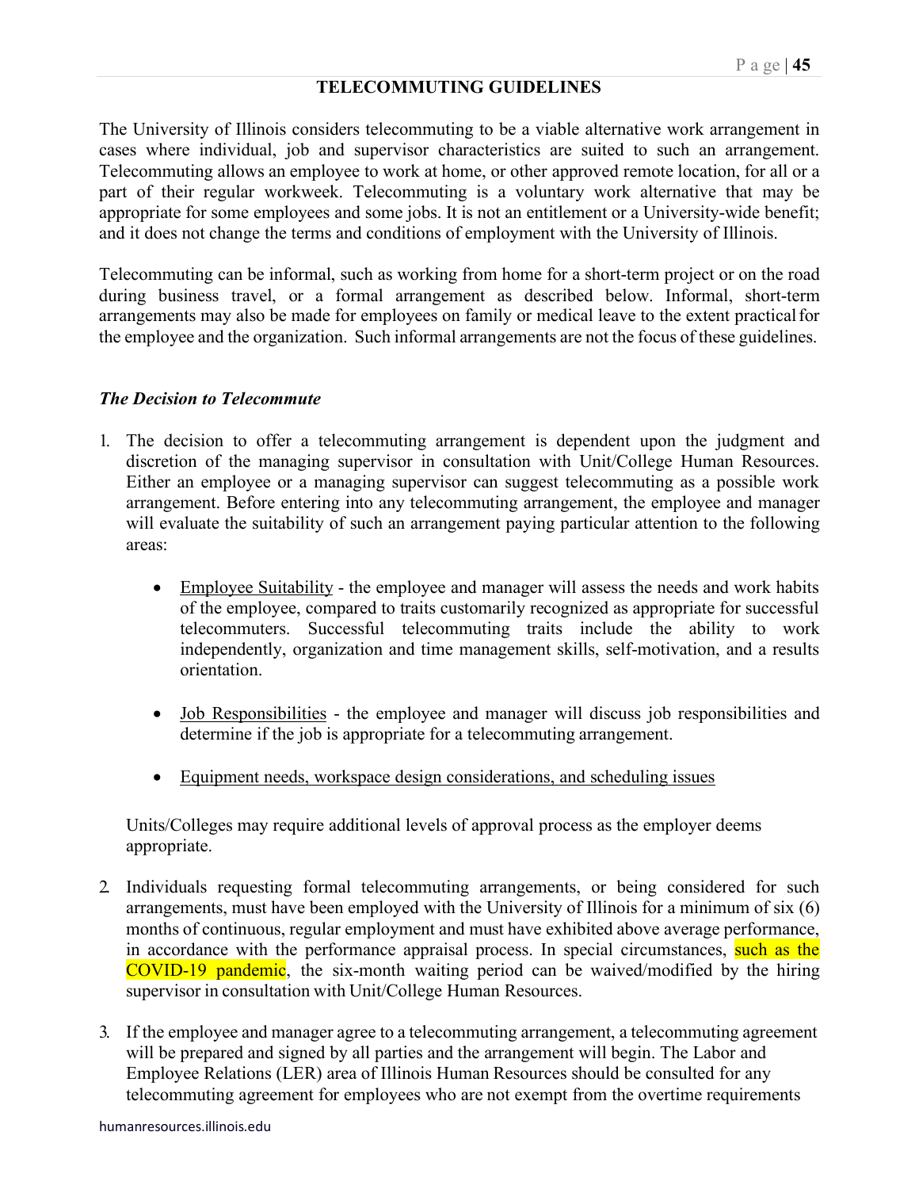## TELECOMMUTING GUIDELINES

The University of Illinois considers telecommuting to be a viable alternative work arrangement in cases where individual, job and supervisor characteristics are suited to such an arrangement. Telecommuting allows an employee to work at home, or other approved remote location, for all or a part of their regular workweek. Telecommuting is a voluntary work alternative that may be appropriate for some employees and some jobs. It is not an entitlement or a University-wide benefit; and it does not change the terms and conditions of employment with the University of Illinois.

Telecommuting can be informal, such as working from home for a short-term project or on the road during business travel, or a formal arrangement as described below. Informal, short-term arrangements may also be made for employees on family or medical leave to the extent practical for the employee and the organization. Such informal arrangements are not the focus of these guidelines.

### *The Decision to Telecommute*

1. The decision to offer a telecommuting arrangement is dependent upon the judgment and discretion of the managing supervisor in consultation with Unit/College Human Resources. Either an employee or a managing supervisor can suggest telecommuting as a possible work arrangement. Before entering into any telecommuting arrangement, the employee and manager will evaluate the suitability of such an arrangement paying particular attention to the following areas:

   - Employee Suitability - the employee and manager will assess the needs and work habits of the employee, compared to traits customarily recognized as appropriate for successful telecommuters. Successful telecommuting traits include the ability to work independently, organization and time management skills, self-motivation, and a results orientation.

   - Job Responsibilities - the employee and manager will discuss job responsibilities and determine if the job is appropriate for a telecommuting arrangement.

   - Equipment needs, workspace design considerations, and scheduling issues

   Units/Colleges may require additional levels of approval process as the employer deems appropriate.

2. Individuals requesting formal telecommuting arrangements, or being considered for such arrangements, must have been employed with the University of Illinois for a minimum of six (6) months of continuous, regular employment and must have exhibited above average performance, in accordance with the performance appraisal process. In special circumstances, such as the COVID-19 pandemic, the six-month waiting period can be waived/modified by the hiring supervisor in consultation with Unit/College Human Resources.

3. If the employee and manager agree to a telecommuting arrangement, a telecommuting agreement will be prepared and signed by all parties and the arrangement will begin. The Labor and Employee Relations (LER) area of Illinois Human Resources should be consulted for any telecommuting agreement for employees who are not exempt from the overtime requirements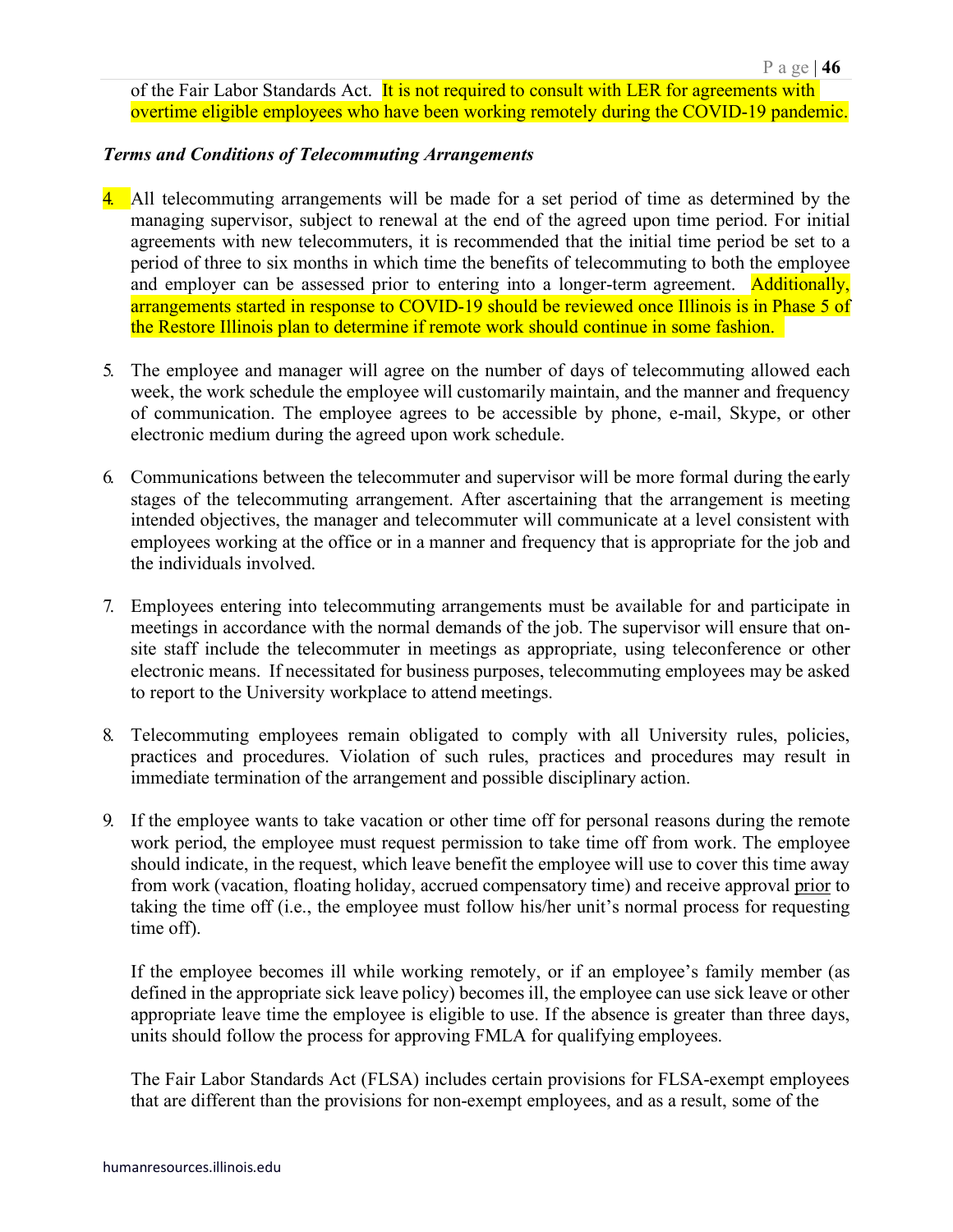of the Fair Labor Standards Act. It is not required to consult with LER for agreements with overtime eligible employees who have been working remotely during the COVID-19 pandemic.

***Terms and Conditions of Telecommuting Arrangements***

4. All telecommuting arrangements will be made for a set period of time as determined by the managing supervisor, subject to renewal at the end of the agreed upon time period. For initial agreements with new telecommuters, it is recommended that the initial time period be set to a period of three to six months in which time the benefits of telecommuting to both the employee and employer can be assessed prior to entering into a longer-term agreement. Additionally, arrangements started in response to COVID-19 should be reviewed once Illinois is in Phase 5 of the Restore Illinois plan to determine if remote work should continue in some fashion.

5. The employee and manager will agree on the number of days of telecommuting allowed each week, the work schedule the employee will customarily maintain, and the manner and frequency of communication. The employee agrees to be accessible by phone, e-mail, Skype, or other electronic medium during the agreed upon work schedule.

6. Communications between the telecommuter and supervisor will be more formal during the early stages of the telecommuting arrangement. After ascertaining that the arrangement is meeting intended objectives, the manager and telecommuter will communicate at a level consistent with employees working at the office or in a manner and frequency that is appropriate for the job and the individuals involved.

7. Employees entering into telecommuting arrangements must be available for and participate in meetings in accordance with the normal demands of the job. The supervisor will ensure that on-site staff include the telecommuter in meetings as appropriate, using teleconference or other electronic means. If necessitated for business purposes, telecommuting employees may be asked to report to the University workplace to attend meetings.

8. Telecommuting employees remain obligated to comply with all University rules, policies, practices and procedures. Violation of such rules, practices and procedures may result in immediate termination of the arrangement and possible disciplinary action.

9. If the employee wants to take vacation or other time off for personal reasons during the remote work period, the employee must request permission to take time off from work. The employee should indicate, in the request, which leave benefit the employee will use to cover this time away from work (vacation, floating holiday, accrued compensatory time) and receive approval <u>prior</u> to taking the time off (i.e., the employee must follow his/her unit's normal process for requesting time off).

   If the employee becomes ill while working remotely, or if an employee's family member (as defined in the appropriate sick leave policy) becomes ill, the employee can use sick leave or other appropriate leave time the employee is eligible to use. If the absence is greater than three days, units should follow the process for approving FMLA for qualifying employees.

   The Fair Labor Standards Act (FLSA) includes certain provisions for FLSA-exempt employees that are different than the provisions for non-exempt employees, and as a result, some of the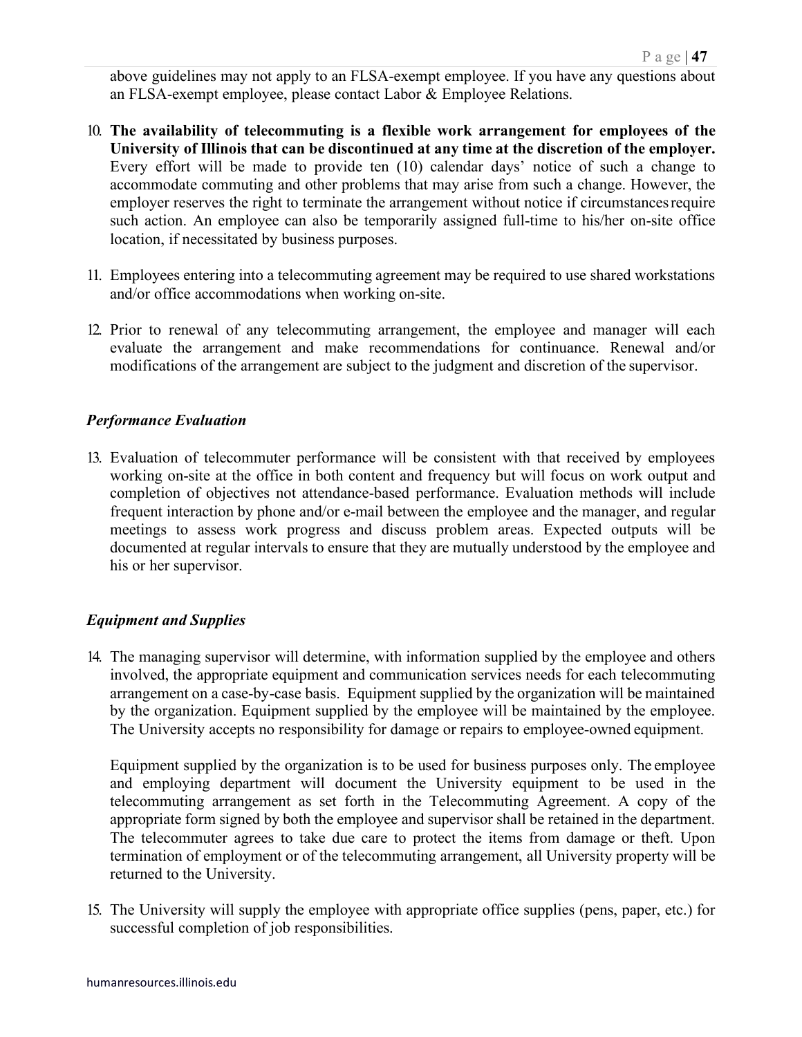above guidelines may not apply to an FLSA-exempt employee. If you have any questions about an FLSA-exempt employee, please contact Labor & Employee Relations.

10. **The availability of telecommuting is a flexible work arrangement for employees of the University of Illinois that can be discontinued at any time at the discretion of the employer.** Every effort will be made to provide ten (10) calendar days' notice of such a change to accommodate commuting and other problems that may arise from such a change. However, the employer reserves the right to terminate the arrangement without notice if circumstances require such action. An employee can also be temporarily assigned full-time to his/her on-site office location, if necessitated by business purposes.

11. Employees entering into a telecommuting agreement may be required to use shared workstations and/or office accommodations when working on-site.

12. Prior to renewal of any telecommuting arrangement, the employee and manager will each evaluate the arrangement and make recommendations for continuance. Renewal and/or modifications of the arrangement are subject to the judgment and discretion of the supervisor.

### *Performance Evaluation*

13. Evaluation of telecommuter performance will be consistent with that received by employees working on-site at the office in both content and frequency but will focus on work output and completion of objectives not attendance-based performance. Evaluation methods will include frequent interaction by phone and/or e-mail between the employee and the manager, and regular meetings to assess work progress and discuss problem areas. Expected outputs will be documented at regular intervals to ensure that they are mutually understood by the employee and his or her supervisor.

### *Equipment and Supplies*

14. The managing supervisor will determine, with information supplied by the employee and others involved, the appropriate equipment and communication services needs for each telecommuting arrangement on a case-by-case basis. Equipment supplied by the organization will be maintained by the organization. Equipment supplied by the employee will be maintained by the employee. The University accepts no responsibility for damage or repairs to employee-owned equipment.

    Equipment supplied by the organization is to be used for business purposes only. The employee and employing department will document the University equipment to be used in the telecommuting arrangement as set forth in the Telecommuting Agreement. A copy of the appropriate form signed by both the employee and supervisor shall be retained in the department. The telecommuter agrees to take due care to protect the items from damage or theft. Upon termination of employment or of the telecommuting arrangement, all University property will be returned to the University.

15. The University will supply the employee with appropriate office supplies (pens, paper, etc.) for successful completion of job responsibilities.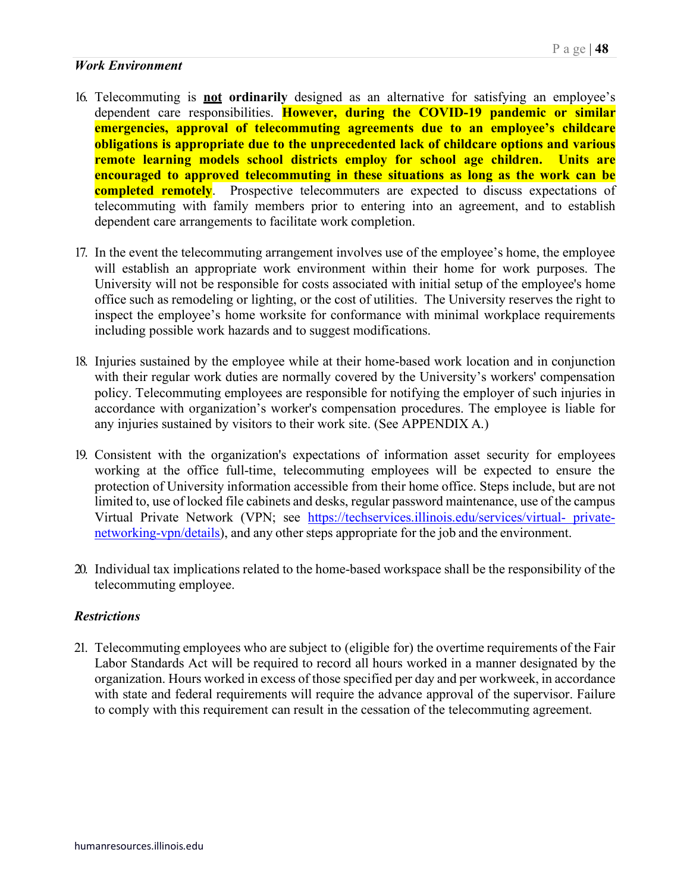***Work Environment***

16. Telecommuting is **not ordinarily** designed as an alternative for satisfying an employee's dependent care responsibilities. **However, during the COVID-19 pandemic or similar emergencies, approval of telecommuting agreements due to an employee's childcare obligations is appropriate due to the unprecedented lack of childcare options and various remote learning models school districts employ for school age children. Units are encouraged to approved telecommuting in these situations as long as the work can be completed remotely**. Prospective telecommuters are expected to discuss expectations of telecommuting with family members prior to entering into an agreement, and to establish dependent care arrangements to facilitate work completion.

17. In the event the telecommuting arrangement involves use of the employee's home, the employee will establish an appropriate work environment within their home for work purposes. The University will not be responsible for costs associated with initial setup of the employee's home office such as remodeling or lighting, or the cost of utilities. The University reserves the right to inspect the employee's home worksite for conformance with minimal workplace requirements including possible work hazards and to suggest modifications.

18. Injuries sustained by the employee while at their home-based work location and in conjunction with their regular work duties are normally covered by the University's workers' compensation policy. Telecommuting employees are responsible for notifying the employer of such injuries in accordance with organization's worker's compensation procedures. The employee is liable for any injuries sustained by visitors to their work site. (See APPENDIX A.)

19. Consistent with the organization's expectations of information asset security for employees working at the office full-time, telecommuting employees will be expected to ensure the protection of University information accessible from their home office. Steps include, but are not limited to, use of locked file cabinets and desks, regular password maintenance, use of the campus Virtual Private Network (VPN; see [https://techservices.illinois.edu/services/virtual- private-networking-vpn/details](https://techservices.illinois.edu/services/virtual-private-networking-vpn/details)), and any other steps appropriate for the job and the environment.

20. Individual tax implications related to the home-based workspace shall be the responsibility of the telecommuting employee.

***Restrictions***

21. Telecommuting employees who are subject to (eligible for) the overtime requirements of the Fair Labor Standards Act will be required to record all hours worked in a manner designated by the organization. Hours worked in excess of those specified per day and per workweek, in accordance with state and federal requirements will require the advance approval of the supervisor. Failure to comply with this requirement can result in the cessation of the telecommuting agreement.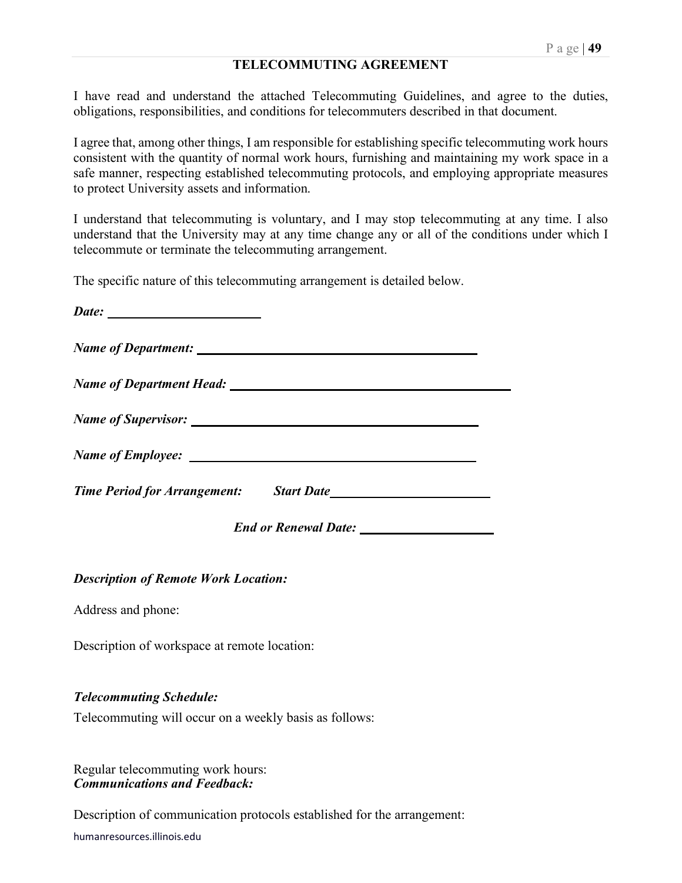## TELECOMMUTING AGREEMENT

I have read and understand the attached Telecommuting Guidelines, and agree to the duties, obligations, responsibilities, and conditions for telecommuters described in that document.

I agree that, among other things, I am responsible for establishing specific telecommuting work hours consistent with the quantity of normal work hours, furnishing and maintaining my work space in a safe manner, respecting established telecommuting protocols, and employing appropriate measures to protect University assets and information.

I understand that telecommuting is voluntary, and I may stop telecommuting at any time. I also understand that the University may at any time change any or all of the conditions under which I telecommute or terminate the telecommuting arrangement.

The specific nature of this telecommuting arrangement is detailed below.

***Date:*** ______________________

***Name of Department:*** ________________________________________

***Name of Department Head:*** ________________________________________

***Name of Supervisor:*** ________________________________________

***Name of Employee:*** ________________________________________

***Time Period for Arrangement:*** ***Start Date*** ______________________

***End or Renewal Date:*** __________________

***Description of Remote Work Location:***

Address and phone:

Description of workspace at remote location:

***Telecommuting Schedule:***

Telecommuting will occur on a weekly basis as follows:

Regular telecommuting work hours:

***Communications and Feedback:***

Description of communication protocols established for the arrangement: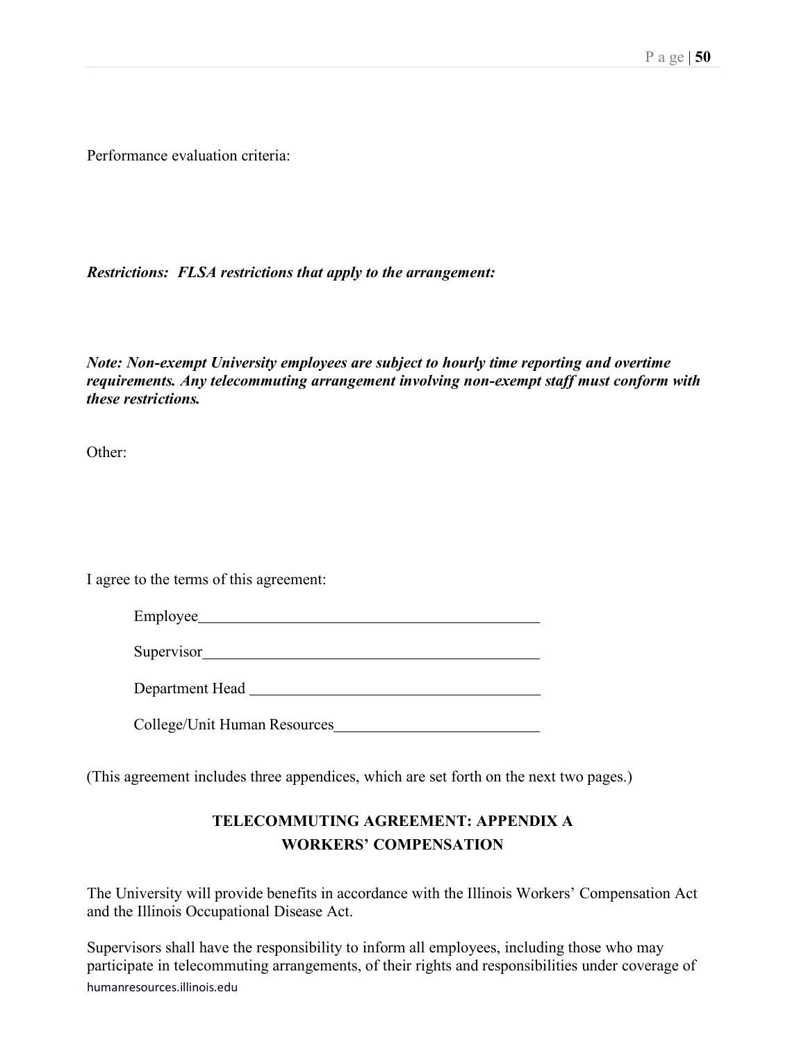Performance evaluation criteria:

***Restrictions: FLSA restrictions that apply to the arrangement:***

***Note: Non-exempt University employees are subject to hourly time reporting and overtime requirements. Any telecommuting arrangement involving non-exempt staff must conform with these restrictions.***

Other:

I agree to the terms of this agreement:

Employee\_\_\_\_\_\_\_\_\_\_\_\_\_\_\_\_\_\_\_\_\_\_\_\_\_\_\_\_\_\_\_\_\_\_\_\_\_\_\_\_

Supervisor\_\_\_\_\_\_\_\_\_\_\_\_\_\_\_\_\_\_\_\_\_\_\_\_\_\_\_\_\_\_\_\_\_\_\_\_\_\_\_\_

Department Head \_\_\_\_\_\_\_\_\_\_\_\_\_\_\_\_\_\_\_\_\_\_\_\_\_\_\_\_\_\_\_\_\_\_

College/Unit Human Resources\_\_\_\_\_\_\_\_\_\_\_\_\_\_\_\_\_\_\_\_\_\_\_\_

(This agreement includes three appendices, which are set forth on the next two pages.)

## TELECOMMUTING AGREEMENT: APPENDIX A
## WORKERS' COMPENSATION

The University will provide benefits in accordance with the Illinois Workers' Compensation Act and the Illinois Occupational Disease Act.

Supervisors shall have the responsibility to inform all employees, including those who may participate in telecommuting arrangements, of their rights and responsibilities under coverage of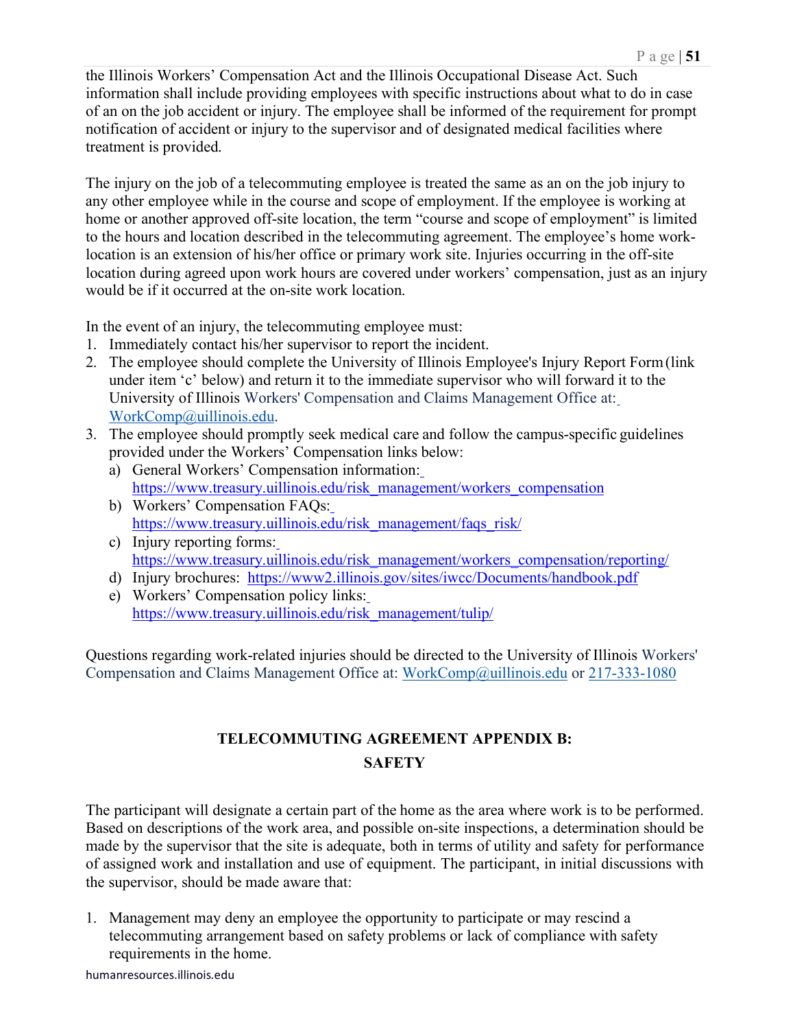the Illinois Workers' Compensation Act and the Illinois Occupational Disease Act. Such information shall include providing employees with specific instructions about what to do in case of an on the job accident or injury. The employee shall be informed of the requirement for prompt notification of accident or injury to the supervisor and of designated medical facilities where treatment is provided.

The injury on the job of a telecommuting employee is treated the same as an on the job injury to any other employee while in the course and scope of employment. If the employee is working at home or another approved off-site location, the term "course and scope of employment" is limited to the hours and location described in the telecommuting agreement. The employee's home work-location is an extension of his/her office or primary work site. Injuries occurring in the off-site location during agreed upon work hours are covered under workers' compensation, just as an injury would be if it occurred at the on-site work location.

In the event of an injury, the telecommuting employee must:

1. Immediately contact his/her supervisor to report the incident.
2. The employee should complete the University of Illinois Employee's Injury Report Form (link under item 'c' below) and return it to the immediate supervisor who will forward it to the University of Illinois Workers' Compensation and Claims Management Office at: WorkComp@uillinois.edu.
3. The employee should promptly seek medical care and follow the campus-specific guidelines provided under the Workers' Compensation links below:
   a) General Workers' Compensation information: https://www.treasury.uillinois.edu/risk_management/workers_compensation
   b) Workers' Compensation FAQs: https://www.treasury.uillinois.edu/risk_management/faqs_risk/
   c) Injury reporting forms: https://www.treasury.uillinois.edu/risk_management/workers_compensation/reporting/
   d) Injury brochures: https://www2.illinois.gov/sites/iwcc/Documents/handbook.pdf
   e) Workers' Compensation policy links: https://www.treasury.uillinois.edu/risk_management/tulip/

Questions regarding work-related injuries should be directed to the University of Illinois Workers' Compensation and Claims Management Office at: WorkComp@uillinois.edu or 217-333-1080

## TELECOMMUTING AGREEMENT APPENDIX B: SAFETY

The participant will designate a certain part of the home as the area where work is to be performed. Based on descriptions of the work area, and possible on-site inspections, a determination should be made by the supervisor that the site is adequate, both in terms of utility and safety for performance of assigned work and installation and use of equipment. The participant, in initial discussions with the supervisor, should be made aware that:

1. Management may deny an employee the opportunity to participate or may rescind a telecommuting arrangement based on safety problems or lack of compliance with safety requirements in the home.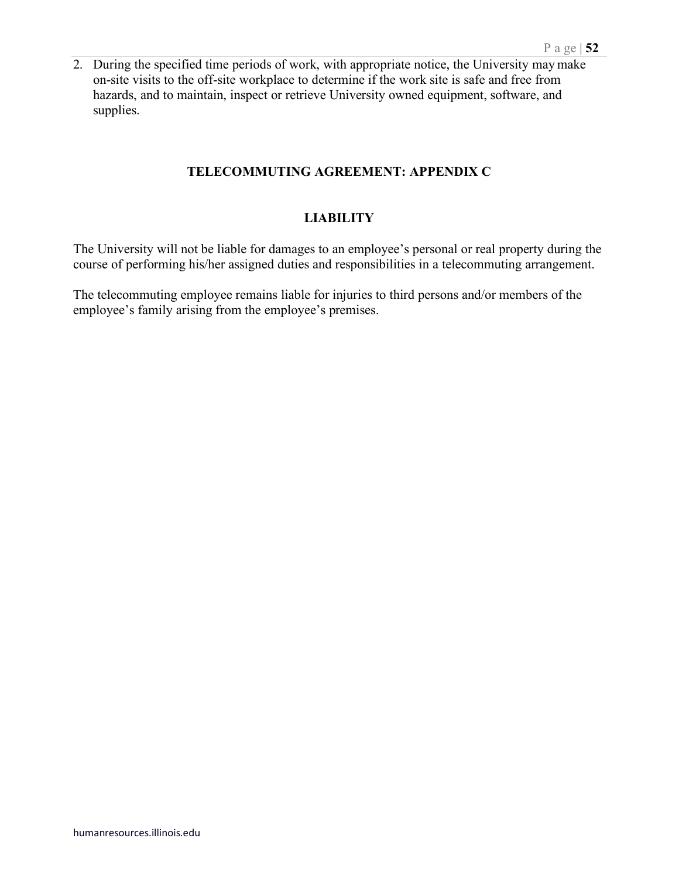2. During the specified time periods of work, with appropriate notice, the University may make on-site visits to the off-site workplace to determine if the work site is safe and free from hazards, and to maintain, inspect or retrieve University owned equipment, software, and supplies.

## TELECOMMUTING AGREEMENT: APPENDIX C

### LIABILITY

The University will not be liable for damages to an employee's personal or real property during the course of performing his/her assigned duties and responsibilities in a telecommuting arrangement.

The telecommuting employee remains liable for injuries to third persons and/or members of the employee's family arising from the employee's premises.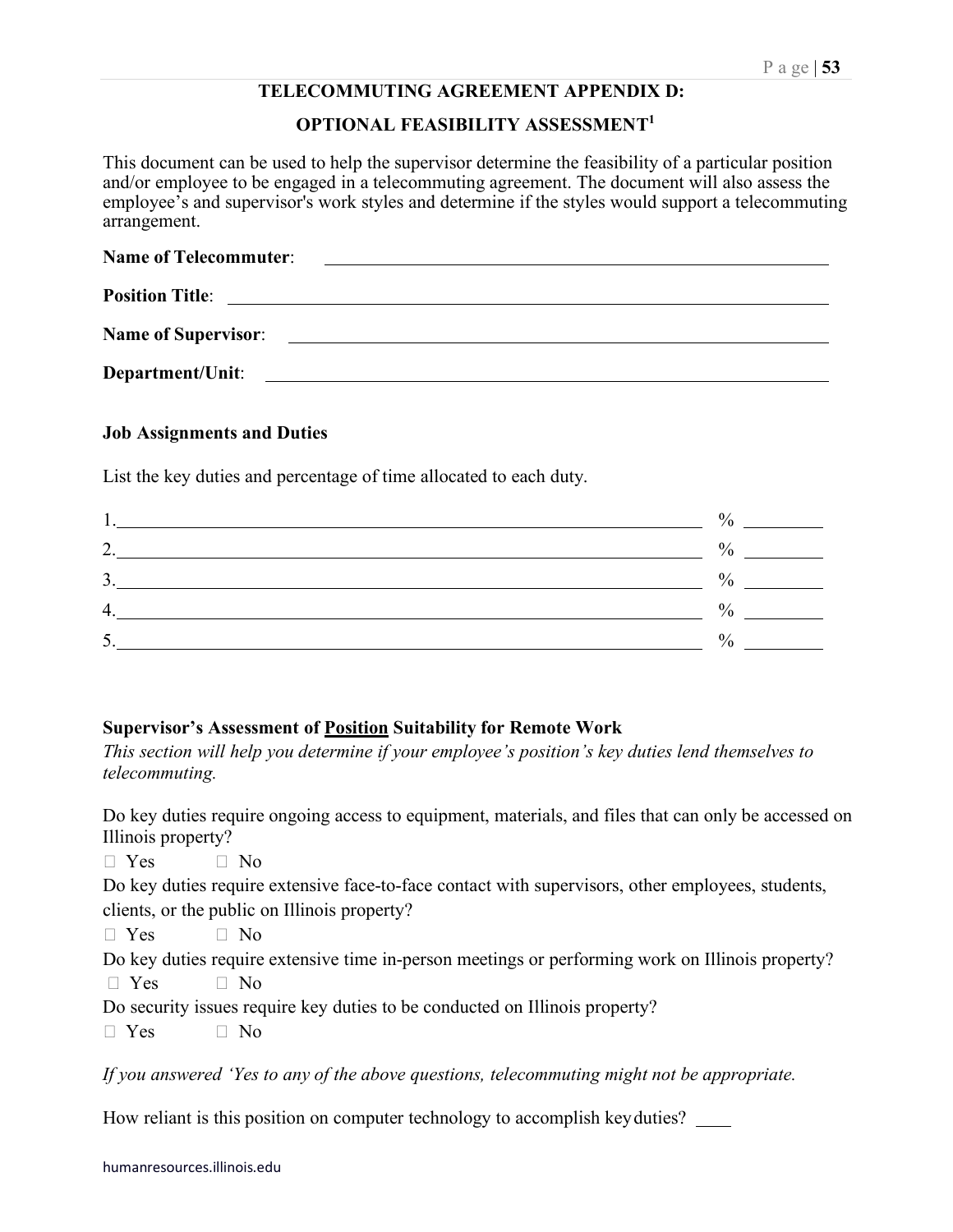## TELECOMMUTING AGREEMENT APPENDIX D:

## OPTIONAL FEASIBILITY ASSESSMENT[1]

This document can be used to help the supervisor determine the feasibility of a particular position and/or employee to be engaged in a telecommuting agreement. The document will also assess the employee's and supervisor's work styles and determine if the styles would support a telecommuting arrangement.

**Name of Telecommuter**: ______________________________

**Position Title**: ______________________________

**Name of Supervisor**: ______________________________

**Department/Unit**: ______________________________

### Job Assignments and Duties

List the key duties and percentage of time allocated to each duty.

1.______________________________ % ________

2.______________________________ % ________

3.______________________________ % ________

4.______________________________ % ________

5.______________________________ % ________

### Supervisor's Assessment of <u>Position</u> Suitability for Remote Work

*This section will help you determine if your employee's position's key duties lend themselves to telecommuting.*

Do key duties require ongoing access to equipment, materials, and files that can only be accessed on Illinois property?

☐ Yes ☐ No

Do key duties require extensive face-to-face contact with supervisors, other employees, students, clients, or the public on Illinois property?

☐ Yes ☐ No

Do key duties require extensive time in-person meetings or performing work on Illinois property?

☐ Yes ☐ No

Do security issues require key duties to be conducted on Illinois property?

☐ Yes ☐ No

*If you answered 'Yes to any of the above questions, telecommuting might not be appropriate.*

How reliant is this position on computer technology to accomplish key duties? ____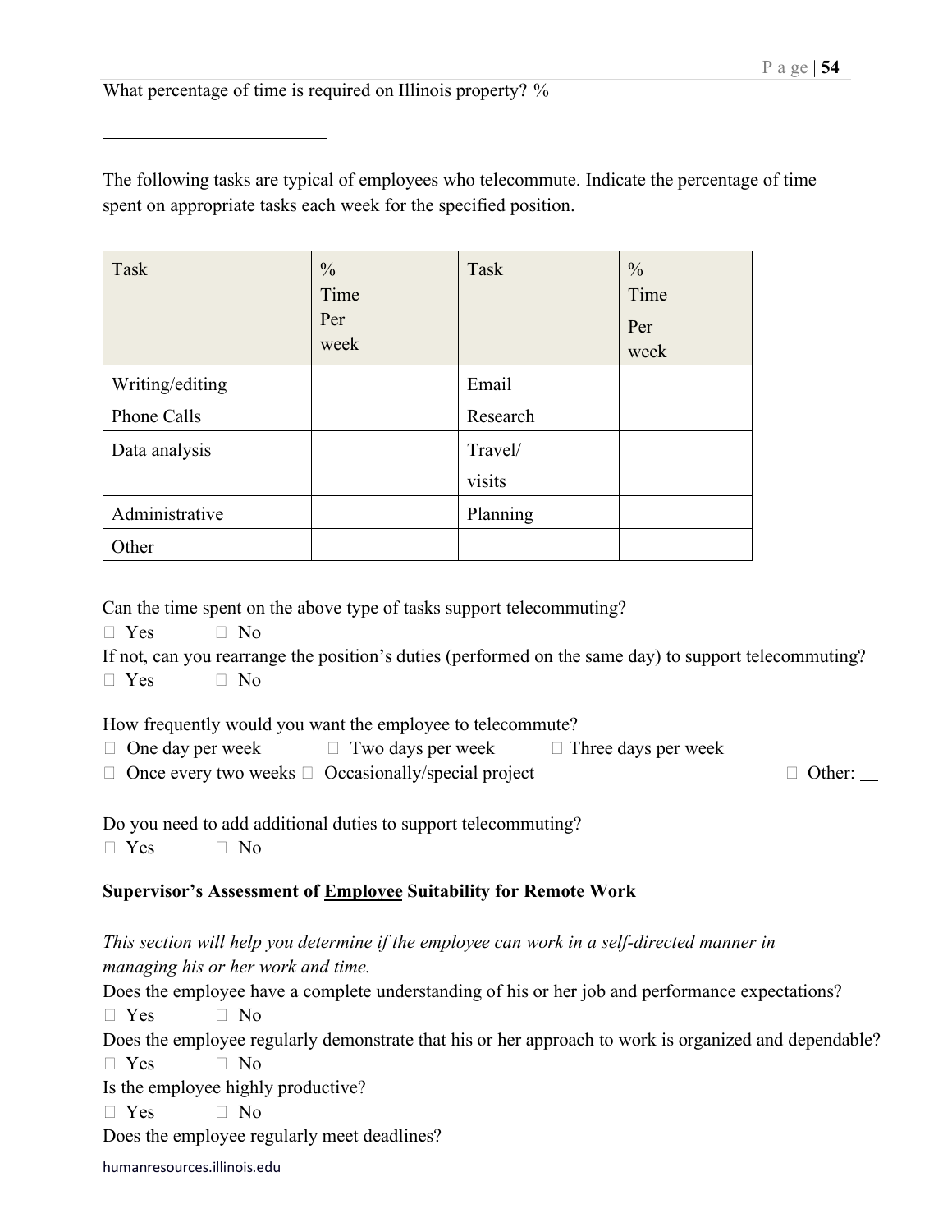What percentage of time is required on Illinois property? % _____

_________________________

The following tasks are typical of employees who telecommute. Indicate the percentage of time spent on appropriate tasks each week for the specified position.

| Task | % Time Per week | Task | % Time Per week |
|---|---|---|---|
| Writing/editing | | Email | |
| Phone Calls | | Research | |
| Data analysis | | Travel/ visits | |
| Administrative | | Planning | |
| Other | | | |

Can the time spent on the above type of tasks support telecommuting?
 Yes  No
If not, can you rearrange the position's duties (performed on the same day) to support telecommuting?
 Yes  No

How frequently would you want the employee to telecommute?
 One day per week  Two days per week  Three days per week
 Once every two weeks  Occasionally/special project  Other: __

Do you need to add additional duties to support telecommuting?
 Yes  No

**Supervisor's Assessment of Employee Suitability for Remote Work**

*This section will help you determine if the employee can work in a self-directed manner in managing his or her work and time.*
Does the employee have a complete understanding of his or her job and performance expectations?
 Yes  No
Does the employee regularly demonstrate that his or her approach to work is organized and dependable?
 Yes  No
Is the employee highly productive?
 Yes  No
Does the employee regularly meet deadlines?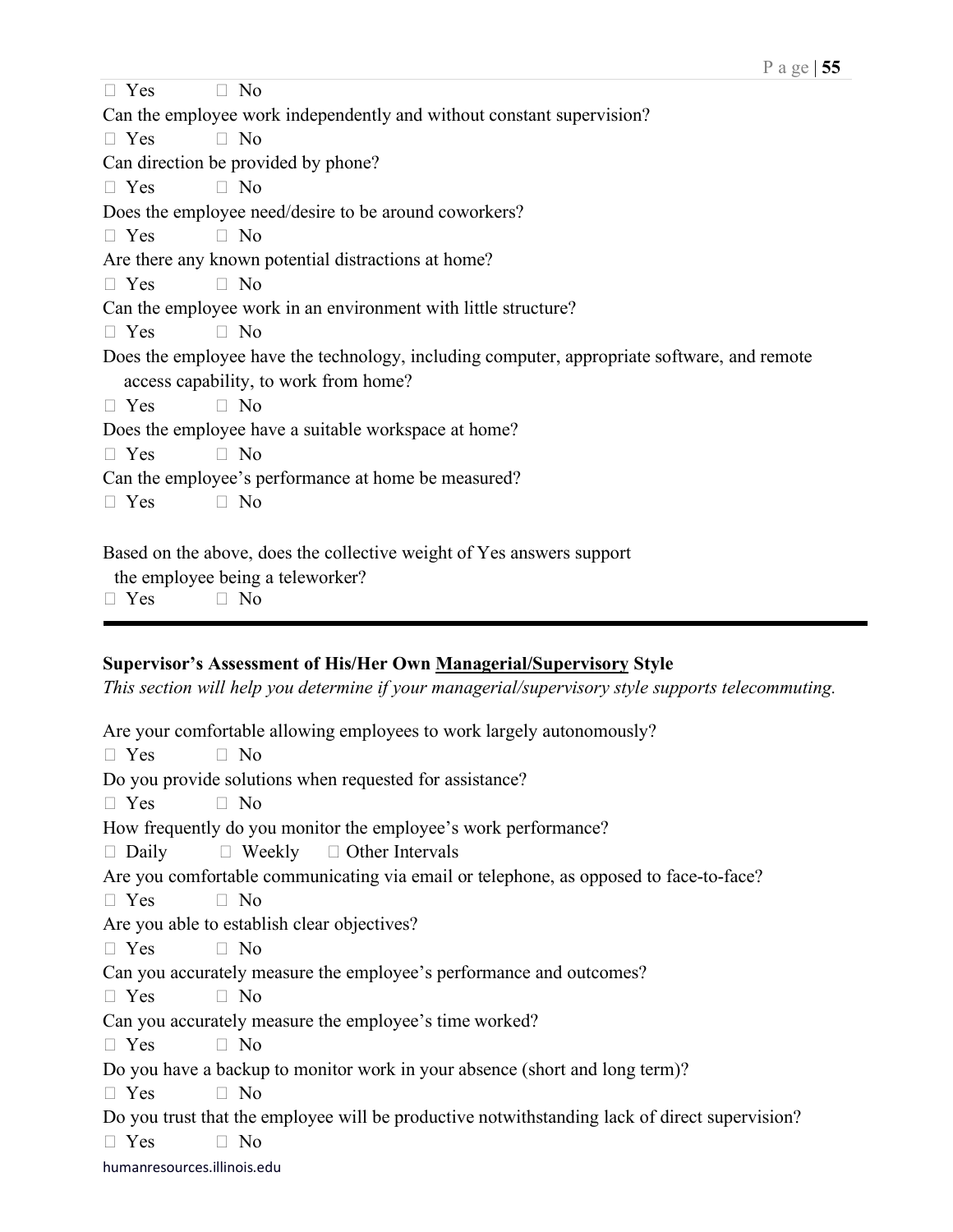☐ Yes ☐ No

Can the employee work independently and without constant supervision?

☐ Yes ☐ No

Can direction be provided by phone?

☐ Yes ☐ No

Does the employee need/desire to be around coworkers?

☐ Yes ☐ No

Are there any known potential distractions at home?

☐ Yes ☐ No

Can the employee work in an environment with little structure?

☐ Yes ☐ No

Does the employee have the technology, including computer, appropriate software, and remote access capability, to work from home?

☐ Yes ☐ No

Does the employee have a suitable workspace at home?

☐ Yes ☐ No

Can the employee's performance at home be measured?

☐ Yes ☐ No

Based on the above, does the collective weight of Yes answers support the employee being a teleworker?

☐ Yes ☐ No

---

**Supervisor's Assessment of His/Her Own <u>Managerial/Supervisory</u> Style**

*This section will help you determine if your managerial/supervisory style supports telecommuting.*

Are your comfortable allowing employees to work largely autonomously?

☐ Yes ☐ No

Do you provide solutions when requested for assistance?

☐ Yes ☐ No

How frequently do you monitor the employee's work performance?

☐ Daily ☐ Weekly ☐ Other Intervals

Are you comfortable communicating via email or telephone, as opposed to face-to-face?

☐ Yes ☐ No

Are you able to establish clear objectives?

☐ Yes ☐ No

Can you accurately measure the employee's performance and outcomes?

☐ Yes ☐ No

Can you accurately measure the employee's time worked?

☐ Yes ☐ No

Do you have a backup to monitor work in your absence (short and long term)?

☐ Yes ☐ No

Do you trust that the employee will be productive notwithstanding lack of direct supervision?

☐ Yes ☐ No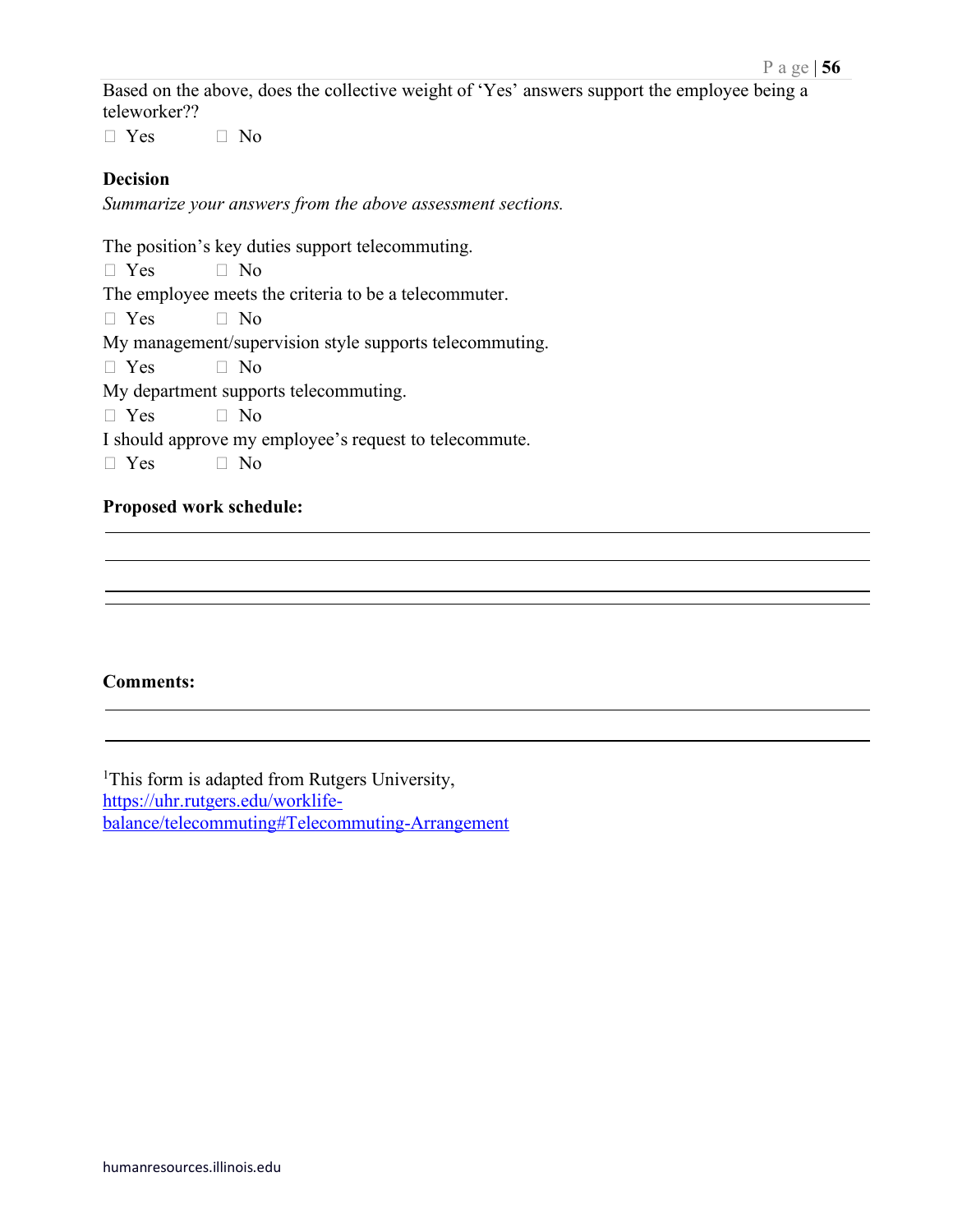Based on the above, does the collective weight of 'Yes' answers support the employee being a teleworker??

☐ Yes ☐ No

**Decision**

*Summarize your answers from the above assessment sections.*

The position's key duties support telecommuting.

☐ Yes ☐ No

The employee meets the criteria to be a telecommuter.

☐ Yes ☐ No

My management/supervision style supports telecommuting.

☐ Yes ☐ No

My department supports telecommuting.

☐ Yes ☐ No

I should approve my employee's request to telecommute.

☐ Yes ☐ No

**Proposed work schedule:**

\_\_\_\_\_\_\_\_\_\_\_\_\_\_\_\_\_\_\_\_\_\_\_\_\_\_\_\_\_\_\_\_\_\_\_\_\_\_\_\_\_\_\_\_\_\_\_\_\_\_\_\_\_\_\_\_\_\_\_\_

\_\_\_\_\_\_\_\_\_\_\_\_\_\_\_\_\_\_\_\_\_\_\_\_\_\_\_\_\_\_\_\_\_\_\_\_\_\_\_\_\_\_\_\_\_\_\_\_\_\_\_\_\_\_\_\_\_\_\_\_

\_\_\_\_\_\_\_\_\_\_\_\_\_\_\_\_\_\_\_\_\_\_\_\_\_\_\_\_\_\_\_\_\_\_\_\_\_\_\_\_\_\_\_\_\_\_\_\_\_\_\_\_\_\_\_\_\_\_\_\_

\_\_\_\_\_\_\_\_\_\_\_\_\_\_\_\_\_\_\_\_\_\_\_\_\_\_\_\_\_\_\_\_\_\_\_\_\_\_\_\_\_\_\_\_\_\_\_\_\_\_\_\_\_\_\_\_\_\_\_\_

**Comments:**

\_\_\_\_\_\_\_\_\_\_\_\_\_\_\_\_\_\_\_\_\_\_\_\_\_\_\_\_\_\_\_\_\_\_\_\_\_\_\_\_\_\_\_\_\_\_\_\_\_\_\_\_\_\_\_\_\_\_\_\_

\_\_\_\_\_\_\_\_\_\_\_\_\_\_\_\_\_\_\_\_\_\_\_\_\_\_\_\_\_\_\_\_\_\_\_\_\_\_\_\_\_\_\_\_\_\_\_\_\_\_\_\_\_\_\_\_\_\_\_\_

[1]This form is adapted from Rutgers University, https://uhr.rutgers.edu/worklife-balance/telecommuting#Telecommuting-Arrangement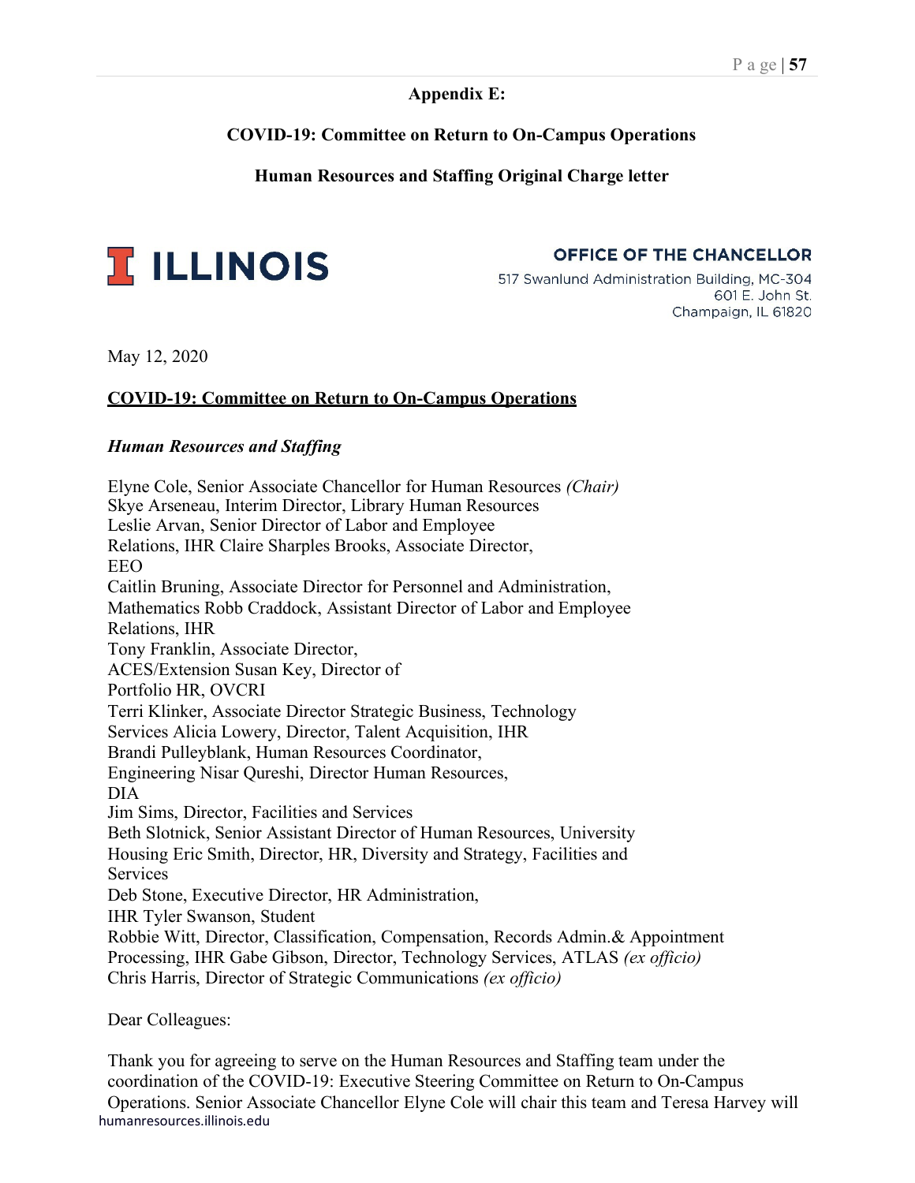**Appendix E:**

**COVID-19: Committee on Return to On-Campus Operations**

**Human Resources and Staffing Original Charge letter**

**I ILLINOIS**

**OFFICE OF THE CHANCELLOR**
517 Swanlund Administration Building, MC-304
601 E. John St.
Champaign, IL 61820

May 12, 2020

**COVID-19: Committee on Return to On-Campus Operations**

***Human Resources and Staffing***

Elyne Cole, Senior Associate Chancellor for Human Resources *(Chair)*
Skye Arseneau, Interim Director, Library Human Resources
Leslie Arvan, Senior Director of Labor and Employee
Relations, IHR Claire Sharples Brooks, Associate Director,
EEO
Caitlin Bruning, Associate Director for Personnel and Administration,
Mathematics Robb Craddock, Assistant Director of Labor and Employee
Relations, IHR
Tony Franklin, Associate Director,
ACES/Extension Susan Key, Director of
Portfolio HR, OVCRI
Terri Klinker, Associate Director Strategic Business, Technology
Services Alicia Lowery, Director, Talent Acquisition, IHR
Brandi Pulleyblank, Human Resources Coordinator,
Engineering Nisar Qureshi, Director Human Resources,
DIA
Jim Sims, Director, Facilities and Services
Beth Slotnick, Senior Assistant Director of Human Resources, University
Housing Eric Smith, Director, HR, Diversity and Strategy, Facilities and
Services
Deb Stone, Executive Director, HR Administration,
IHR Tyler Swanson, Student
Robbie Witt, Director, Classification, Compensation, Records Admin.& Appointment
Processing, IHR Gabe Gibson, Director, Technology Services, ATLAS *(ex officio)*
Chris Harris, Director of Strategic Communications *(ex officio)*

Dear Colleagues:

Thank you for agreeing to serve on the Human Resources and Staffing team under the coordination of the COVID-19: Executive Steering Committee on Return to On-Campus Operations. Senior Associate Chancellor Elyne Cole will chair this team and Teresa Harvey will

humanresources.illinois.edu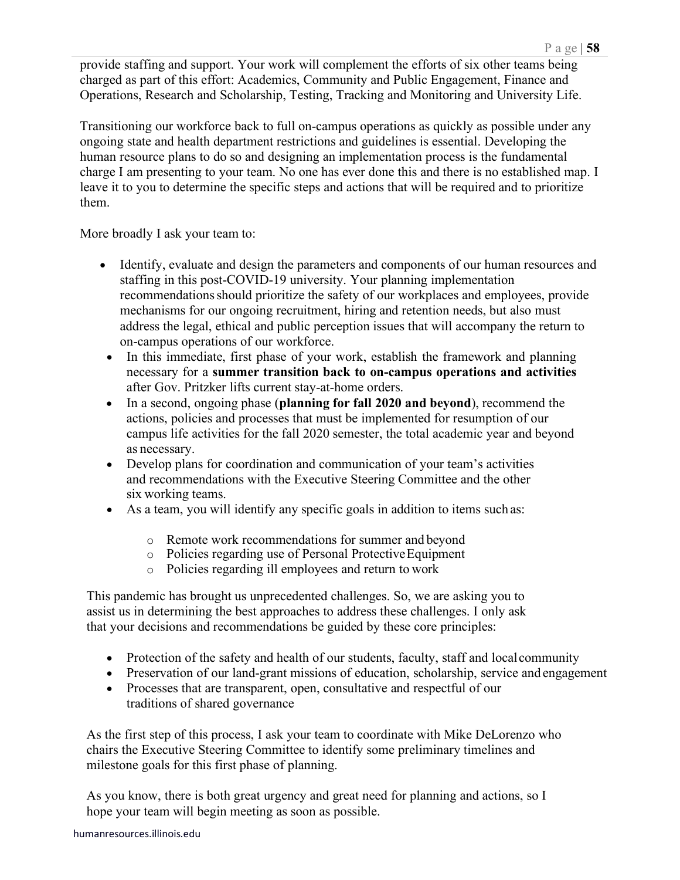provide staffing and support. Your work will complement the efforts of six other teams being charged as part of this effort: Academics, Community and Public Engagement, Finance and Operations, Research and Scholarship, Testing, Tracking and Monitoring and University Life.

Transitioning our workforce back to full on-campus operations as quickly as possible under any ongoing state and health department restrictions and guidelines is essential. Developing the human resource plans to do so and designing an implementation process is the fundamental charge I am presenting to your team. No one has ever done this and there is no established map. I leave it to you to determine the specific steps and actions that will be required and to prioritize them.

More broadly I ask your team to:

- Identify, evaluate and design the parameters and components of our human resources and staffing in this post-COVID-19 university. Your planning implementation recommendations should prioritize the safety of our workplaces and employees, provide mechanisms for our ongoing recruitment, hiring and retention needs, but also must address the legal, ethical and public perception issues that will accompany the return to on-campus operations of our workforce.
- In this immediate, first phase of your work, establish the framework and planning necessary for a **summer transition back to on-campus operations and activities** after Gov. Pritzker lifts current stay-at-home orders.
- In a second, ongoing phase (**planning for fall 2020 and beyond**), recommend the actions, policies and processes that must be implemented for resumption of our campus life activities for the fall 2020 semester, the total academic year and beyond as necessary.
- Develop plans for coordination and communication of your team's activities and recommendations with the Executive Steering Committee and the other six working teams.
- As a team, you will identify any specific goals in addition to items such as:
    - Remote work recommendations for summer and beyond
    - Policies regarding use of Personal Protective Equipment
    - Policies regarding ill employees and return to work

This pandemic has brought us unprecedented challenges. So, we are asking you to assist us in determining the best approaches to address these challenges. I only ask that your decisions and recommendations be guided by these core principles:

- Protection of the safety and health of our students, faculty, staff and local community
- Preservation of our land-grant missions of education, scholarship, service and engagement
- Processes that are transparent, open, consultative and respectful of our traditions of shared governance

As the first step of this process, I ask your team to coordinate with Mike DeLorenzo who chairs the Executive Steering Committee to identify some preliminary timelines and milestone goals for this first phase of planning.

As you know, there is both great urgency and great need for planning and actions, so I hope your team will begin meeting as soon as possible.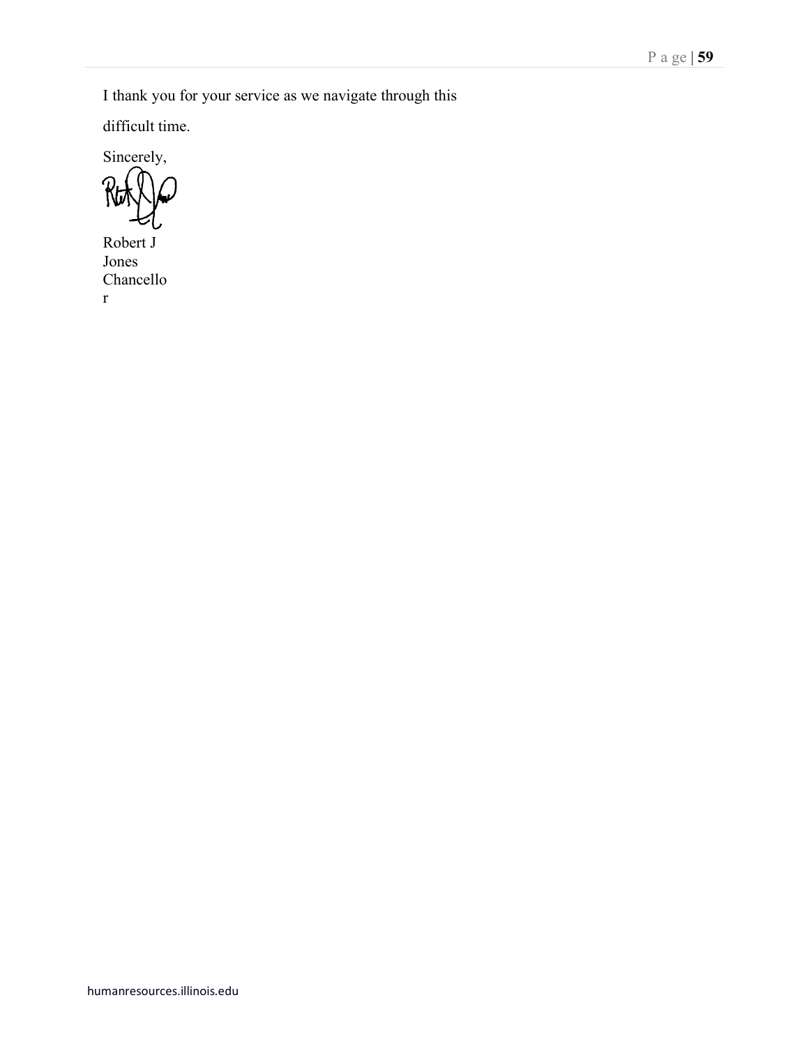I thank you for your service as we navigate through this difficult time.

Sincerely,

Robert J Jones
Chancellor